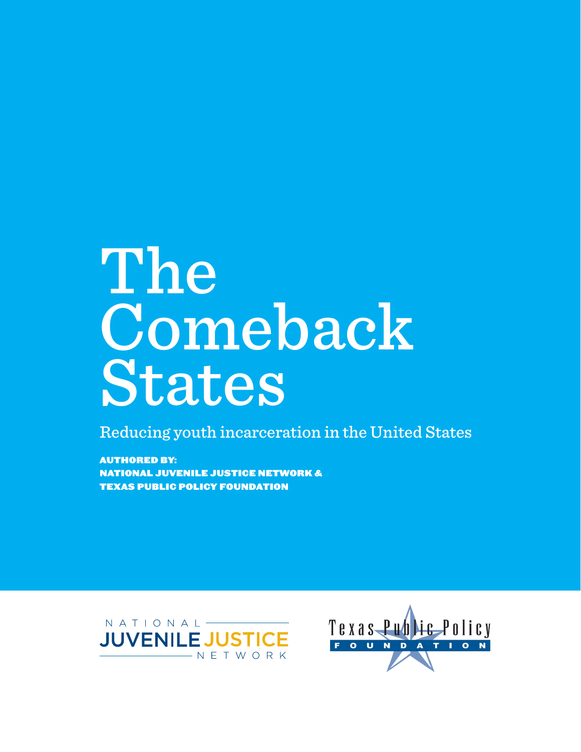# The Comeback States

Reducing youth incarceration in the United States

**AUTHORED BY:**
**NATIONAL JUVENILE JUSTICE NETWORK &**
**TEXAS PUBLIC POLICY FOUNDATION**

NATIONAL JUVENILE JUSTICE NETWORK

Texas Public Policy FOUNDATION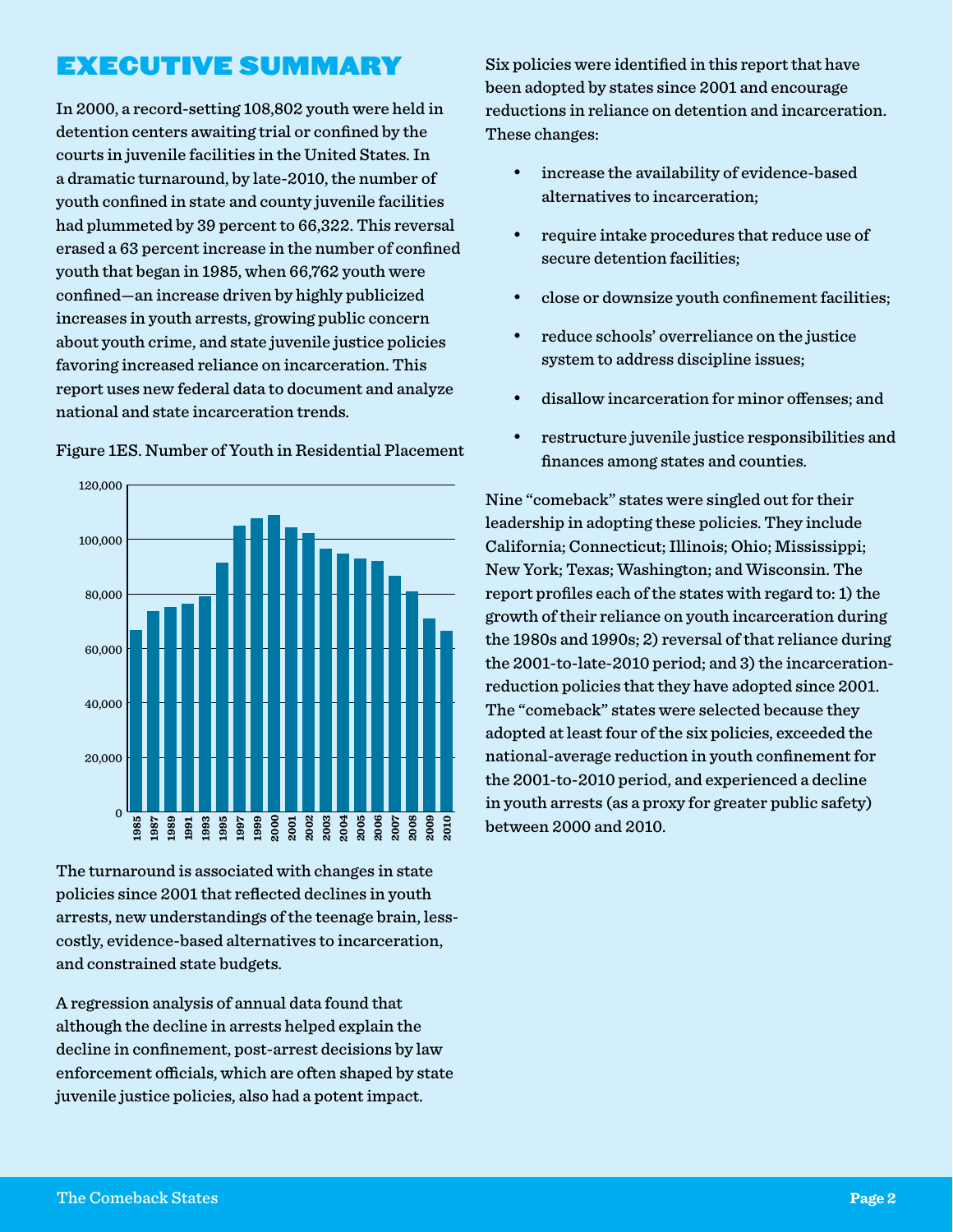# EXECUTIVE SUMMARY

In 2000, a record-setting 108,802 youth were held in detention centers awaiting trial or confined by the courts in juvenile facilities in the United States. In a dramatic turnaround, by late-2010, the number of youth confined in state and county juvenile facilities had plummeted by 39 percent to 66,322. This reversal erased a 63 percent increase in the number of confined youth that began in 1985, when 66,762 youth were confined—an increase driven by highly publicized increases in youth arrests, growing public concern about youth crime, and state juvenile justice policies favoring increased reliance on incarceration. This report uses new federal data to document and analyze national and state incarceration trends.

Figure 1ES. Number of Youth in Residential Placement

The turnaround is associated with changes in state policies since 2001 that reflected declines in youth arrests, new understandings of the teenage brain, less-costly, evidence-based alternatives to incarceration, and constrained state budgets.

A regression analysis of annual data found that although the decline in arrests helped explain the decline in confinement, post-arrest decisions by law enforcement officials, which are often shaped by state juvenile justice policies, also had a potent impact.

Six policies were identified in this report that have been adopted by states since 2001 and encourage reductions in reliance on detention and incarceration. These changes:

- increase the availability of evidence-based alternatives to incarceration;
- require intake procedures that reduce use of secure detention facilities;
- close or downsize youth confinement facilities;
- reduce schools' overreliance on the justice system to address discipline issues;
- disallow incarceration for minor offenses; and
- restructure juvenile justice responsibilities and finances among states and counties.

Nine "comeback" states were singled out for their leadership in adopting these policies. They include California; Connecticut; Illinois; Ohio; Mississippi; New York; Texas; Washington; and Wisconsin. The report profiles each of the states with regard to: 1) the growth of their reliance on youth incarceration during the 1980s and 1990s; 2) reversal of that reliance during the 2001-to-late-2010 period; and 3) the incarceration-reduction policies that they have adopted since 2001. The "comeback" states were selected because they adopted at least four of the six policies, exceeded the national-average reduction in youth confinement for the 2001-to-2010 period, and experienced a decline in youth arrests (as a proxy for greater public safety) between 2000 and 2010.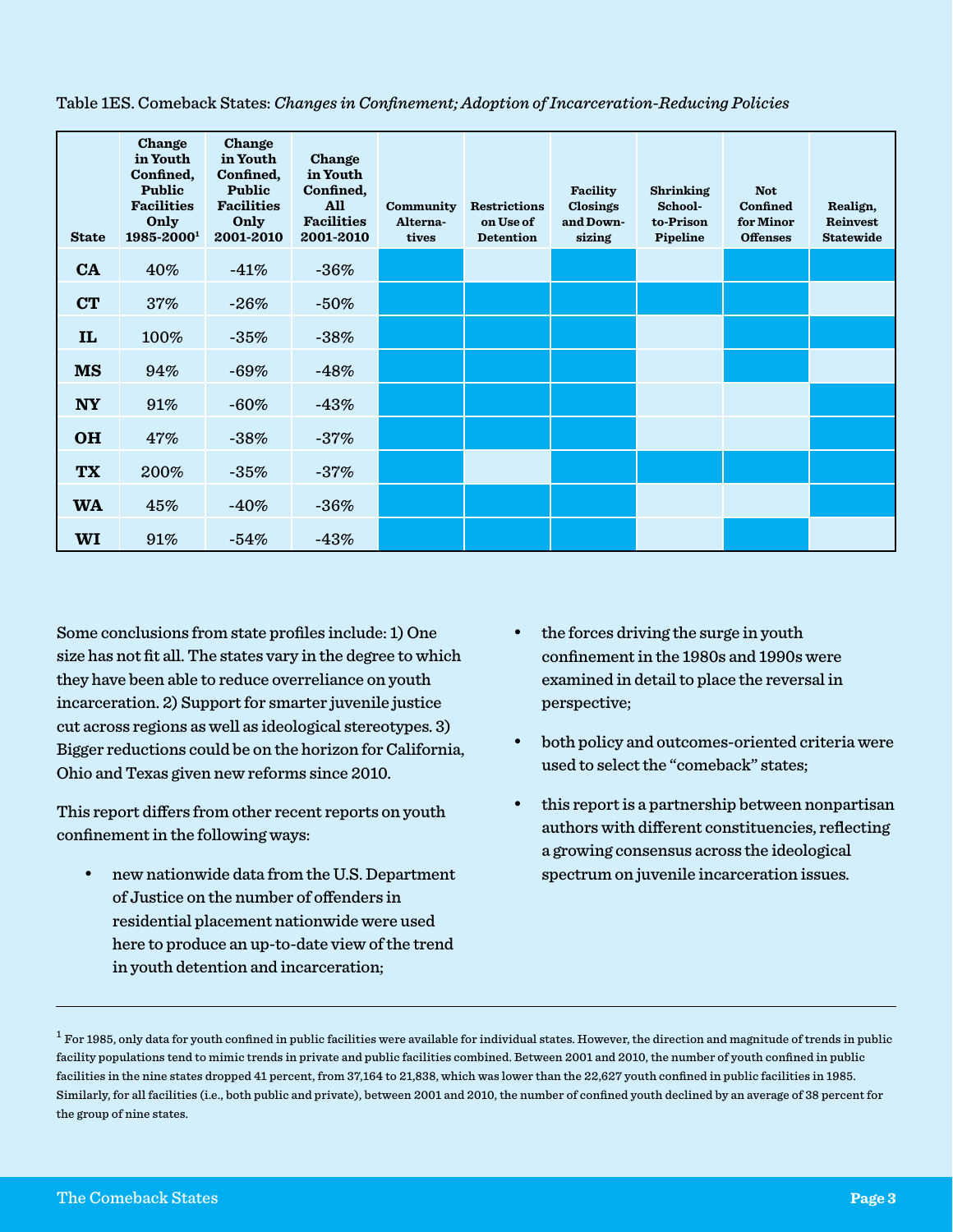Table 1ES. Comeback States: *Changes in Confinement; Adoption of Incarceration-Reducing Policies*

| State | Change in Youth Confined, Public Facilities Only 1985-2000[1] | Change in Youth Confined, Public Facilities Only 2001-2010 | Change in Youth Confined, All Facilities 2001-2010 | Community Alterna-tives | Restrictions on Use of Detention | Facility Closings and Down-sizing | Shrinking School-to-Prison Pipeline | Not Confined for Minor Offenses | Realign, Reinvest Statewide |
|---|---|---|---|---|---|---|---|---|---|
| **CA** | 40% | -41% | -36% | ■ | | ■ | | ■ | ■ |
| **CT** | 37% | -26% | -50% | ■ | ■ | ■ | ■ | ■ | |
| **IL** | 100% | -35% | -38% | ■ | ■ | ■ | | ■ | ■ |
| **MS** | 94% | -69% | -48% | ■ | ■ | ■ | | ■ | |
| **NY** | 91% | -60% | -43% | ■ | ■ | ■ | | | ■ |
| **OH** | 47% | -38% | -37% | ■ | ■ | ■ | | | ■ |
| **TX** | 200% | -35% | -37% | ■ | | ■ | ■ | ■ | ■ |
| **WA** | 45% | -40% | -36% | ■ | ■ | ■ | | | ■ |
| **WI** | 91% | -54% | -43% | ■ | ■ | ■ | | ■ | |

Some conclusions from state profiles include: 1) One size has not fit all. The states vary in the degree to which they have been able to reduce overreliance on youth incarceration. 2) Support for smarter juvenile justice cut across regions as well as ideological stereotypes. 3) Bigger reductions could be on the horizon for California, Ohio and Texas given new reforms since 2010.

This report differs from other recent reports on youth confinement in the following ways:

- new nationwide data from the U.S. Department of Justice on the number of offenders in residential placement nationwide were used here to produce an up-to-date view of the trend in youth detention and incarceration;
- the forces driving the surge in youth confinement in the 1980s and 1990s were examined in detail to place the reversal in perspective;
- both policy and outcomes-oriented criteria were used to select the "comeback" states;
- this report is a partnership between nonpartisan authors with different constituencies, reflecting a growing consensus across the ideological spectrum on juvenile incarceration issues.

---

[1] For 1985, only data for youth confined in public facilities were available for individual states. However, the direction and magnitude of trends in public facility populations tend to mimic trends in private and public facilities combined. Between 2001 and 2010, the number of youth confined in public facilities in the nine states dropped 41 percent, from 37,164 to 21,838, which was lower than the 22,627 youth confined in public facilities in 1985. Similarly, for all facilities (i.e., both public and private), between 2001 and 2010, the number of confined youth declined by an average of 38 percent for the group of nine states.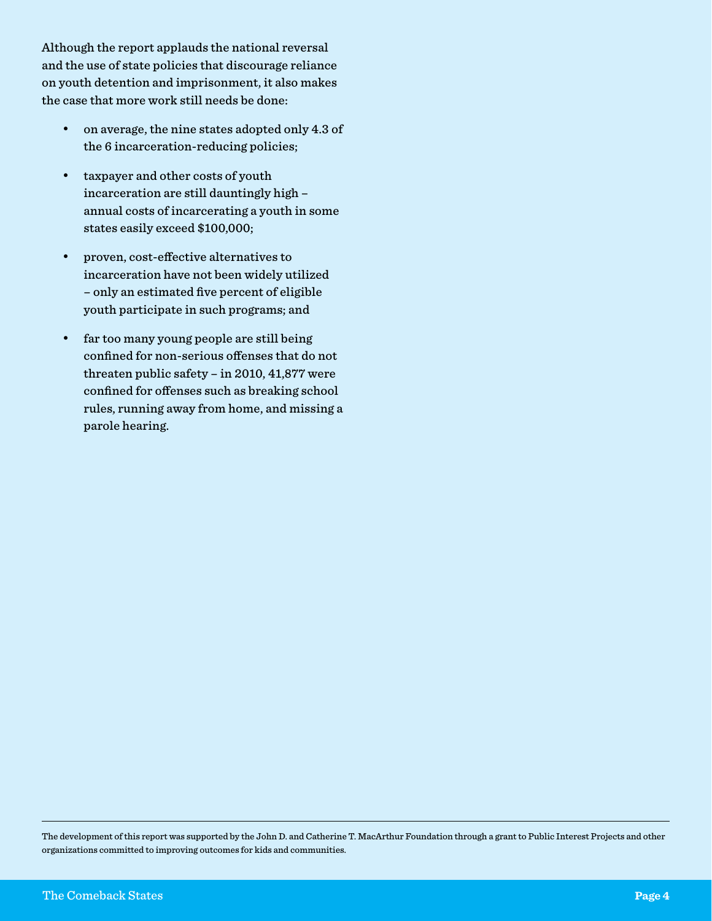Although the report applauds the national reversal and the use of state policies that discourage reliance on youth detention and imprisonment, it also makes the case that more work still needs be done:

- on average, the nine states adopted only 4.3 of the 6 incarceration-reducing policies;
- taxpayer and other costs of youth incarceration are still dauntingly high – annual costs of incarcerating a youth in some states easily exceed $100,000;
- proven, cost-effective alternatives to incarceration have not been widely utilized – only an estimated five percent of eligible youth participate in such programs; and
- far too many young people are still being confined for non-serious offenses that do not threaten public safety – in 2010, 41,877 were confined for offenses such as breaking school rules, running away from home, and missing a parole hearing.

---

The development of this report was supported by the John D. and Catherine T. MacArthur Foundation through a grant to Public Interest Projects and other organizations committed to improving outcomes for kids and communities.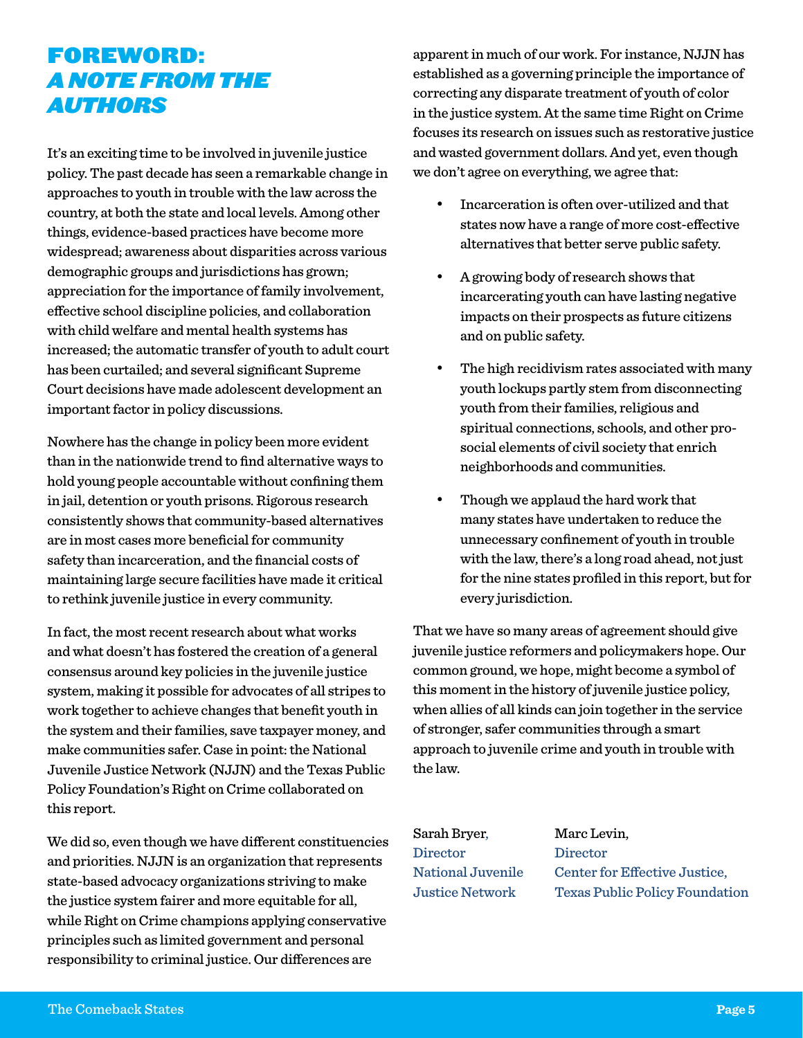# FOREWORD: *A NOTE FROM THE AUTHORS*

It's an exciting time to be involved in juvenile justice policy. The past decade has seen a remarkable change in approaches to youth in trouble with the law across the country, at both the state and local levels. Among other things, evidence-based practices have become more widespread; awareness about disparities across various demographic groups and jurisdictions has grown; appreciation for the importance of family involvement, effective school discipline policies, and collaboration with child welfare and mental health systems has increased; the automatic transfer of youth to adult court has been curtailed; and several significant Supreme Court decisions have made adolescent development an important factor in policy discussions.

Nowhere has the change in policy been more evident than in the nationwide trend to find alternative ways to hold young people accountable without confining them in jail, detention or youth prisons. Rigorous research consistently shows that community-based alternatives are in most cases more beneficial for community safety than incarceration, and the financial costs of maintaining large secure facilities have made it critical to rethink juvenile justice in every community.

In fact, the most recent research about what works and what doesn't has fostered the creation of a general consensus around key policies in the juvenile justice system, making it possible for advocates of all stripes to work together to achieve changes that benefit youth in the system and their families, save taxpayer money, and make communities safer. Case in point: the National Juvenile Justice Network (NJJN) and the Texas Public Policy Foundation's Right on Crime collaborated on this report.

We did so, even though we have different constituencies and priorities. NJJN is an organization that represents state-based advocacy organizations striving to make the justice system fairer and more equitable for all, while Right on Crime champions applying conservative principles such as limited government and personal responsibility to criminal justice. Our differences are apparent in much of our work. For instance, NJJN has established as a governing principle the importance of correcting any disparate treatment of youth of color in the justice system. At the same time Right on Crime focuses its research on issues such as restorative justice and wasted government dollars. And yet, even though we don't agree on everything, we agree that:

- Incarceration is often over-utilized and that states now have a range of more cost-effective alternatives that better serve public safety.
- A growing body of research shows that incarcerating youth can have lasting negative impacts on their prospects as future citizens and on public safety.
- The high recidivism rates associated with many youth lockups partly stem from disconnecting youth from their families, religious and spiritual connections, schools, and other pro-social elements of civil society that enrich neighborhoods and communities.
- Though we applaud the hard work that many states have undertaken to reduce the unnecessary confinement of youth in trouble with the law, there's a long road ahead, not just for the nine states profiled in this report, but for every jurisdiction.

That we have so many areas of agreement should give juvenile justice reformers and policymakers hope. Our common ground, we hope, might become a symbol of this moment in the history of juvenile justice policy, when allies of all kinds can join together in the service of stronger, safer communities through a smart approach to juvenile crime and youth in trouble with the law.

Sarah Bryer,
Director
National Juvenile Justice Network

Marc Levin,
Director
Center for Effective Justice,
Texas Public Policy Foundation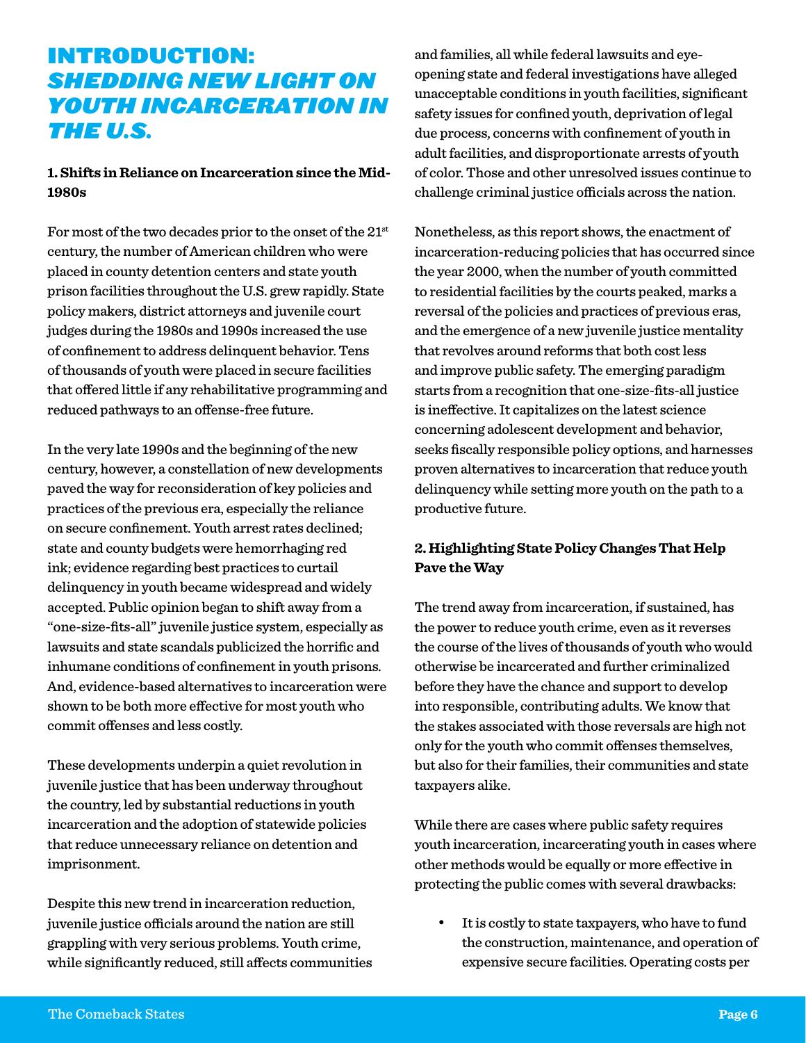# INTRODUCTION: *SHEDDING NEW LIGHT ON YOUTH INCARCERATION IN THE U.S.*

### 1. Shifts in Reliance on Incarceration since the Mid-1980s

For most of the two decades prior to the onset of the 21st century, the number of American children who were placed in county detention centers and state youth prison facilities throughout the U.S. grew rapidly. State policy makers, district attorneys and juvenile court judges during the 1980s and 1990s increased the use of confinement to address delinquent behavior. Tens of thousands of youth were placed in secure facilities that offered little if any rehabilitative programming and reduced pathways to an offense-free future.

In the very late 1990s and the beginning of the new century, however, a constellation of new developments paved the way for reconsideration of key policies and practices of the previous era, especially the reliance on secure confinement. Youth arrest rates declined; state and county budgets were hemorrhaging red ink; evidence regarding best practices to curtail delinquency in youth became widespread and widely accepted. Public opinion began to shift away from a "one-size-fits-all" juvenile justice system, especially as lawsuits and state scandals publicized the horrific and inhumane conditions of confinement in youth prisons. And, evidence-based alternatives to incarceration were shown to be both more effective for most youth who commit offenses and less costly.

These developments underpin a quiet revolution in juvenile justice that has been underway throughout the country, led by substantial reductions in youth incarceration and the adoption of statewide policies that reduce unnecessary reliance on detention and imprisonment.

Despite this new trend in incarceration reduction, juvenile justice officials around the nation are still grappling with very serious problems. Youth crime, while significantly reduced, still affects communities and families, all while federal lawsuits and eye-opening state and federal investigations have alleged unacceptable conditions in youth facilities, significant safety issues for confined youth, deprivation of legal due process, concerns with confinement of youth in adult facilities, and disproportionate arrests of youth of color. Those and other unresolved issues continue to challenge criminal justice officials across the nation.

Nonetheless, as this report shows, the enactment of incarceration-reducing policies that has occurred since the year 2000, when the number of youth committed to residential facilities by the courts peaked, marks a reversal of the policies and practices of previous eras, and the emergence of a new juvenile justice mentality that revolves around reforms that both cost less and improve public safety. The emerging paradigm starts from a recognition that one-size-fits-all justice is ineffective. It capitalizes on the latest science concerning adolescent development and behavior, seeks fiscally responsible policy options, and harnesses proven alternatives to incarceration that reduce youth delinquency while setting more youth on the path to a productive future.

### 2. Highlighting State Policy Changes That Help Pave the Way

The trend away from incarceration, if sustained, has the power to reduce youth crime, even as it reverses the course of the lives of thousands of youth who would otherwise be incarcerated and further criminalized before they have the chance and support to develop into responsible, contributing adults. We know that the stakes associated with those reversals are high not only for the youth who commit offenses themselves, but also for their families, their communities and state taxpayers alike.

While there are cases where public safety requires youth incarceration, incarcerating youth in cases where other methods would be equally or more effective in protecting the public comes with several drawbacks:

- It is costly to state taxpayers, who have to fund the construction, maintenance, and operation of expensive secure facilities. Operating costs per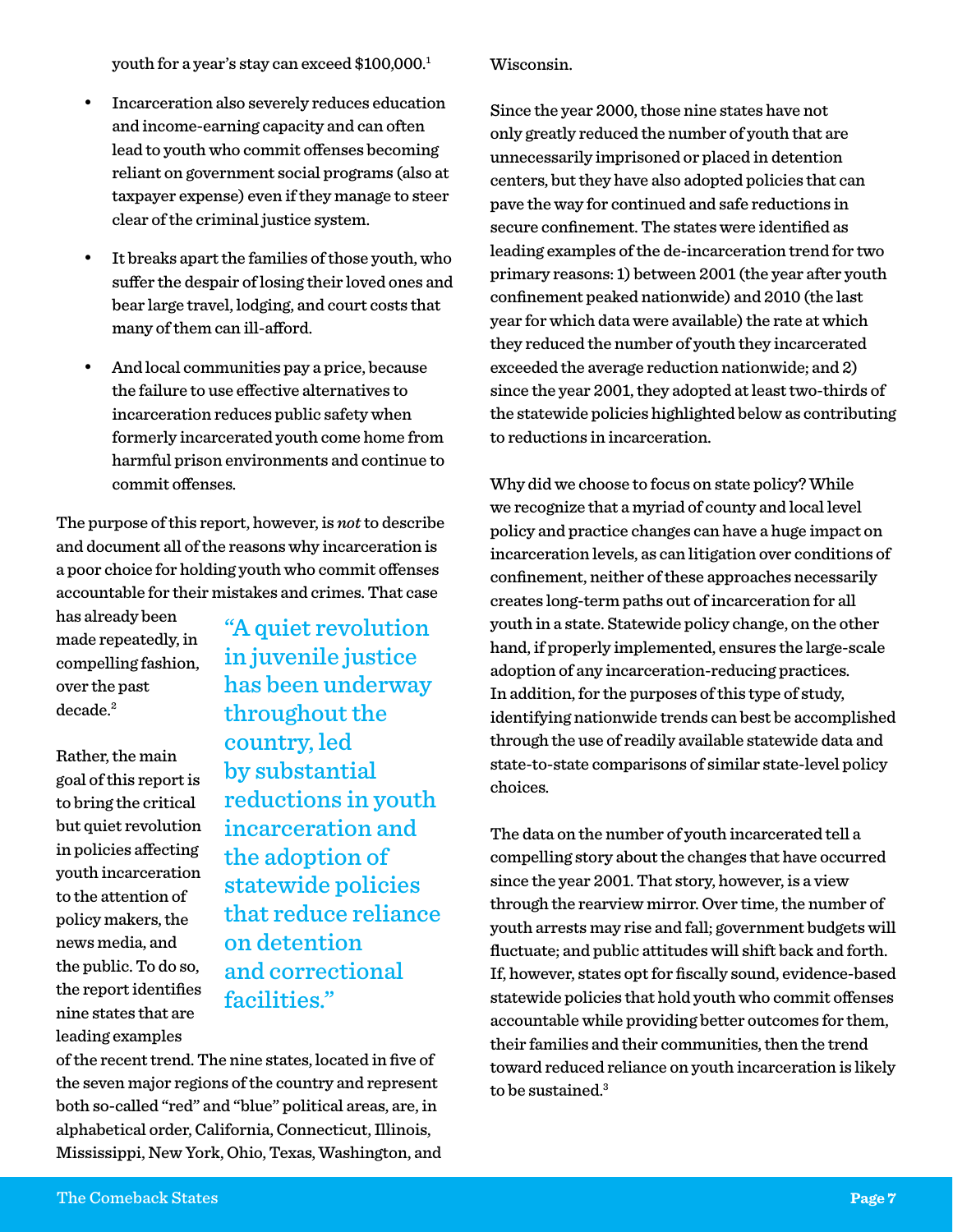youth for a year's stay can exceed $100,000.[1]

- Incarceration also severely reduces education and income-earning capacity and can often lead to youth who commit offenses becoming reliant on government social programs (also at taxpayer expense) even if they manage to steer clear of the criminal justice system.
- It breaks apart the families of those youth, who suffer the despair of losing their loved ones and bear large travel, lodging, and court costs that many of them can ill-afford.
- And local communities pay a price, because the failure to use effective alternatives to incarceration reduces public safety when formerly incarcerated youth come home from harmful prison environments and continue to commit offenses.

The purpose of this report, however, is *not* to describe and document all of the reasons why incarceration is a poor choice for holding youth who commit offenses accountable for their mistakes and crimes. That case has already been made repeatedly, in compelling fashion, over the past decade.[2]

> "A quiet revolution in juvenile justice has been underway throughout the country, led by substantial reductions in youth incarceration and the adoption of statewide policies that reduce reliance on detention and correctional facilities."

Rather, the main goal of this report is to bring the critical but quiet revolution in policies affecting youth incarceration to the attention of policy makers, the news media, and the public. To do so, the report identifies nine states that are leading examples of the recent trend. The nine states, located in five of the seven major regions of the country and represent both so-called "red" and "blue" political areas, are, in alphabetical order, California, Connecticut, Illinois, Mississippi, New York, Ohio, Texas, Washington, and Wisconsin.

Since the year 2000, those nine states have not only greatly reduced the number of youth that are unnecessarily imprisoned or placed in detention centers, but they have also adopted policies that can pave the way for continued and safe reductions in secure confinement. The states were identified as leading examples of the de-incarceration trend for two primary reasons: 1) between 2001 (the year after youth confinement peaked nationwide) and 2010 (the last year for which data were available) the rate at which they reduced the number of youth they incarcerated exceeded the average reduction nationwide; and 2) since the year 2001, they adopted at least two-thirds of the statewide policies highlighted below as contributing to reductions in incarceration.

Why did we choose to focus on state policy? While we recognize that a myriad of county and local level policy and practice changes can have a huge impact on incarceration levels, as can litigation over conditions of confinement, neither of these approaches necessarily creates long-term paths out of incarceration for all youth in a state. Statewide policy change, on the other hand, if properly implemented, ensures the large-scale adoption of any incarceration-reducing practices. In addition, for the purposes of this type of study, identifying nationwide trends can best be accomplished through the use of readily available statewide data and state-to-state comparisons of similar state-level policy choices.

The data on the number of youth incarcerated tell a compelling story about the changes that have occurred since the year 2001. That story, however, is a view through the rearview mirror. Over time, the number of youth arrests may rise and fall; government budgets will fluctuate; and public attitudes will shift back and forth. If, however, states opt for fiscally sound, evidence-based statewide policies that hold youth who commit offenses accountable while providing better outcomes for them, their families and their communities, then the trend toward reduced reliance on youth incarceration is likely to be sustained.[3]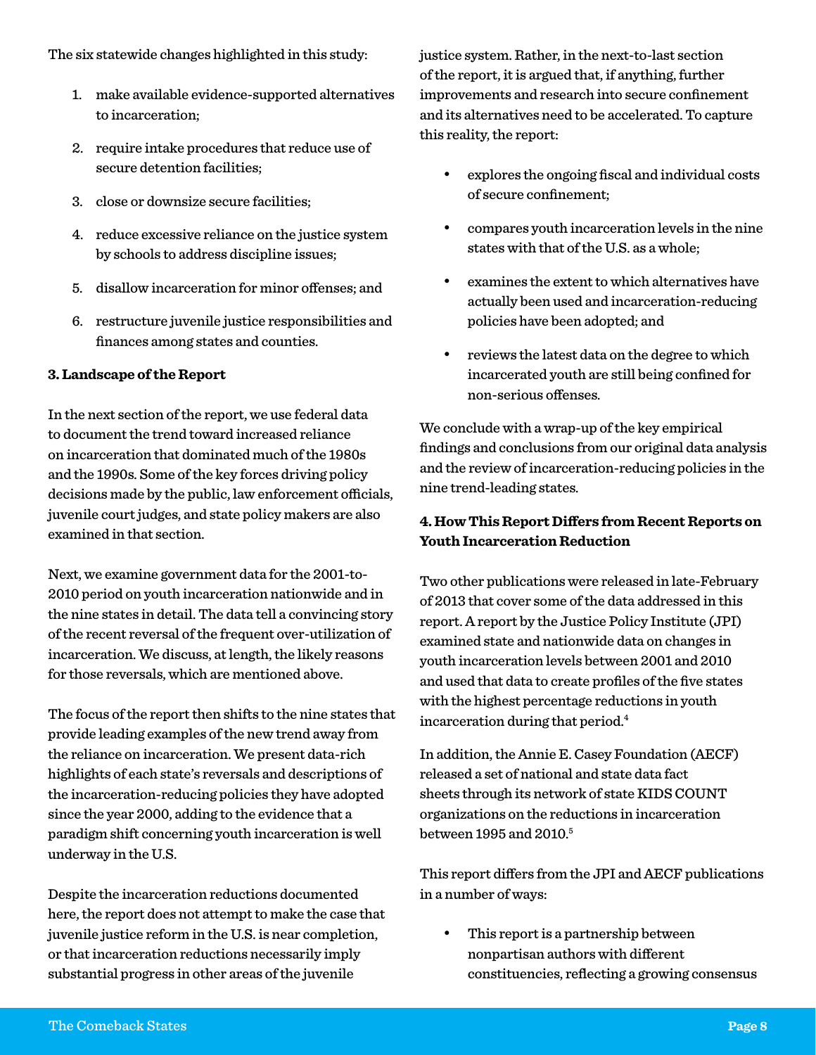The six statewide changes highlighted in this study:

1. make available evidence-supported alternatives to incarceration;
2. require intake procedures that reduce use of secure detention facilities;
3. close or downsize secure facilities;
4. reduce excessive reliance on the justice system by schools to address discipline issues;
5. disallow incarceration for minor offenses; and
6. restructure juvenile justice responsibilities and finances among states and counties.

**3. Landscape of the Report**

In the next section of the report, we use federal data to document the trend toward increased reliance on incarceration that dominated much of the 1980s and the 1990s. Some of the key forces driving policy decisions made by the public, law enforcement officials, juvenile court judges, and state policy makers are also examined in that section.

Next, we examine government data for the 2001-to-2010 period on youth incarceration nationwide and in the nine states in detail. The data tell a convincing story of the recent reversal of the frequent over-utilization of incarceration. We discuss, at length, the likely reasons for those reversals, which are mentioned above.

The focus of the report then shifts to the nine states that provide leading examples of the new trend away from the reliance on incarceration. We present data-rich highlights of each state's reversals and descriptions of the incarceration-reducing policies they have adopted since the year 2000, adding to the evidence that a paradigm shift concerning youth incarceration is well underway in the U.S.

Despite the incarceration reductions documented here, the report does not attempt to make the case that juvenile justice reform in the U.S. is near completion, or that incarceration reductions necessarily imply substantial progress in other areas of the juvenile justice system. Rather, in the next-to-last section of the report, it is argued that, if anything, further improvements and research into secure confinement and its alternatives need to be accelerated. To capture this reality, the report:

- explores the ongoing fiscal and individual costs of secure confinement;
- compares youth incarceration levels in the nine states with that of the U.S. as a whole;
- examines the extent to which alternatives have actually been used and incarceration-reducing policies have been adopted; and
- reviews the latest data on the degree to which incarcerated youth are still being confined for non-serious offenses.

We conclude with a wrap-up of the key empirical findings and conclusions from our original data analysis and the review of incarceration-reducing policies in the nine trend-leading states.

**4. How This Report Differs from Recent Reports on Youth Incarceration Reduction**

Two other publications were released in late-February of 2013 that cover some of the data addressed in this report. A report by the Justice Policy Institute (JPI) examined state and nationwide data on changes in youth incarceration levels between 2001 and 2010 and used that data to create profiles of the five states with the highest percentage reductions in youth incarceration during that period.[4]

In addition, the Annie E. Casey Foundation (AECF) released a set of national and state data fact sheets through its network of state KIDS COUNT organizations on the reductions in incarceration between 1995 and 2010.[5]

This report differs from the JPI and AECF publications in a number of ways:

- This report is a partnership between nonpartisan authors with different constituencies, reflecting a growing consensus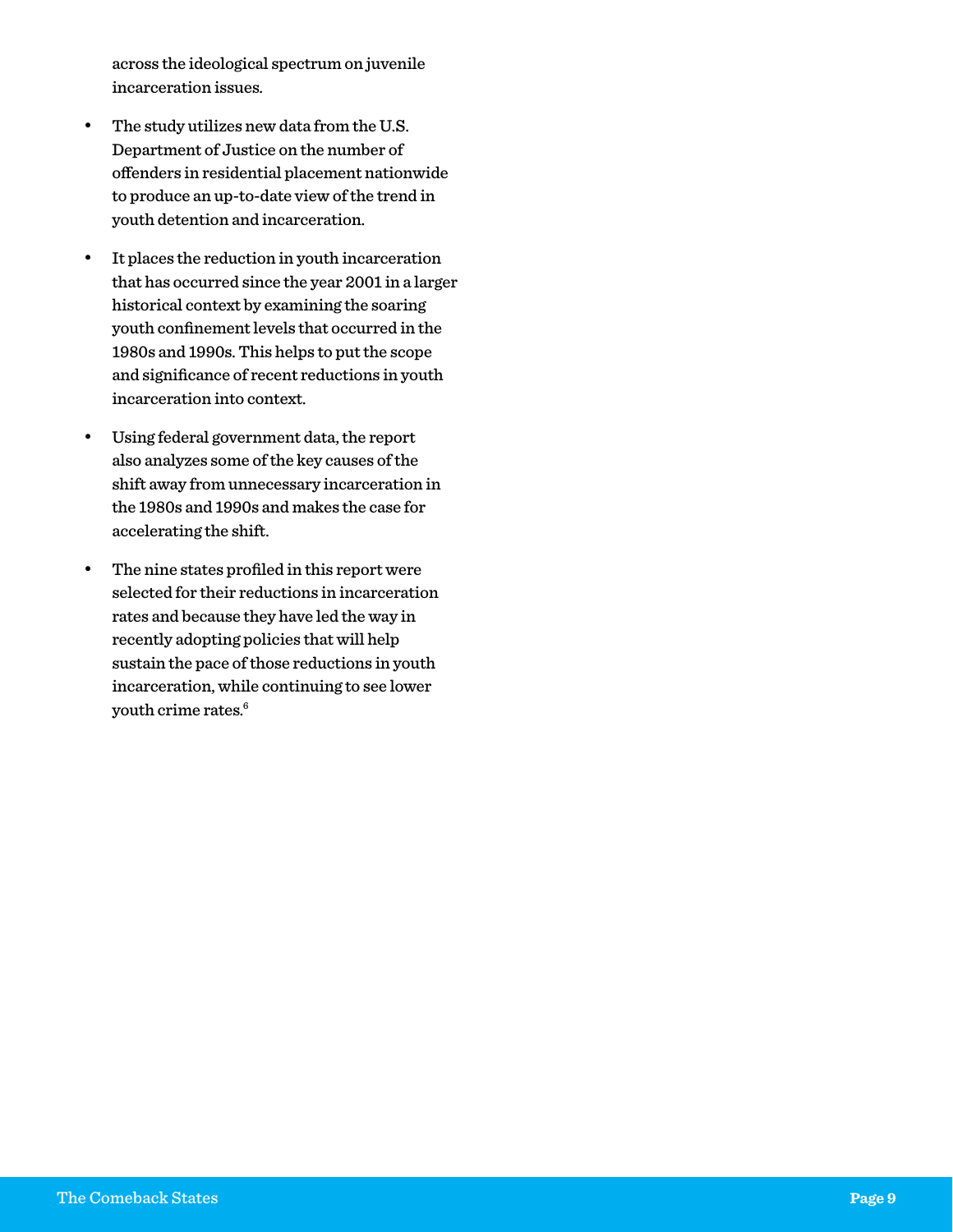across the ideological spectrum on juvenile incarceration issues.

- The study utilizes new data from the U.S. Department of Justice on the number of offenders in residential placement nationwide to produce an up-to-date view of the trend in youth detention and incarceration.

- It places the reduction in youth incarceration that has occurred since the year 2001 in a larger historical context by examining the soaring youth confinement levels that occurred in the 1980s and 1990s. This helps to put the scope and significance of recent reductions in youth incarceration into context.

- Using federal government data, the report also analyzes some of the key causes of the shift away from unnecessary incarceration in the 1980s and 1990s and makes the case for accelerating the shift.

- The nine states profiled in this report were selected for their reductions in incarceration rates and because they have led the way in recently adopting policies that will help sustain the pace of those reductions in youth incarceration, while continuing to see lower youth crime rates.[6]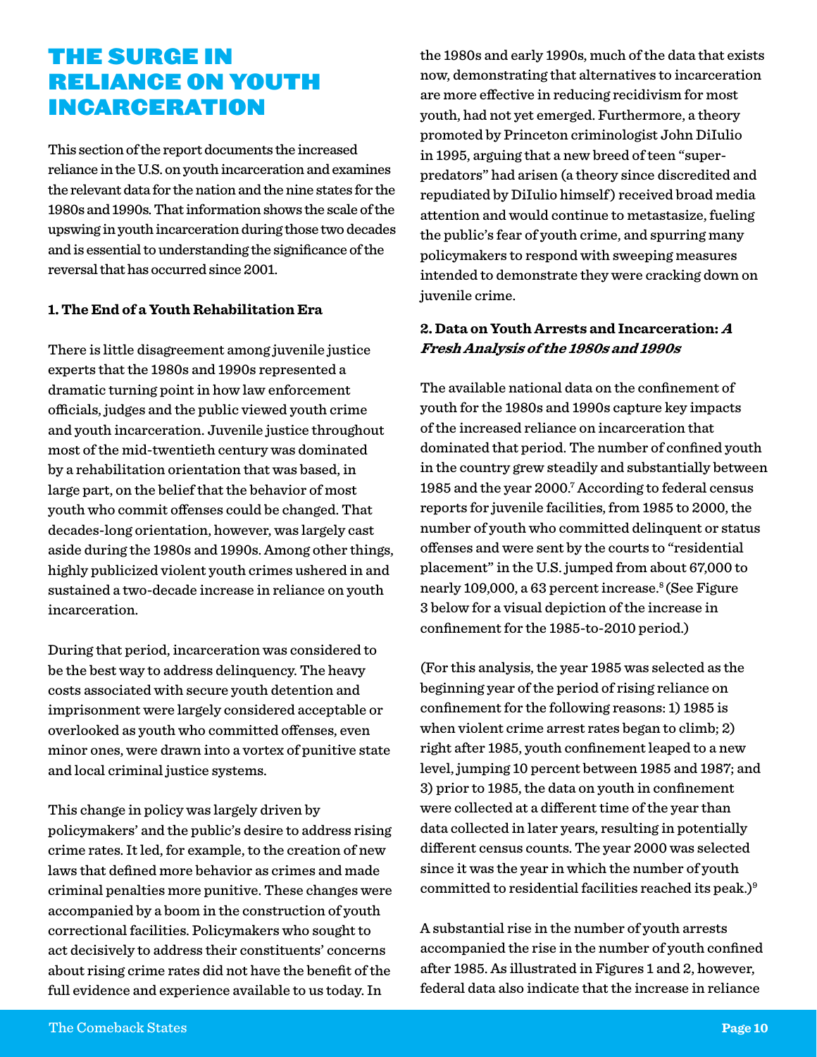# THE SURGE IN RELIANCE ON YOUTH INCARCERATION

This section of the report documents the increased reliance in the U.S. on youth incarceration and examines the relevant data for the nation and the nine states for the 1980s and 1990s. That information shows the scale of the upswing in youth incarceration during those two decades and is essential to understanding the significance of the reversal that has occurred since 2001.

**1. The End of a Youth Rehabilitation Era**

There is little disagreement among juvenile justice experts that the 1980s and 1990s represented a dramatic turning point in how law enforcement officials, judges and the public viewed youth crime and youth incarceration. Juvenile justice throughout most of the mid-twentieth century was dominated by a rehabilitation orientation that was based, in large part, on the belief that the behavior of most youth who commit offenses could be changed. That decades-long orientation, however, was largely cast aside during the 1980s and 1990s. Among other things, highly publicized violent youth crimes ushered in and sustained a two-decade increase in reliance on youth incarceration.

During that period, incarceration was considered to be the best way to address delinquency. The heavy costs associated with secure youth detention and imprisonment were largely considered acceptable or overlooked as youth who committed offenses, even minor ones, were drawn into a vortex of punitive state and local criminal justice systems.

This change in policy was largely driven by policymakers' and the public's desire to address rising crime rates. It led, for example, to the creation of new laws that defined more behavior as crimes and made criminal penalties more punitive. These changes were accompanied by a boom in the construction of youth correctional facilities. Policymakers who sought to act decisively to address their constituents' concerns about rising crime rates did not have the benefit of the full evidence and experience available to us today. In the 1980s and early 1990s, much of the data that exists now, demonstrating that alternatives to incarceration are more effective in reducing recidivism for most youth, had not yet emerged. Furthermore, a theory promoted by Princeton criminologist John DiIulio in 1995, arguing that a new breed of teen "super-predators" had arisen (a theory since discredited and repudiated by DiIulio himself) received broad media attention and would continue to metastasize, fueling the public's fear of youth crime, and spurring many policymakers to respond with sweeping measures intended to demonstrate they were cracking down on juvenile crime.

**2. Data on Youth Arrests and Incarceration: *A Fresh Analysis of the 1980s and 1990s***

The available national data on the confinement of youth for the 1980s and 1990s capture key impacts of the increased reliance on incarceration that dominated that period. The number of confined youth in the country grew steadily and substantially between 1985 and the year 2000.[7] According to federal census reports for juvenile facilities, from 1985 to 2000, the number of youth who committed delinquent or status offenses and were sent by the courts to "residential placement" in the U.S. jumped from about 67,000 to nearly 109,000, a 63 percent increase.[8] (See Figure 3 below for a visual depiction of the increase in confinement for the 1985-to-2010 period.)

(For this analysis, the year 1985 was selected as the beginning year of the period of rising reliance on confinement for the following reasons: 1) 1985 is when violent crime arrest rates began to climb; 2) right after 1985, youth confinement leaped to a new level, jumping 10 percent between 1985 and 1987; and 3) prior to 1985, the data on youth in confinement were collected at a different time of the year than data collected in later years, resulting in potentially different census counts. The year 2000 was selected since it was the year in which the number of youth committed to residential facilities reached its peak.)[9]

A substantial rise in the number of youth arrests accompanied the rise in the number of youth confined after 1985. As illustrated in Figures 1 and 2, however, federal data also indicate that the increase in reliance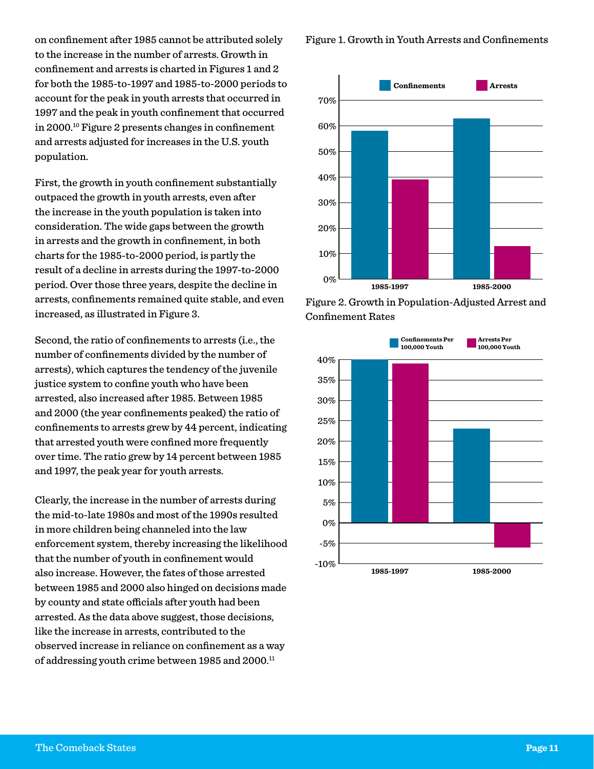on confinement after 1985 cannot be attributed solely to the increase in the number of arrests. Growth in confinement and arrests is charted in Figures 1 and 2 for both the 1985-to-1997 and 1985-to-2000 periods to account for the peak in youth arrests that occurred in 1997 and the peak in youth confinement that occurred in 2000.[10] Figure 2 presents changes in confinement and arrests adjusted for increases in the U.S. youth population.

First, the growth in youth confinement substantially outpaced the growth in youth arrests, even after the increase in the youth population is taken into consideration. The wide gaps between the growth in arrests and the growth in confinement, in both charts for the 1985-to-2000 period, is partly the result of a decline in arrests during the 1997-to-2000 period. Over those three years, despite the decline in arrests, confinements remained quite stable, and even increased, as illustrated in Figure 3.

Second, the ratio of confinements to arrests (i.e., the number of confinements divided by the number of arrests), which captures the tendency of the juvenile justice system to confine youth who have been arrested, also increased after 1985. Between 1985 and 2000 (the year confinements peaked) the ratio of confinements to arrests grew by 44 percent, indicating that arrested youth were confined more frequently over time. The ratio grew by 14 percent between 1985 and 1997, the peak year for youth arrests.

Clearly, the increase in the number of arrests during the mid-to-late 1980s and most of the 1990s resulted in more children being channeled into the law enforcement system, thereby increasing the likelihood that the number of youth in confinement would also increase. However, the fates of those arrested between 1985 and 2000 also hinged on decisions made by county and state officials after youth had been arrested. As the data above suggest, those decisions, like the increase in arrests, contributed to the observed increase in reliance on confinement as a way of addressing youth crime between 1985 and 2000.[11]

Figure 1. Growth in Youth Arrests and Confinements

Figure 2. Growth in Population-Adjusted Arrest and Confinement Rates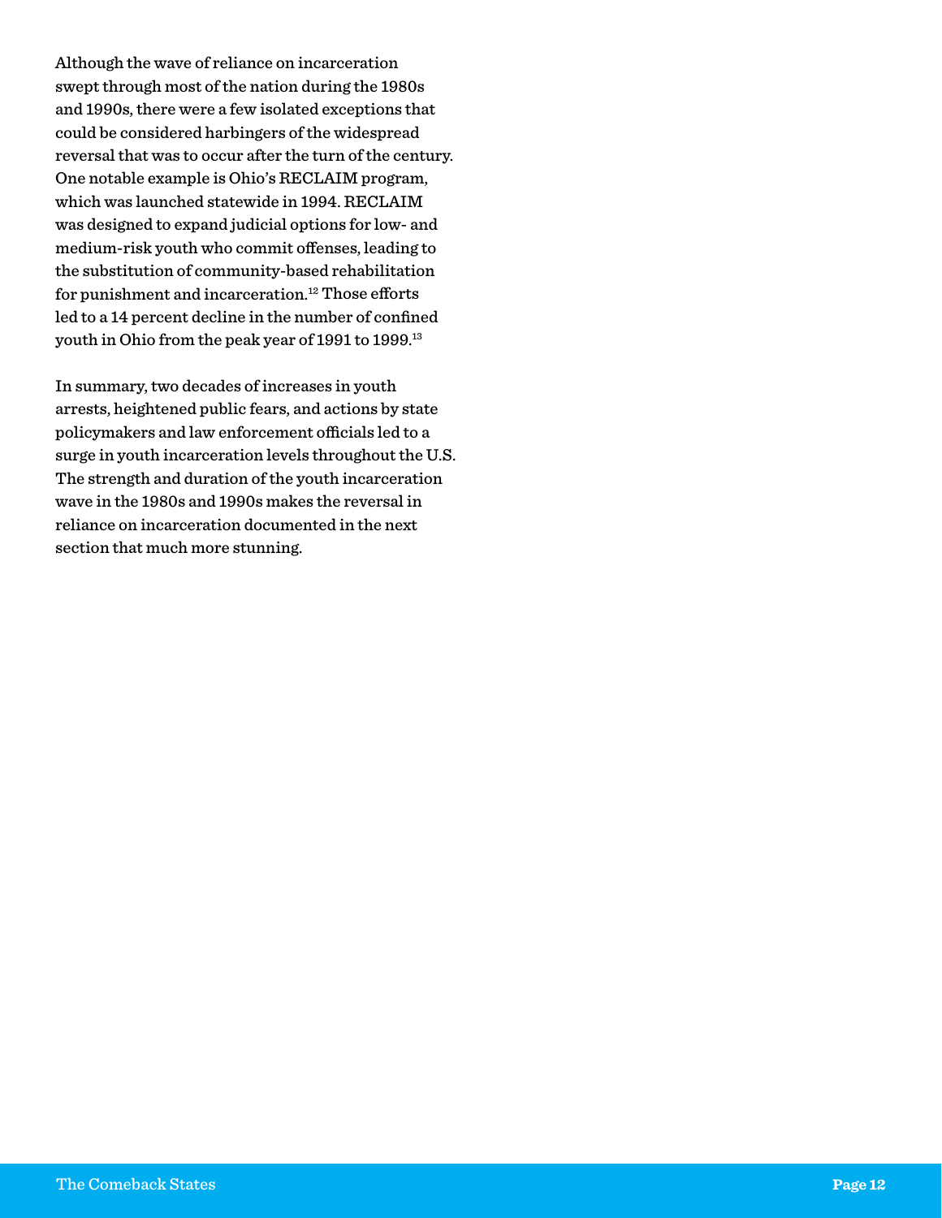Although the wave of reliance on incarceration swept through most of the nation during the 1980s and 1990s, there were a few isolated exceptions that could be considered harbingers of the widespread reversal that was to occur after the turn of the century. One notable example is Ohio's RECLAIM program, which was launched statewide in 1994. RECLAIM was designed to expand judicial options for low- and medium-risk youth who commit offenses, leading to the substitution of community-based rehabilitation for punishment and incarceration.[12] Those efforts led to a 14 percent decline in the number of confined youth in Ohio from the peak year of 1991 to 1999.[13]

In summary, two decades of increases in youth arrests, heightened public fears, and actions by state policymakers and law enforcement officials led to a surge in youth incarceration levels throughout the U.S. The strength and duration of the youth incarceration wave in the 1980s and 1990s makes the reversal in reliance on incarceration documented in the next section that much more stunning.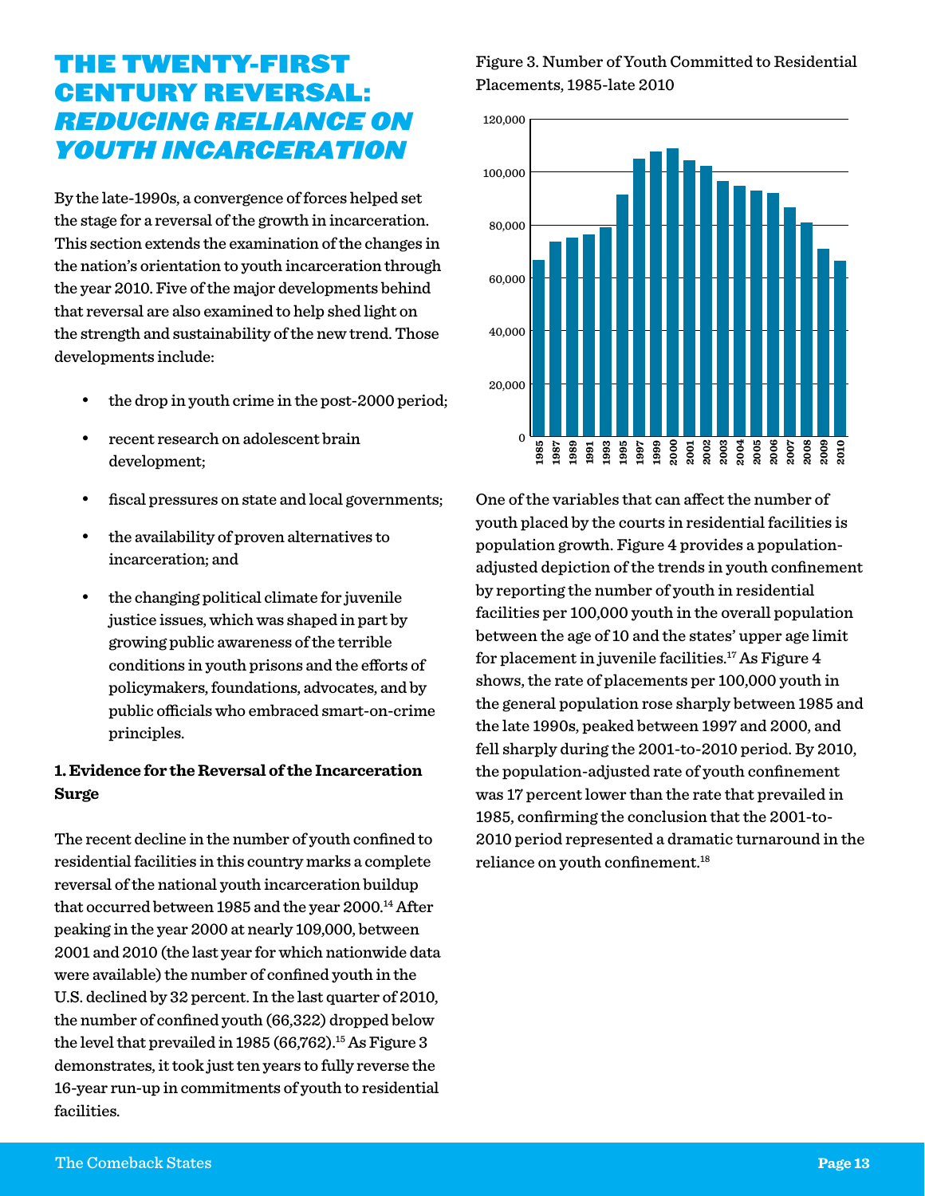# THE TWENTY-FIRST CENTURY REVERSAL: *REDUCING RELIANCE ON YOUTH INCARCERATION*

By the late-1990s, a convergence of forces helped set the stage for a reversal of the growth in incarceration. This section extends the examination of the changes in the nation's orientation to youth incarceration through the year 2010. Five of the major developments behind that reversal are also examined to help shed light on the strength and sustainability of the new trend. Those developments include:

- the drop in youth crime in the post-2000 period;
- recent research on adolescent brain development;
- fiscal pressures on state and local governments;
- the availability of proven alternatives to incarceration; and
- the changing political climate for juvenile justice issues, which was shaped in part by growing public awareness of the terrible conditions in youth prisons and the efforts of policymakers, foundations, advocates, and by public officials who embraced smart-on-crime principles.

**1. Evidence for the Reversal of the Incarceration Surge**

The recent decline in the number of youth confined to residential facilities in this country marks a complete reversal of the national youth incarceration buildup that occurred between 1985 and the year 2000.[14] After peaking in the year 2000 at nearly 109,000, between 2001 and 2010 (the last year for which nationwide data were available) the number of confined youth in the U.S. declined by 32 percent. In the last quarter of 2010, the number of confined youth (66,322) dropped below the level that prevailed in 1985 (66,762).[15] As Figure 3 demonstrates, it took just ten years to fully reverse the 16-year run-up in commitments of youth to residential facilities.

Figure 3. Number of Youth Committed to Residential Placements, 1985-late 2010

One of the variables that can affect the number of youth placed by the courts in residential facilities is population growth. Figure 4 provides a population-adjusted depiction of the trends in youth confinement by reporting the number of youth in residential facilities per 100,000 youth in the overall population between the age of 10 and the states' upper age limit for placement in juvenile facilities.[17] As Figure 4 shows, the rate of placements per 100,000 youth in the general population rose sharply between 1985 and the late 1990s, peaked between 1997 and 2000, and fell sharply during the 2001-to-2010 period. By 2010, the population-adjusted rate of youth confinement was 17 percent lower than the rate that prevailed in 1985, confirming the conclusion that the 2001-to-2010 period represented a dramatic turnaround in the reliance on youth confinement.[18]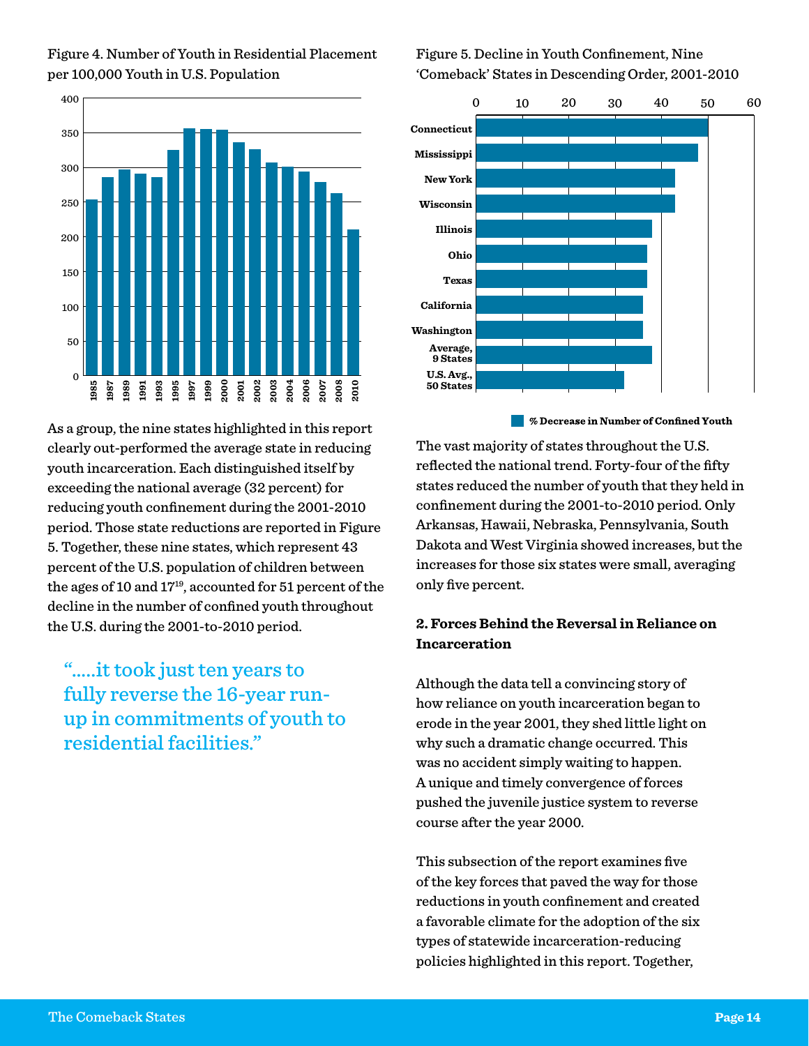Figure 4. Number of Youth in Residential Placement per 100,000 Youth in U.S. Population

Figure 5. Decline in Youth Confinement, Nine 'Comeback' States in Descending Order, 2001-2010

As a group, the nine states highlighted in this report clearly out-performed the average state in reducing youth incarceration. Each distinguished itself by exceeding the national average (32 percent) for reducing youth confinement during the 2001-2010 period. Those state reductions are reported in Figure 5. Together, these nine states, which represent 43 percent of the U.S. population of children between the ages of 10 and 17[19], accounted for 51 percent of the decline in the number of confined youth throughout the U.S. during the 2001-to-2010 period.

> ".....it took just ten years to fully reverse the 16-year run-up in commitments of youth to residential facilities."

The vast majority of states throughout the U.S. reflected the national trend. Forty-four of the fifty states reduced the number of youth that they held in confinement during the 2001-to-2010 period. Only Arkansas, Hawaii, Nebraska, Pennsylvania, South Dakota and West Virginia showed increases, but the increases for those six states were small, averaging only five percent.

## 2. Forces Behind the Reversal in Reliance on Incarceration

Although the data tell a convincing story of how reliance on youth incarceration began to erode in the year 2001, they shed little light on why such a dramatic change occurred. This was no accident simply waiting to happen. A unique and timely convergence of forces pushed the juvenile justice system to reverse course after the year 2000.

This subsection of the report examines five of the key forces that paved the way for those reductions in youth confinement and created a favorable climate for the adoption of the six types of statewide incarceration-reducing policies highlighted in this report. Together,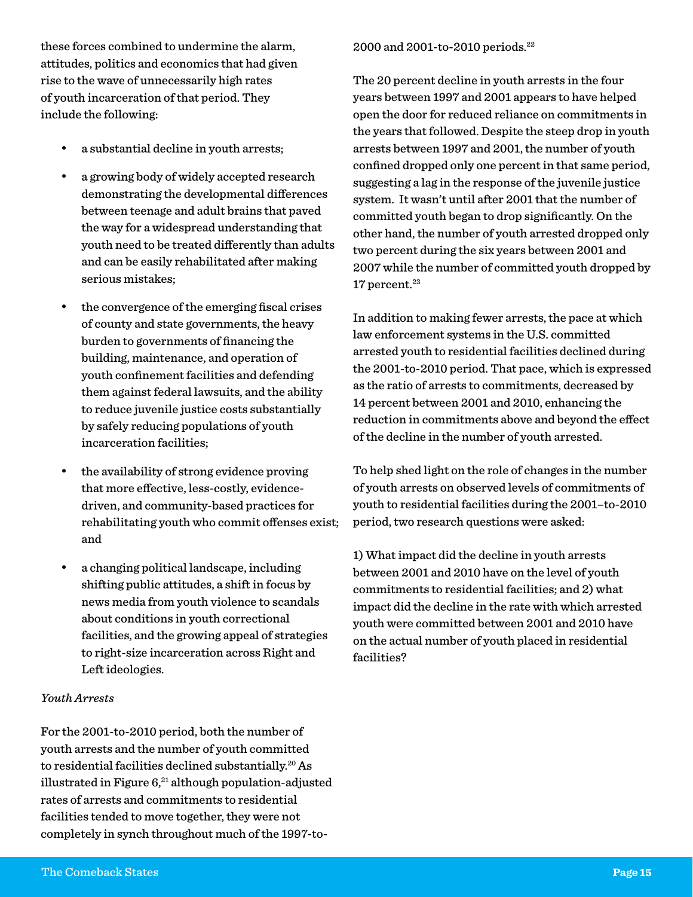these forces combined to undermine the alarm, attitudes, politics and economics that had given rise to the wave of unnecessarily high rates of youth incarceration of that period. They include the following:

- a substantial decline in youth arrests;
- a growing body of widely accepted research demonstrating the developmental differences between teenage and adult brains that paved the way for a widespread understanding that youth need to be treated differently than adults and can be easily rehabilitated after making serious mistakes;
- the convergence of the emerging fiscal crises of county and state governments, the heavy burden to governments of financing the building, maintenance, and operation of youth confinement facilities and defending them against federal lawsuits, and the ability to reduce juvenile justice costs substantially by safely reducing populations of youth incarceration facilities;
- the availability of strong evidence proving that more effective, less-costly, evidence-driven, and community-based practices for rehabilitating youth who commit offenses exist; and
- a changing political landscape, including shifting public attitudes, a shift in focus by news media from youth violence to scandals about conditions in youth correctional facilities, and the growing appeal of strategies to right-size incarceration across Right and Left ideologies.

*Youth Arrests*

For the 2001-to-2010 period, both the number of youth arrests and the number of youth committed to residential facilities declined substantially.[20] As illustrated in Figure 6,[21] although population-adjusted rates of arrests and commitments to residential facilities tended to move together, they were not completely in synch throughout much of the 1997-to-2000 and 2001-to-2010 periods.[22]

The 20 percent decline in youth arrests in the four years between 1997 and 2001 appears to have helped open the door for reduced reliance on commitments in the years that followed. Despite the steep drop in youth arrests between 1997 and 2001, the number of youth confined dropped only one percent in that same period, suggesting a lag in the response of the juvenile justice system. It wasn't until after 2001 that the number of committed youth began to drop significantly. On the other hand, the number of youth arrested dropped only two percent during the six years between 2001 and 2007 while the number of committed youth dropped by 17 percent.[23]

In addition to making fewer arrests, the pace at which law enforcement systems in the U.S. committed arrested youth to residential facilities declined during the 2001-to-2010 period. That pace, which is expressed as the ratio of arrests to commitments, decreased by 14 percent between 2001 and 2010, enhancing the reduction in commitments above and beyond the effect of the decline in the number of youth arrested.

To help shed light on the role of changes in the number of youth arrests on observed levels of commitments of youth to residential facilities during the 2001–to-2010 period, two research questions were asked:

1) What impact did the decline in youth arrests between 2001 and 2010 have on the level of youth commitments to residential facilities; and 2) what impact did the decline in the rate with which arrested youth were committed between 2001 and 2010 have on the actual number of youth placed in residential facilities?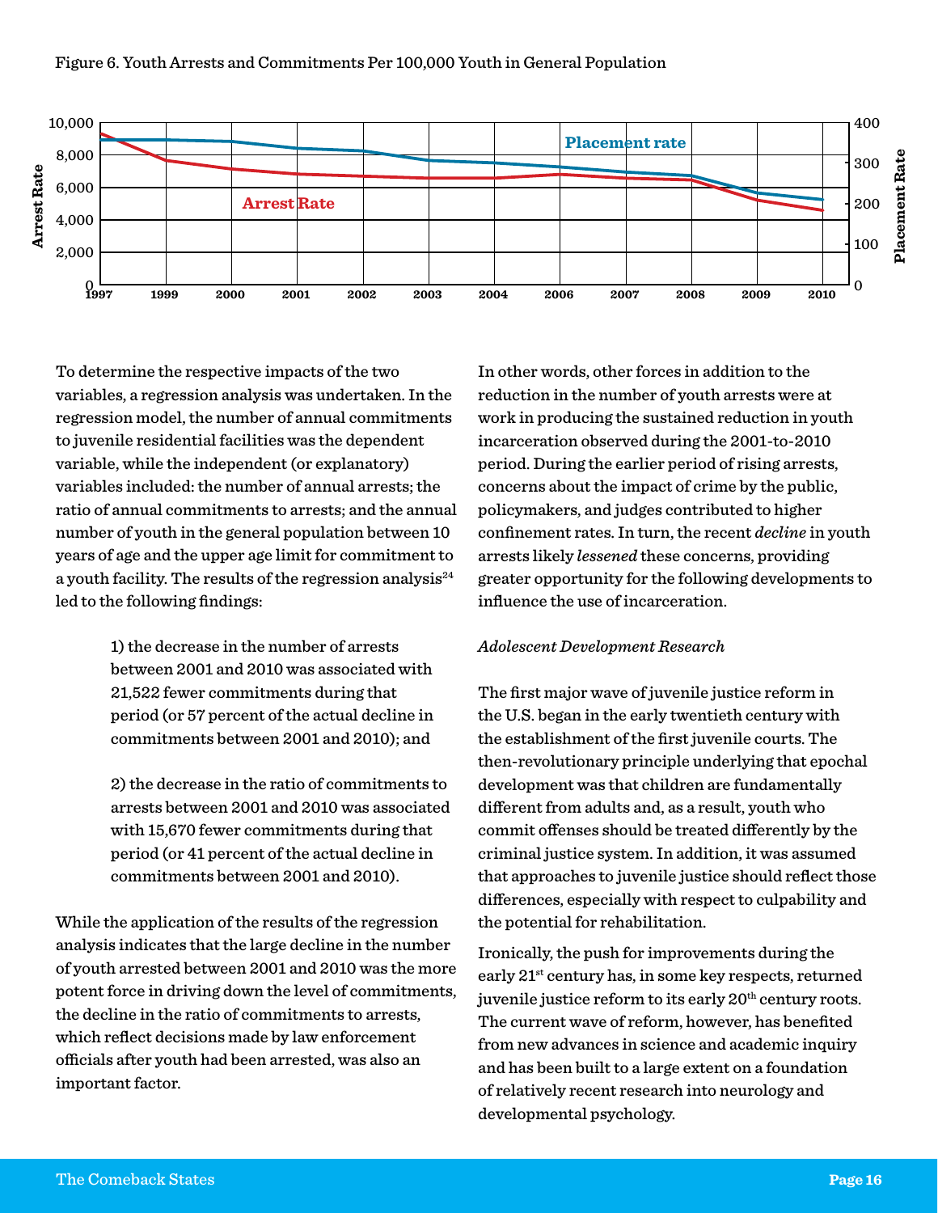Figure 6. Youth Arrests and Commitments Per 100,000 Youth in General Population

To determine the respective impacts of the two variables, a regression analysis was undertaken. In the regression model, the number of annual commitments to juvenile residential facilities was the dependent variable, while the independent (or explanatory) variables included: the number of annual arrests; the ratio of annual commitments to arrests; and the annual number of youth in the general population between 10 years of age and the upper age limit for commitment to a youth facility. The results of the regression analysis[24] led to the following findings:

> 1) the decrease in the number of arrests between 2001 and 2010 was associated with 21,522 fewer commitments during that period (or 57 percent of the actual decline in commitments between 2001 and 2010); and
>
> 2) the decrease in the ratio of commitments to arrests between 2001 and 2010 was associated with 15,670 fewer commitments during that period (or 41 percent of the actual decline in commitments between 2001 and 2010).

While the application of the results of the regression analysis indicates that the large decline in the number of youth arrested between 2001 and 2010 was the more potent force in driving down the level of commitments, the decline in the ratio of commitments to arrests, which reflect decisions made by law enforcement officials after youth had been arrested, was also an important factor.

In other words, other forces in addition to the reduction in the number of youth arrests were at work in producing the sustained reduction in youth incarceration observed during the 2001-to-2010 period. During the earlier period of rising arrests, concerns about the impact of crime by the public, policymakers, and judges contributed to higher confinement rates. In turn, the recent *decline* in youth arrests likely *lessened* these concerns, providing greater opportunity for the following developments to influence the use of incarceration.

*Adolescent Development Research*

The first major wave of juvenile justice reform in the U.S. began in the early twentieth century with the establishment of the first juvenile courts. The then-revolutionary principle underlying that epochal development was that children are fundamentally different from adults and, as a result, youth who commit offenses should be treated differently by the criminal justice system. In addition, it was assumed that approaches to juvenile justice should reflect those differences, especially with respect to culpability and the potential for rehabilitation.

Ironically, the push for improvements during the early 21st century has, in some key respects, returned juvenile justice reform to its early 20th century roots. The current wave of reform, however, has benefited from new advances in science and academic inquiry and has been built to a large extent on a foundation of relatively recent research into neurology and developmental psychology.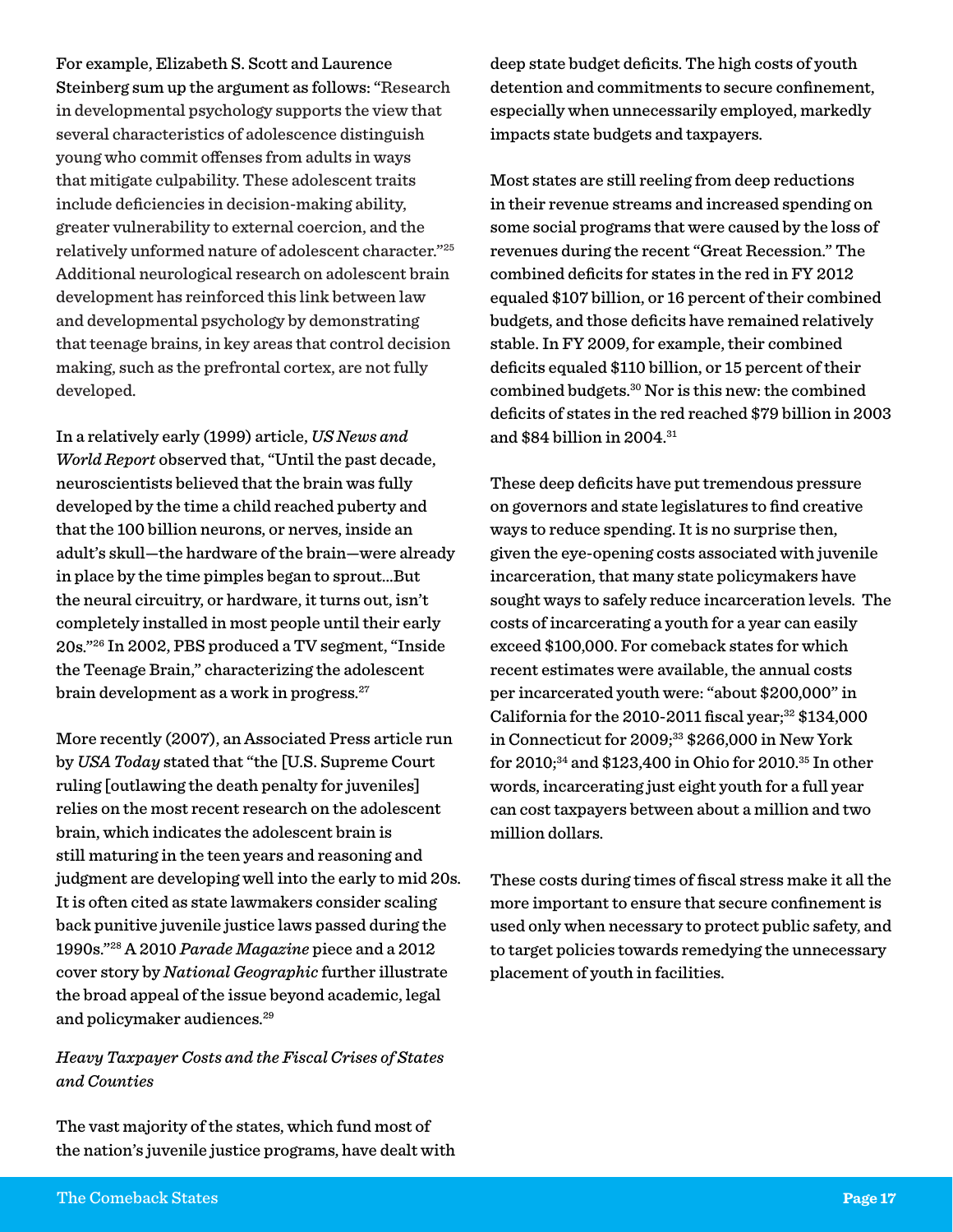For example, Elizabeth S. Scott and Laurence Steinberg sum up the argument as follows: "Research in developmental psychology supports the view that several characteristics of adolescence distinguish young who commit offenses from adults in ways that mitigate culpability. These adolescent traits include deficiencies in decision-making ability, greater vulnerability to external coercion, and the relatively unformed nature of adolescent character."[25] Additional neurological research on adolescent brain development has reinforced this link between law and developmental psychology by demonstrating that teenage brains, in key areas that control decision making, such as the prefrontal cortex, are not fully developed.

In a relatively early (1999) article, *US News and World Report* observed that, "Until the past decade, neuroscientists believed that the brain was fully developed by the time a child reached puberty and that the 100 billion neurons, or nerves, inside an adult's skull—the hardware of the brain—were already in place by the time pimples began to sprout...But the neural circuitry, or hardware, it turns out, isn't completely installed in most people until their early 20s."[26] In 2002, PBS produced a TV segment, "Inside the Teenage Brain," characterizing the adolescent brain development as a work in progress.[27]

More recently (2007), an Associated Press article run by *USA Today* stated that "the [U.S. Supreme Court ruling [outlawing the death penalty for juveniles] relies on the most recent research on the adolescent brain, which indicates the adolescent brain is still maturing in the teen years and reasoning and judgment are developing well into the early to mid 20s. It is often cited as state lawmakers consider scaling back punitive juvenile justice laws passed during the 1990s."[28] A 2010 *Parade Magazine* piece and a 2012 cover story by *National Geographic* further illustrate the broad appeal of the issue beyond academic, legal and policymaker audiences.[29]

*Heavy Taxpayer Costs and the Fiscal Crises of States and Counties*

The vast majority of the states, which fund most of the nation's juvenile justice programs, have dealt with deep state budget deficits. The high costs of youth detention and commitments to secure confinement, especially when unnecessarily employed, markedly impacts state budgets and taxpayers.

Most states are still reeling from deep reductions in their revenue streams and increased spending on some social programs that were caused by the loss of revenues during the recent "Great Recession." The combined deficits for states in the red in FY 2012 equaled $107 billion, or 16 percent of their combined budgets, and those deficits have remained relatively stable. In FY 2009, for example, their combined deficits equaled $110 billion, or 15 percent of their combined budgets.[30] Nor is this new: the combined deficits of states in the red reached $79 billion in 2003 and $84 billion in 2004.[31]

These deep deficits have put tremendous pressure on governors and state legislatures to find creative ways to reduce spending. It is no surprise then, given the eye-opening costs associated with juvenile incarceration, that many state policymakers have sought ways to safely reduce incarceration levels. The costs of incarcerating a youth for a year can easily exceed $100,000. For comeback states for which recent estimates were available, the annual costs per incarcerated youth were: "about $200,000" in California for the 2010-2011 fiscal year;[32] $134,000 in Connecticut for 2009;[33] $266,000 in New York for 2010;[34] and $123,400 in Ohio for 2010.[35] In other words, incarcerating just eight youth for a full year can cost taxpayers between about a million and two million dollars.

These costs during times of fiscal stress make it all the more important to ensure that secure confinement is used only when necessary to protect public safety, and to target policies towards remedying the unnecessary placement of youth in facilities.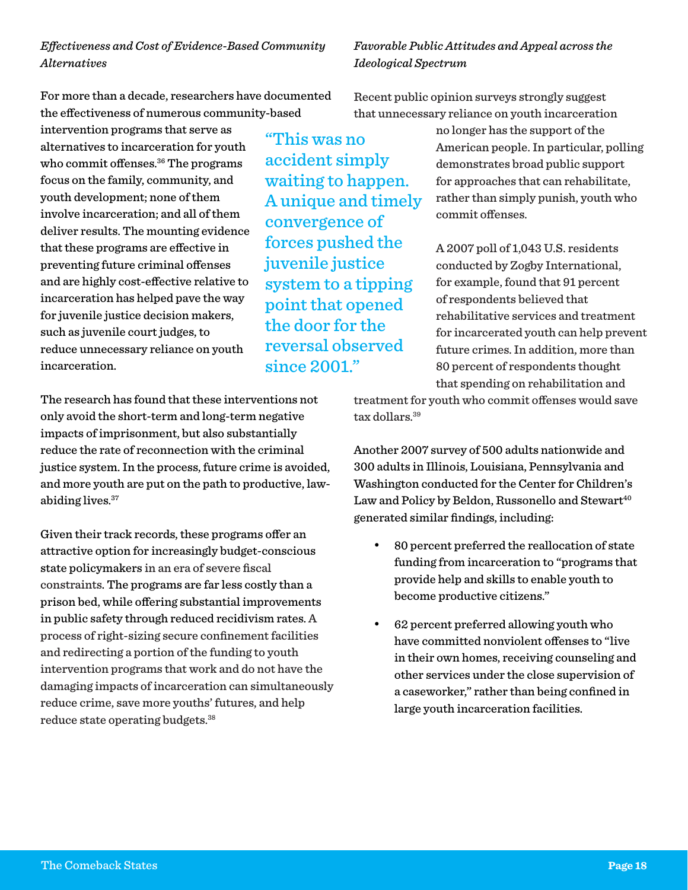### *Effectiveness and Cost of Evidence-Based Community Alternatives*

For more than a decade, researchers have documented the effectiveness of numerous community-based intervention programs that serve as alternatives to incarceration for youth who commit offenses.[36] The programs focus on the family, community, and youth development; none of them involve incarceration; and all of them deliver results. The mounting evidence that these programs are effective in preventing future criminal offenses and are highly cost-effective relative to incarceration has helped pave the way for juvenile justice decision makers, such as juvenile court judges, to reduce unnecessary reliance on youth incarceration.

> "This was no accident simply waiting to happen. A unique and timely convergence of forces pushed the juvenile justice system to a tipping point that opened the door for the reversal observed since 2001."

The research has found that these interventions not only avoid the short-term and long-term negative impacts of imprisonment, but also substantially reduce the rate of reconnection with the criminal justice system. In the process, future crime is avoided, and more youth are put on the path to productive, law-abiding lives.[37]

Given their track records, these programs offer an attractive option for increasingly budget-conscious state policymakers in an era of severe fiscal constraints. The programs are far less costly than a prison bed, while offering substantial improvements in public safety through reduced recidivism rates. A process of right-sizing secure confinement facilities and redirecting a portion of the funding to youth intervention programs that work and do not have the damaging impacts of incarceration can simultaneously reduce crime, save more youths' futures, and help reduce state operating budgets.[38]

### *Favorable Public Attitudes and Appeal across the Ideological Spectrum*

Recent public opinion surveys strongly suggest that unnecessary reliance on youth incarceration no longer has the support of the American people. In particular, polling demonstrates broad public support for approaches that can rehabilitate, rather than simply punish, youth who commit offenses.

A 2007 poll of 1,043 U.S. residents conducted by Zogby International, for example, found that 91 percent of respondents believed that rehabilitative services and treatment for incarcerated youth can help prevent future crimes. In addition, more than 80 percent of respondents thought that spending on rehabilitation and treatment for youth who commit offenses would save tax dollars.[39]

Another 2007 survey of 500 adults nationwide and 300 adults in Illinois, Louisiana, Pennsylvania and Washington conducted for the Center for Children's Law and Policy by Beldon, Russonello and Stewart[40] generated similar findings, including:

- 80 percent preferred the reallocation of state funding from incarceration to "programs that provide help and skills to enable youth to become productive citizens."
- 62 percent preferred allowing youth who have committed nonviolent offenses to "live in their own homes, receiving counseling and other services under the close supervision of a caseworker," rather than being confined in large youth incarceration facilities.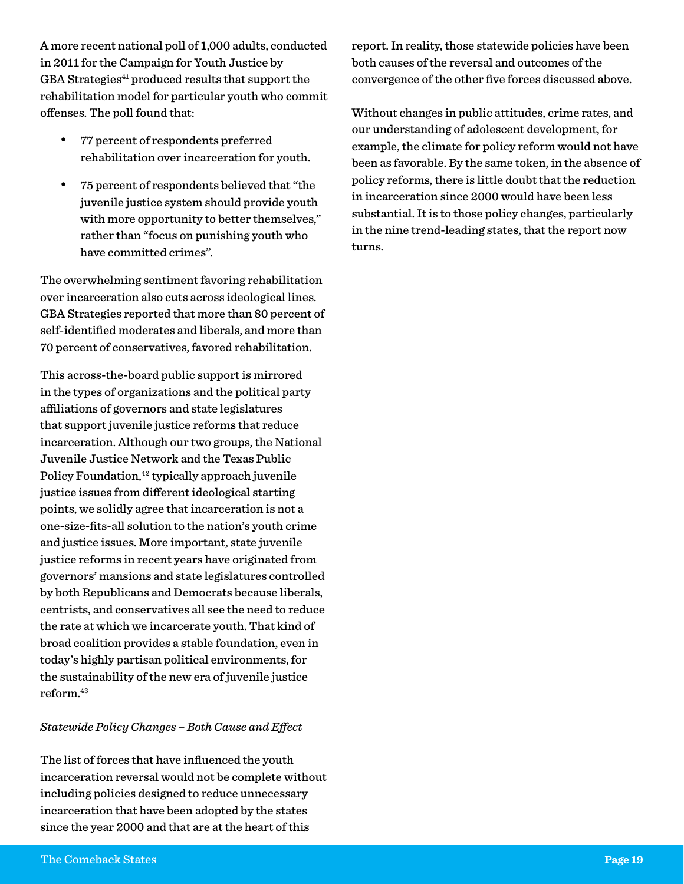A more recent national poll of 1,000 adults, conducted in 2011 for the Campaign for Youth Justice by GBA Strategies[41] produced results that support the rehabilitation model for particular youth who commit offenses. The poll found that:

- 77 percent of respondents preferred rehabilitation over incarceration for youth.
- 75 percent of respondents believed that "the juvenile justice system should provide youth with more opportunity to better themselves," rather than "focus on punishing youth who have committed crimes".

The overwhelming sentiment favoring rehabilitation over incarceration also cuts across ideological lines. GBA Strategies reported that more than 80 percent of self-identified moderates and liberals, and more than 70 percent of conservatives, favored rehabilitation.

This across-the-board public support is mirrored in the types of organizations and the political party affiliations of governors and state legislatures that support juvenile justice reforms that reduce incarceration. Although our two groups, the National Juvenile Justice Network and the Texas Public Policy Foundation,[42] typically approach juvenile justice issues from different ideological starting points, we solidly agree that incarceration is not a one-size-fits-all solution to the nation's youth crime and justice issues. More important, state juvenile justice reforms in recent years have originated from governors' mansions and state legislatures controlled by both Republicans and Democrats because liberals, centrists, and conservatives all see the need to reduce the rate at which we incarcerate youth. That kind of broad coalition provides a stable foundation, even in today's highly partisan political environments, for the sustainability of the new era of juvenile justice reform.[43]

*Statewide Policy Changes – Both Cause and Effect*

The list of forces that have influenced the youth incarceration reversal would not be complete without including policies designed to reduce unnecessary incarceration that have been adopted by the states since the year 2000 and that are at the heart of this report. In reality, those statewide policies have been both causes of the reversal and outcomes of the convergence of the other five forces discussed above.

Without changes in public attitudes, crime rates, and our understanding of adolescent development, for example, the climate for policy reform would not have been as favorable. By the same token, in the absence of policy reforms, there is little doubt that the reduction in incarceration since 2000 would have been less substantial. It is to those policy changes, particularly in the nine trend-leading states, that the report now turns.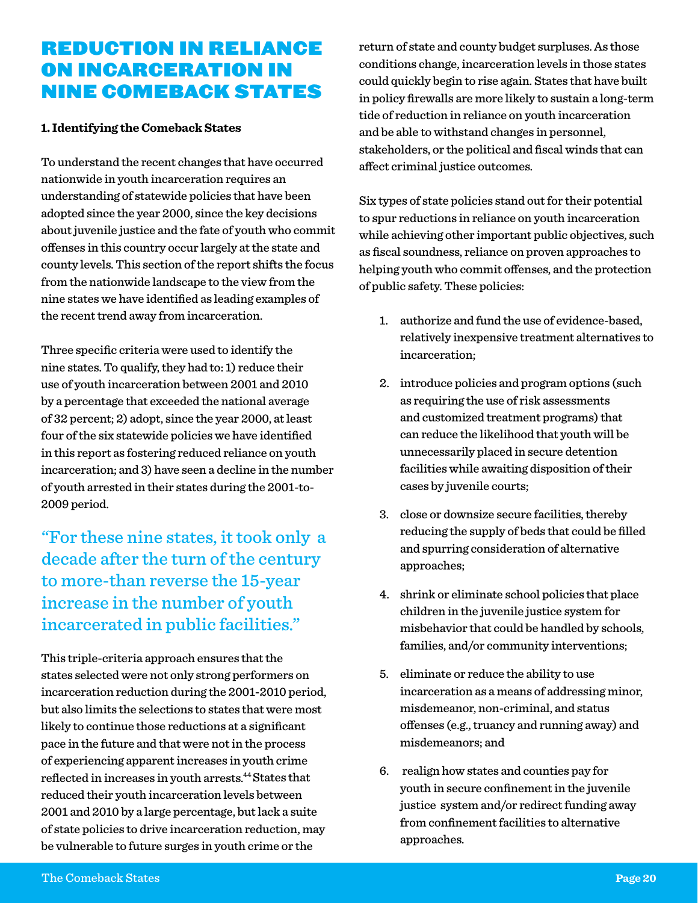# REDUCTION IN RELIANCE ON INCARCERATION IN NINE COMEBACK STATES

**1. Identifying the Comeback States**

To understand the recent changes that have occurred nationwide in youth incarceration requires an understanding of statewide policies that have been adopted since the year 2000, since the key decisions about juvenile justice and the fate of youth who commit offenses in this country occur largely at the state and county levels. This section of the report shifts the focus from the nationwide landscape to the view from the nine states we have identified as leading examples of the recent trend away from incarceration.

Three specific criteria were used to identify the nine states. To qualify, they had to: 1) reduce their use of youth incarceration between 2001 and 2010 by a percentage that exceeded the national average of 32 percent; 2) adopt, since the year 2000, at least four of the six statewide policies we have identified in this report as fostering reduced reliance on youth incarceration; and 3) have seen a decline in the number of youth arrested in their states during the 2001-to-2009 period.

> "For these nine states, it took only a decade after the turn of the century to more-than reverse the 15-year increase in the number of youth incarcerated in public facilities."

This triple-criteria approach ensures that the states selected were not only strong performers on incarceration reduction during the 2001-2010 period, but also limits the selections to states that were most likely to continue those reductions at a significant pace in the future and that were not in the process of experiencing apparent increases in youth crime reflected in increases in youth arrests.[44] States that reduced their youth incarceration levels between 2001 and 2010 by a large percentage, but lack a suite of state policies to drive incarceration reduction, may be vulnerable to future surges in youth crime or the return of state and county budget surpluses. As those conditions change, incarceration levels in those states could quickly begin to rise again. States that have built in policy firewalls are more likely to sustain a long-term tide of reduction in reliance on youth incarceration and be able to withstand changes in personnel, stakeholders, or the political and fiscal winds that can affect criminal justice outcomes.

Six types of state policies stand out for their potential to spur reductions in reliance on youth incarceration while achieving other important public objectives, such as fiscal soundness, reliance on proven approaches to helping youth who commit offenses, and the protection of public safety. These policies:

1. authorize and fund the use of evidence-based, relatively inexpensive treatment alternatives to incarceration;
2. introduce policies and program options (such as requiring the use of risk assessments and customized treatment programs) that can reduce the likelihood that youth will be unnecessarily placed in secure detention facilities while awaiting disposition of their cases by juvenile courts;
3. close or downsize secure facilities, thereby reducing the supply of beds that could be filled and spurring consideration of alternative approaches;
4. shrink or eliminate school policies that place children in the juvenile justice system for misbehavior that could be handled by schools, families, and/or community interventions;
5. eliminate or reduce the ability to use incarceration as a means of addressing minor, misdemeanor, non-criminal, and status offenses (e.g., truancy and running away) and misdemeanors; and
6. realign how states and counties pay for youth in secure confinement in the juvenile justice system and/or redirect funding away from confinement facilities to alternative approaches.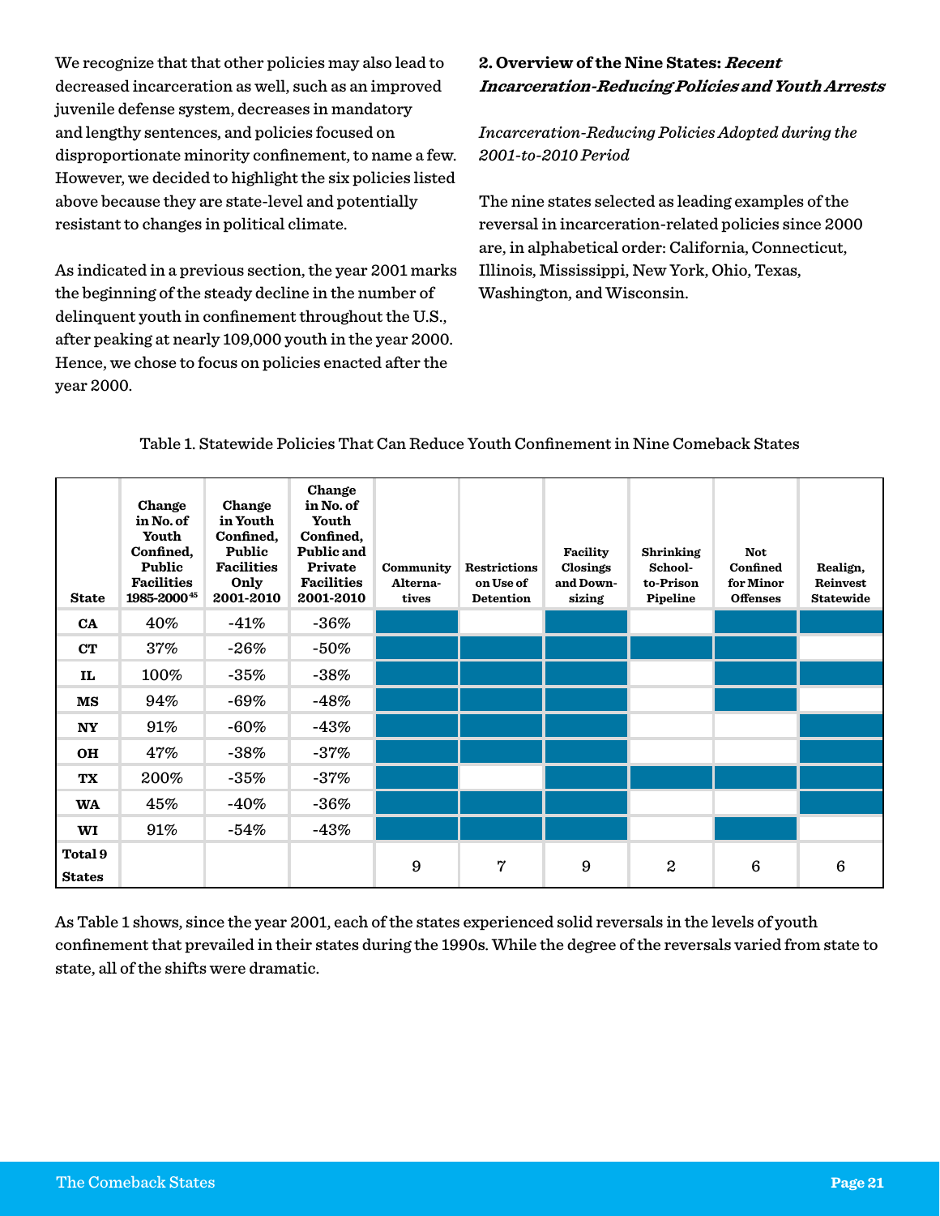We recognize that that other policies may also lead to decreased incarceration as well, such as an improved juvenile defense system, decreases in mandatory and lengthy sentences, and policies focused on disproportionate minority confinement, to name a few. However, we decided to highlight the six policies listed above because they are state-level and potentially resistant to changes in political climate.

As indicated in a previous section, the year 2001 marks the beginning of the steady decline in the number of delinquent youth in confinement throughout the U.S., after peaking at nearly 109,000 youth in the year 2000. Hence, we chose to focus on policies enacted after the year 2000.

## 2. Overview of the Nine States: *Recent Incarceration-Reducing Policies and Youth Arrests*

*Incarceration-Reducing Policies Adopted during the 2001-to-2010 Period*

The nine states selected as leading examples of the reversal in incarceration-related policies since 2000 are, in alphabetical order: California, Connecticut, Illinois, Mississippi, New York, Ohio, Texas, Washington, and Wisconsin.

Table 1. Statewide Policies That Can Reduce Youth Confinement in Nine Comeback States

| State | Change in No. of Youth Confined, Public Facilities 1985-2000[45] | Change in Youth Confined, Public Facilities Only 2001-2010 | Change in No. of Youth Confined, Public and Private Facilities 2001-2010 | Community Alternatives | Restrictions on Use of Detention | Facility Closings and Downsizing | Shrinking School-to-Prison Pipeline | Not Confined for Minor Offenses | Realign, Reinvest Statewide |
|---|---|---|---|---|---|---|---|---|---|
| CA | 40% | -41% | -36% | X | | X | | X | X |
| CT | 37% | -26% | -50% | X | X | X | X | X | |
| IL | 100% | -35% | -38% | X | X | X | | X | X |
| MS | 94% | -69% | -48% | X | X | X | | X | |
| NY | 91% | -60% | -43% | X | X | X | | | X |
| OH | 47% | -38% | -37% | X | X | X | | | X |
| TX | 200% | -35% | -37% | X | | X | X | X | X |
| WA | 45% | -40% | -36% | X | X | X | | | X |
| WI | 91% | -54% | -43% | X | X | X | | X | |
| Total 9 States | | | | 9 | 7 | 9 | 2 | 6 | 6 |

As Table 1 shows, since the year 2001, each of the states experienced solid reversals in the levels of youth confinement that prevailed in their states during the 1990s. While the degree of the reversals varied from state to state, all of the shifts were dramatic.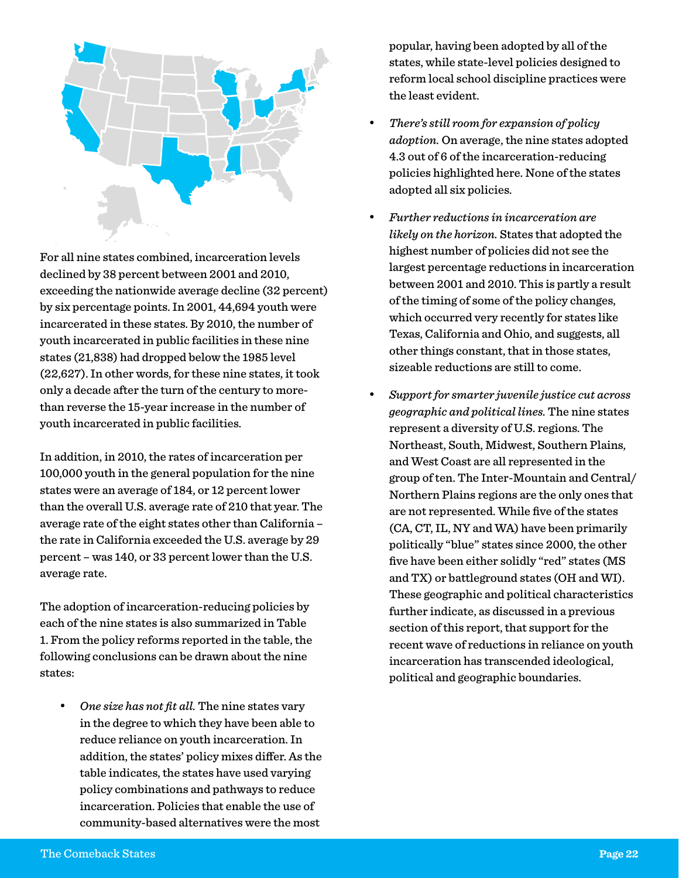For all nine states combined, incarceration levels declined by 38 percent between 2001 and 2010, exceeding the nationwide average decline (32 percent) by six percentage points. In 2001, 44,694 youth were incarcerated in these states. By 2010, the number of youth incarcerated in public facilities in these nine states (21,838) had dropped below the 1985 level (22,627). In other words, for these nine states, it took only a decade after the turn of the century to more-than reverse the 15-year increase in the number of youth incarcerated in public facilities.

In addition, in 2010, the rates of incarceration per 100,000 youth in the general population for the nine states were an average of 184, or 12 percent lower than the overall U.S. average rate of 210 that year. The average rate of the eight states other than California – the rate in California exceeded the U.S. average by 29 percent – was 140, or 33 percent lower than the U.S. average rate.

The adoption of incarceration-reducing policies by each of the nine states is also summarized in Table 1. From the policy reforms reported in the table, the following conclusions can be drawn about the nine states:

- *One size has not fit all.* The nine states vary in the degree to which they have been able to reduce reliance on youth incarceration. In addition, the states' policy mixes differ. As the table indicates, the states have used varying policy combinations and pathways to reduce incarceration. Policies that enable the use of community-based alternatives were the most popular, having been adopted by all of the states, while state-level policies designed to reform local school discipline practices were the least evident.
- *There's still room for expansion of policy adoption.* On average, the nine states adopted 4.3 out of 6 of the incarceration-reducing policies highlighted here. None of the states adopted all six policies.
- *Further reductions in incarceration are likely on the horizon.* States that adopted the highest number of policies did not see the largest percentage reductions in incarceration between 2001 and 2010. This is partly a result of the timing of some of the policy changes, which occurred very recently for states like Texas, California and Ohio, and suggests, all other things constant, that in those states, sizeable reductions are still to come.
- *Support for smarter juvenile justice cut across geographic and political lines.* The nine states represent a diversity of U.S. regions. The Northeast, South, Midwest, Southern Plains, and West Coast are all represented in the group of ten. The Inter-Mountain and Central/Northern Plains regions are the only ones that are not represented. While five of the states (CA, CT, IL, NY and WA) have been primarily politically "blue" states since 2000, the other five have been either solidly "red" states (MS and TX) or battleground states (OH and WI). These geographic and political characteristics further indicate, as discussed in a previous section of this report, that support for the recent wave of reductions in reliance on youth incarceration has transcended ideological, political and geographic boundaries.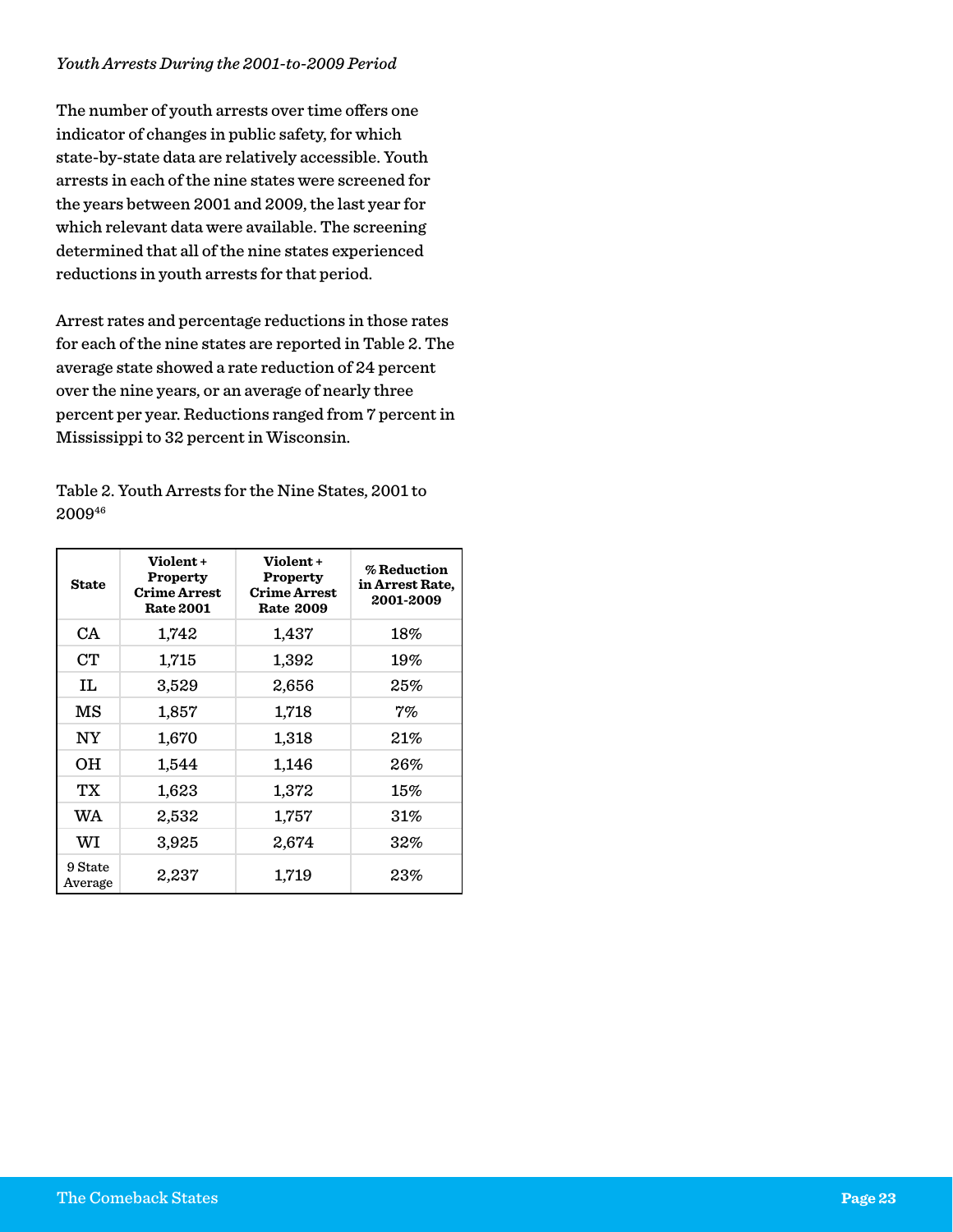*Youth Arrests During the 2001-to-2009 Period*

The number of youth arrests over time offers one indicator of changes in public safety, for which state-by-state data are relatively accessible. Youth arrests in each of the nine states were screened for the years between 2001 and 2009, the last year for which relevant data were available. The screening determined that all of the nine states experienced reductions in youth arrests for that period.

Arrest rates and percentage reductions in those rates for each of the nine states are reported in Table 2. The average state showed a rate reduction of 24 percent over the nine years, or an average of nearly three percent per year. Reductions ranged from 7 percent in Mississippi to 32 percent in Wisconsin.

Table 2. Youth Arrests for the Nine States, 2001 to 2009[46]

| State | Violent + Property Crime Arrest Rate 2001 | Violent + Property Crime Arrest Rate 2009 | % Reduction in Arrest Rate, 2001-2009 |
|---|---|---|---|
| CA | 1,742 | 1,437 | 18% |
| CT | 1,715 | 1,392 | 19% |
| IL | 3,529 | 2,656 | 25% |
| MS | 1,857 | 1,718 | 7% |
| NY | 1,670 | 1,318 | 21% |
| OH | 1,544 | 1,146 | 26% |
| TX | 1,623 | 1,372 | 15% |
| WA | 2,532 | 1,757 | 31% |
| WI | 3,925 | 2,674 | 32% |
| 9 State Average | 2,237 | 1,719 | 23% |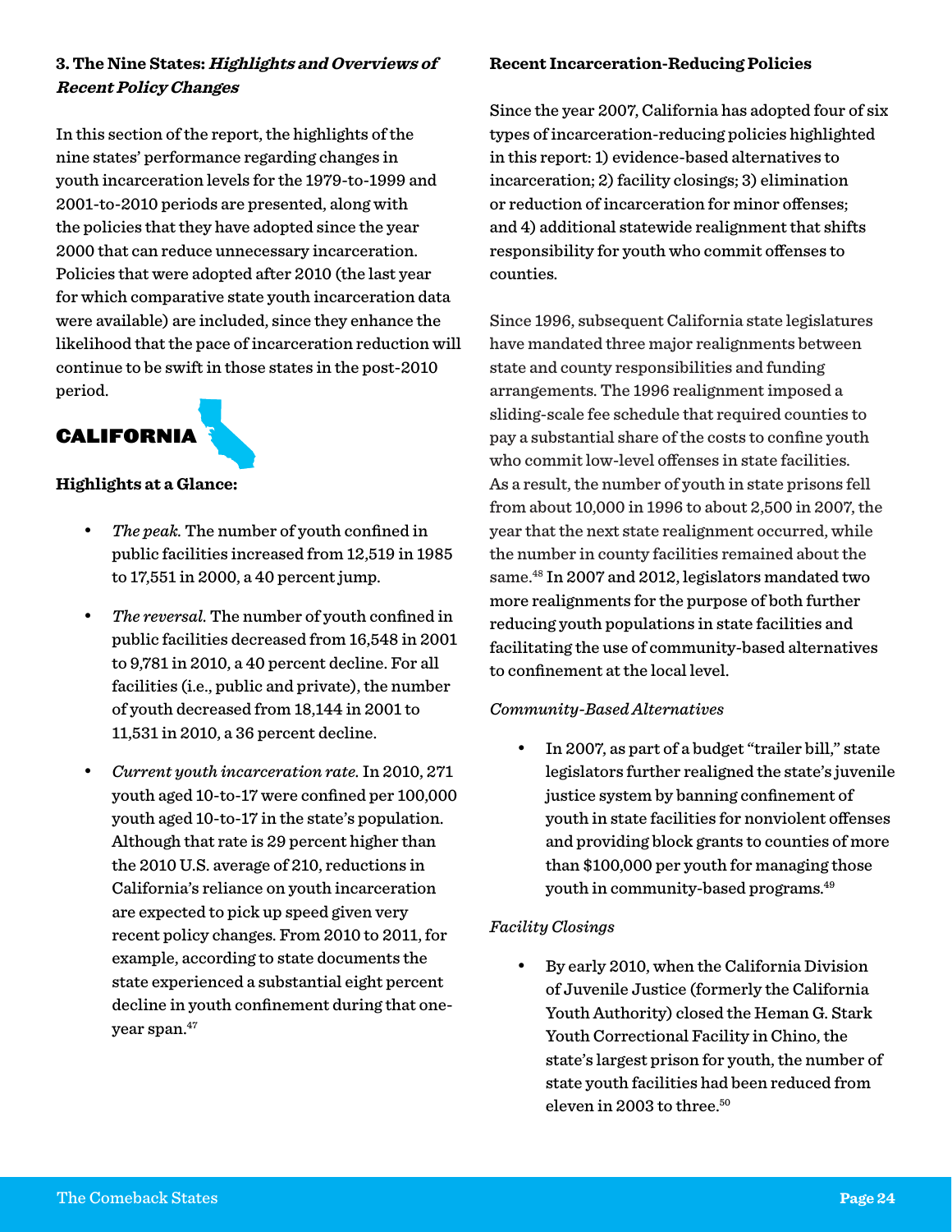## 3. The Nine States: *Highlights and Overviews of Recent Policy Changes*

In this section of the report, the highlights of the nine states' performance regarding changes in youth incarceration levels for the 1979-to-1999 and 2001-to-2010 periods are presented, along with the policies that they have adopted since the year 2000 that can reduce unnecessary incarceration. Policies that were adopted after 2010 (the last year for which comparative state youth incarceration data were available) are included, since they enhance the likelihood that the pace of incarceration reduction will continue to be swift in those states in the post-2010 period.

## CALIFORNIA

**Highlights at a Glance:**

- *The peak.* The number of youth confined in public facilities increased from 12,519 in 1985 to 17,551 in 2000, a 40 percent jump.
- *The reversal.* The number of youth confined in public facilities decreased from 16,548 in 2001 to 9,781 in 2010, a 40 percent decline. For all facilities (i.e., public and private), the number of youth decreased from 18,144 in 2001 to 11,531 in 2010, a 36 percent decline.
- *Current youth incarceration rate.* In 2010, 271 youth aged 10-to-17 were confined per 100,000 youth aged 10-to-17 in the state's population. Although that rate is 29 percent higher than the 2010 U.S. average of 210, reductions in California's reliance on youth incarceration are expected to pick up speed given very recent policy changes. From 2010 to 2011, for example, according to state documents the state experienced a substantial eight percent decline in youth confinement during that one-year span.[47]

### Recent Incarceration-Reducing Policies

Since the year 2007, California has adopted four of six types of incarceration-reducing policies highlighted in this report: 1) evidence-based alternatives to incarceration; 2) facility closings; 3) elimination or reduction of incarceration for minor offenses; and 4) additional statewide realignment that shifts responsibility for youth who commit offenses to counties.

Since 1996, subsequent California state legislatures have mandated three major realignments between state and county responsibilities and funding arrangements. The 1996 realignment imposed a sliding-scale fee schedule that required counties to pay a substantial share of the costs to confine youth who commit low-level offenses in state facilities. As a result, the number of youth in state prisons fell from about 10,000 in 1996 to about 2,500 in 2007, the year that the next state realignment occurred, while the number in county facilities remained about the same.[48] In 2007 and 2012, legislators mandated two more realignments for the purpose of both further reducing youth populations in state facilities and facilitating the use of community-based alternatives to confinement at the local level.

*Community-Based Alternatives*

- In 2007, as part of a budget "trailer bill," state legislators further realigned the state's juvenile justice system by banning confinement of youth in state facilities for nonviolent offenses and providing block grants to counties of more than $100,000 per youth for managing those youth in community-based programs.[49]

*Facility Closings*

- By early 2010, when the California Division of Juvenile Justice (formerly the California Youth Authority) closed the Heman G. Stark Youth Correctional Facility in Chino, the state's largest prison for youth, the number of state youth facilities had been reduced from eleven in 2003 to three.[50]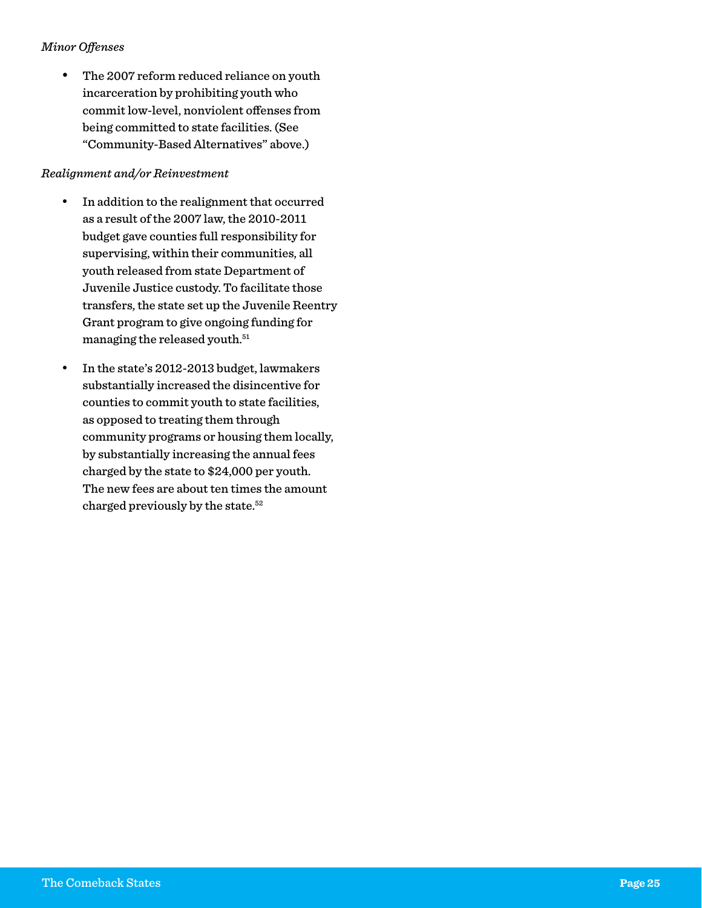*Minor Offenses*

- The 2007 reform reduced reliance on youth incarceration by prohibiting youth who commit low-level, nonviolent offenses from being committed to state facilities. (See "Community-Based Alternatives" above.)

*Realignment and/or Reinvestment*

- In addition to the realignment that occurred as a result of the 2007 law, the 2010-2011 budget gave counties full responsibility for supervising, within their communities, all youth released from state Department of Juvenile Justice custody. To facilitate those transfers, the state set up the Juvenile Reentry Grant program to give ongoing funding for managing the released youth.[51]

- In the state's 2012-2013 budget, lawmakers substantially increased the disincentive for counties to commit youth to state facilities, as opposed to treating them through community programs or housing them locally, by substantially increasing the annual fees charged by the state to $24,000 per youth. The new fees are about ten times the amount charged previously by the state.[52]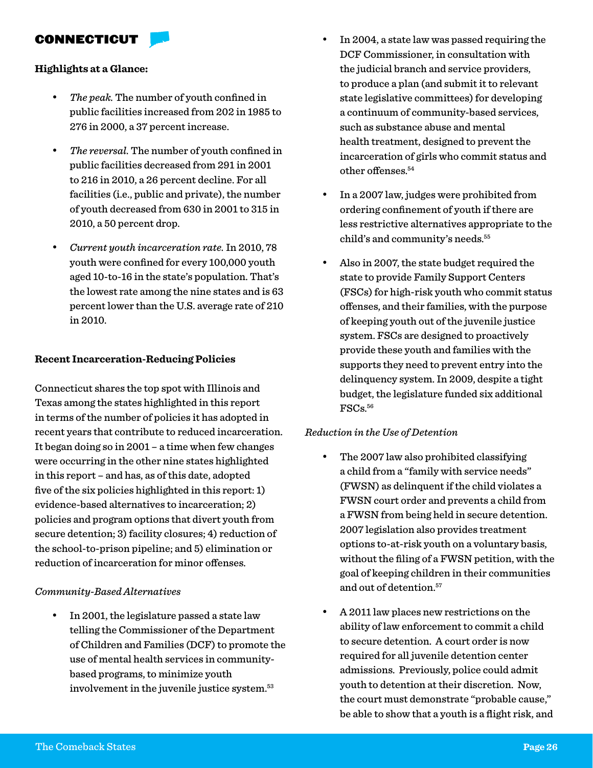## CONNECTICUT

**Highlights at a Glance:**

- *The peak.* The number of youth confined in public facilities increased from 202 in 1985 to 276 in 2000, a 37 percent increase.
- *The reversal.* The number of youth confined in public facilities decreased from 291 in 2001 to 216 in 2010, a 26 percent decline. For all facilities (i.e., public and private), the number of youth decreased from 630 in 2001 to 315 in 2010, a 50 percent drop.
- *Current youth incarceration rate.* In 2010, 78 youth were confined for every 100,000 youth aged 10-to-16 in the state's population. That's the lowest rate among the nine states and is 63 percent lower than the U.S. average rate of 210 in 2010.

**Recent Incarceration-Reducing Policies**

Connecticut shares the top spot with Illinois and Texas among the states highlighted in this report in terms of the number of policies it has adopted in recent years that contribute to reduced incarceration. It began doing so in 2001 – a time when few changes were occurring in the other nine states highlighted in this report – and has, as of this date, adopted five of the six policies highlighted in this report: 1) evidence-based alternatives to incarceration; 2) policies and program options that divert youth from secure detention; 3) facility closures; 4) reduction of the school-to-prison pipeline; and 5) elimination or reduction of incarceration for minor offenses.

*Community-Based Alternatives*

- In 2001, the legislature passed a state law telling the Commissioner of the Department of Children and Families (DCF) to promote the use of mental health services in community-based programs, to minimize youth involvement in the juvenile justice system.[53]
- In 2004, a state law was passed requiring the DCF Commissioner, in consultation with the judicial branch and service providers, to produce a plan (and submit it to relevant state legislative committees) for developing a continuum of community-based services, such as substance abuse and mental health treatment, designed to prevent the incarceration of girls who commit status and other offenses.[54]
- In a 2007 law, judges were prohibited from ordering confinement of youth if there are less restrictive alternatives appropriate to the child's and community's needs.[55]
- Also in 2007, the state budget required the state to provide Family Support Centers (FSCs) for high-risk youth who commit status offenses, and their families, with the purpose of keeping youth out of the juvenile justice system. FSCs are designed to proactively provide these youth and families with the supports they need to prevent entry into the delinquency system. In 2009, despite a tight budget, the legislature funded six additional FSCs.[56]

*Reduction in the Use of Detention*

- The 2007 law also prohibited classifying a child from a "family with service needs" (FWSN) as delinquent if the child violates a FWSN court order and prevents a child from a FWSN from being held in secure detention. 2007 legislation also provides treatment options to-at-risk youth on a voluntary basis, without the filing of a FWSN petition, with the goal of keeping children in their communities and out of detention.[57]
- A 2011 law places new restrictions on the ability of law enforcement to commit a child to secure detention. A court order is now required for all juvenile detention center admissions. Previously, police could admit youth to detention at their discretion. Now, the court must demonstrate "probable cause," be able to show that a youth is a flight risk, and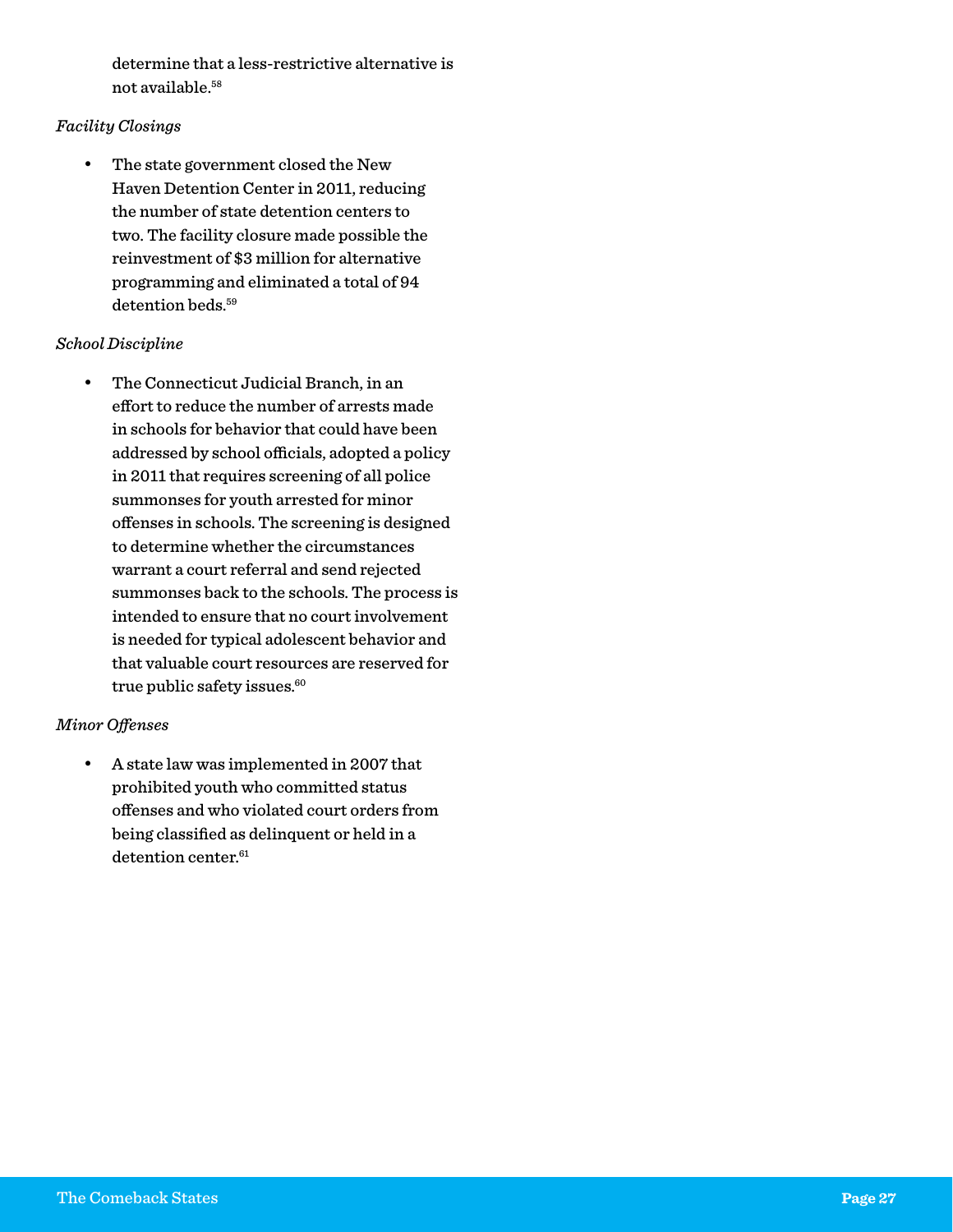determine that a less-restrictive alternative is not available.[58]

*Facility Closings*

- The state government closed the New Haven Detention Center in 2011, reducing the number of state detention centers to two. The facility closure made possible the reinvestment of $3 million for alternative programming and eliminated a total of 94 detention beds.[59]

*School Discipline*

- The Connecticut Judicial Branch, in an effort to reduce the number of arrests made in schools for behavior that could have been addressed by school officials, adopted a policy in 2011 that requires screening of all police summonses for youth arrested for minor offenses in schools. The screening is designed to determine whether the circumstances warrant a court referral and send rejected summonses back to the schools. The process is intended to ensure that no court involvement is needed for typical adolescent behavior and that valuable court resources are reserved for true public safety issues.[60]

*Minor Offenses*

- A state law was implemented in 2007 that prohibited youth who committed status offenses and who violated court orders from being classified as delinquent or held in a detention center.[61]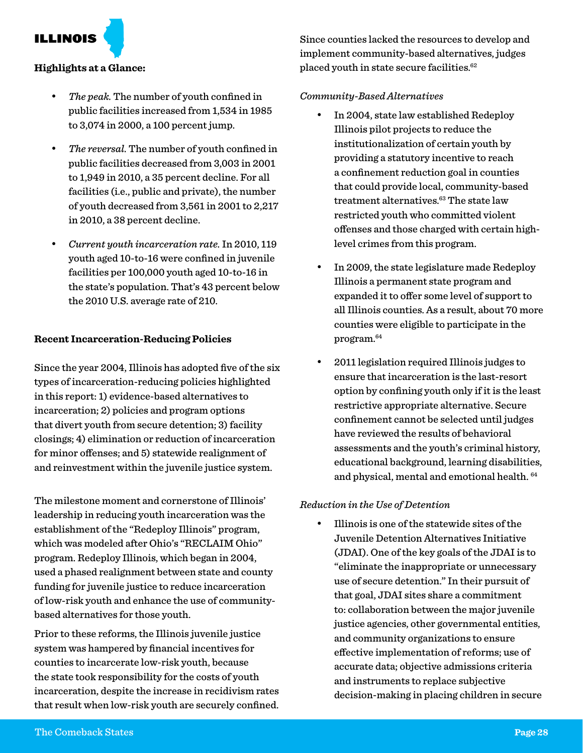# ILLINOIS

**Highlights at a Glance:**

- *The peak.* The number of youth confined in public facilities increased from 1,534 in 1985 to 3,074 in 2000, a 100 percent jump.
- *The reversal.* The number of youth confined in public facilities decreased from 3,003 in 2001 to 1,949 in 2010, a 35 percent decline. For all facilities (i.e., public and private), the number of youth decreased from 3,561 in 2001 to 2,217 in 2010, a 38 percent decline.
- *Current youth incarceration rate.* In 2010, 119 youth aged 10-to-16 were confined in juvenile facilities per 100,000 youth aged 10-to-16 in the state's population. That's 43 percent below the 2010 U.S. average rate of 210.

**Recent Incarceration-Reducing Policies**

Since the year 2004, Illinois has adopted five of the six types of incarceration-reducing policies highlighted in this report: 1) evidence-based alternatives to incarceration; 2) policies and program options that divert youth from secure detention; 3) facility closings; 4) elimination or reduction of incarceration for minor offenses; and 5) statewide realignment of and reinvestment within the juvenile justice system.

The milestone moment and cornerstone of Illinois' leadership in reducing youth incarceration was the establishment of the "Redeploy Illinois" program, which was modeled after Ohio's "RECLAIM Ohio" program. Redeploy Illinois, which began in 2004, used a phased realignment between state and county funding for juvenile justice to reduce incarceration of low-risk youth and enhance the use of community-based alternatives for those youth.

Prior to these reforms, the Illinois juvenile justice system was hampered by financial incentives for counties to incarcerate low-risk youth, because the state took responsibility for the costs of youth incarceration, despite the increase in recidivism rates that result when low-risk youth are securely confined. Since counties lacked the resources to develop and implement community-based alternatives, judges placed youth in state secure facilities.[62]

*Community-Based Alternatives*

- In 2004, state law established Redeploy Illinois pilot projects to reduce the institutionalization of certain youth by providing a statutory incentive to reach a confinement reduction goal in counties that could provide local, community-based treatment alternatives.[63] The state law restricted youth who committed violent offenses and those charged with certain high-level crimes from this program.
- In 2009, the state legislature made Redeploy Illinois a permanent state program and expanded it to offer some level of support to all Illinois counties. As a result, about 70 more counties were eligible to participate in the program.[64]
- 2011 legislation required Illinois judges to ensure that incarceration is the last-resort option by confining youth only if it is the least restrictive appropriate alternative. Secure confinement cannot be selected until judges have reviewed the results of behavioral assessments and the youth's criminal history, educational background, learning disabilities, and physical, mental and emotional health. [64]

*Reduction in the Use of Detention*

- Illinois is one of the statewide sites of the Juvenile Detention Alternatives Initiative (JDAI). One of the key goals of the JDAI is to "eliminate the inappropriate or unnecessary use of secure detention." In their pursuit of that goal, JDAI sites share a commitment to: collaboration between the major juvenile justice agencies, other governmental entities, and community organizations to ensure effective implementation of reforms; use of accurate data; objective admissions criteria and instruments to replace subjective decision-making in placing children in secure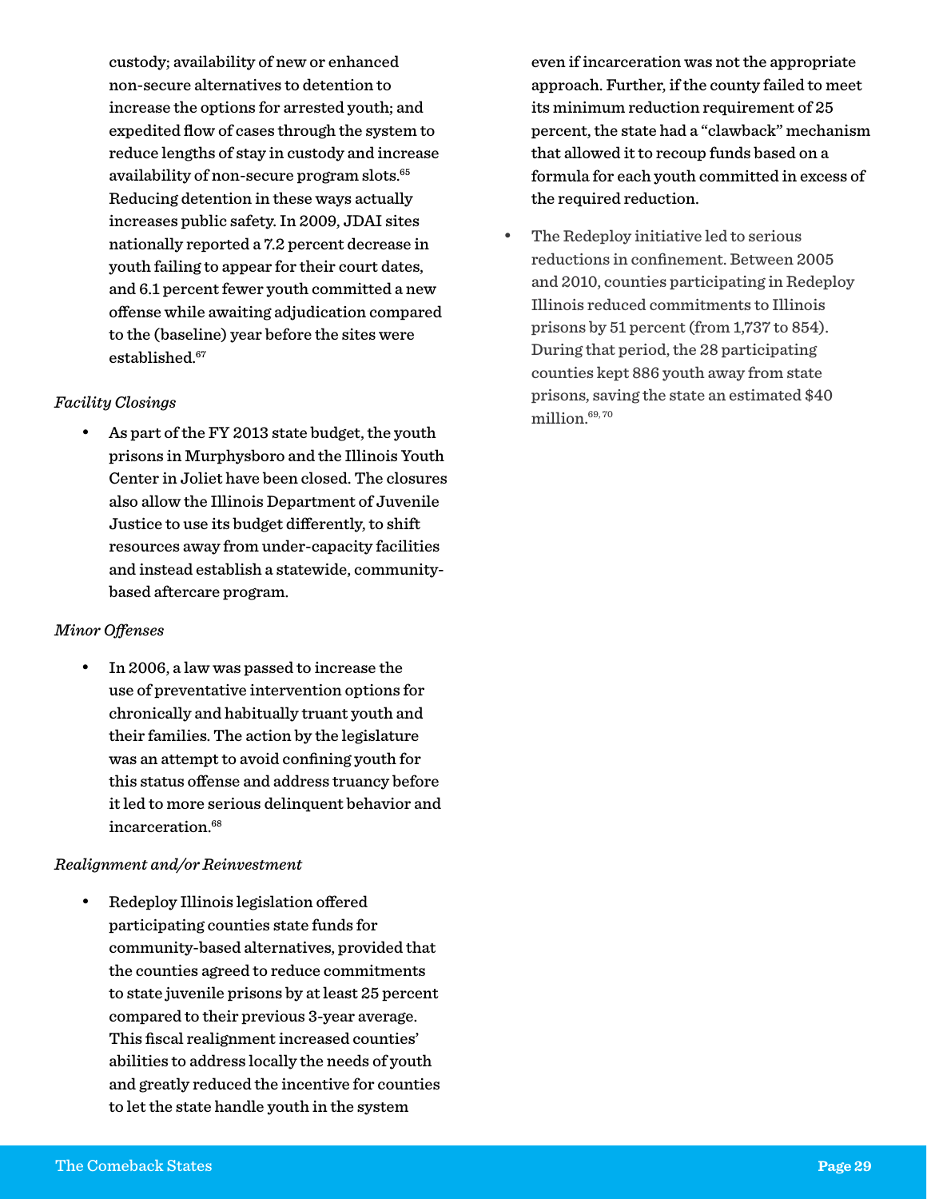custody; availability of new or enhanced non-secure alternatives to detention to increase the options for arrested youth; and expedited flow of cases through the system to reduce lengths of stay in custody and increase availability of non-secure program slots.[65] Reducing detention in these ways actually increases public safety. In 2009, JDAI sites nationally reported a 7.2 percent decrease in youth failing to appear for their court dates, and 6.1 percent fewer youth committed a new offense while awaiting adjudication compared to the (baseline) year before the sites were established.[67]

*Facility Closings*

- As part of the FY 2013 state budget, the youth prisons in Murphysboro and the Illinois Youth Center in Joliet have been closed. The closures also allow the Illinois Department of Juvenile Justice to use its budget differently, to shift resources away from under-capacity facilities and instead establish a statewide, community-based aftercare program.

*Minor Offenses*

- In 2006, a law was passed to increase the use of preventative intervention options for chronically and habitually truant youth and their families. The action by the legislature was an attempt to avoid confining youth for this status offense and address truancy before it led to more serious delinquent behavior and incarceration.[68]

*Realignment and/or Reinvestment*

- Redeploy Illinois legislation offered participating counties state funds for community-based alternatives, provided that the counties agreed to reduce commitments to state juvenile prisons by at least 25 percent compared to their previous 3-year average. This fiscal realignment increased counties' abilities to address locally the needs of youth and greatly reduced the incentive for counties to let the state handle youth in the system even if incarceration was not the appropriate approach. Further, if the county failed to meet its minimum reduction requirement of 25 percent, the state had a "clawback" mechanism that allowed it to recoup funds based on a formula for each youth committed in excess of the required reduction.
- The Redeploy initiative led to serious reductions in confinement. Between 2005 and 2010, counties participating in Redeploy Illinois reduced commitments to Illinois prisons by 51 percent (from 1,737 to 854). During that period, the 28 participating counties kept 886 youth away from state prisons, saving the state an estimated $40 million.[69,70]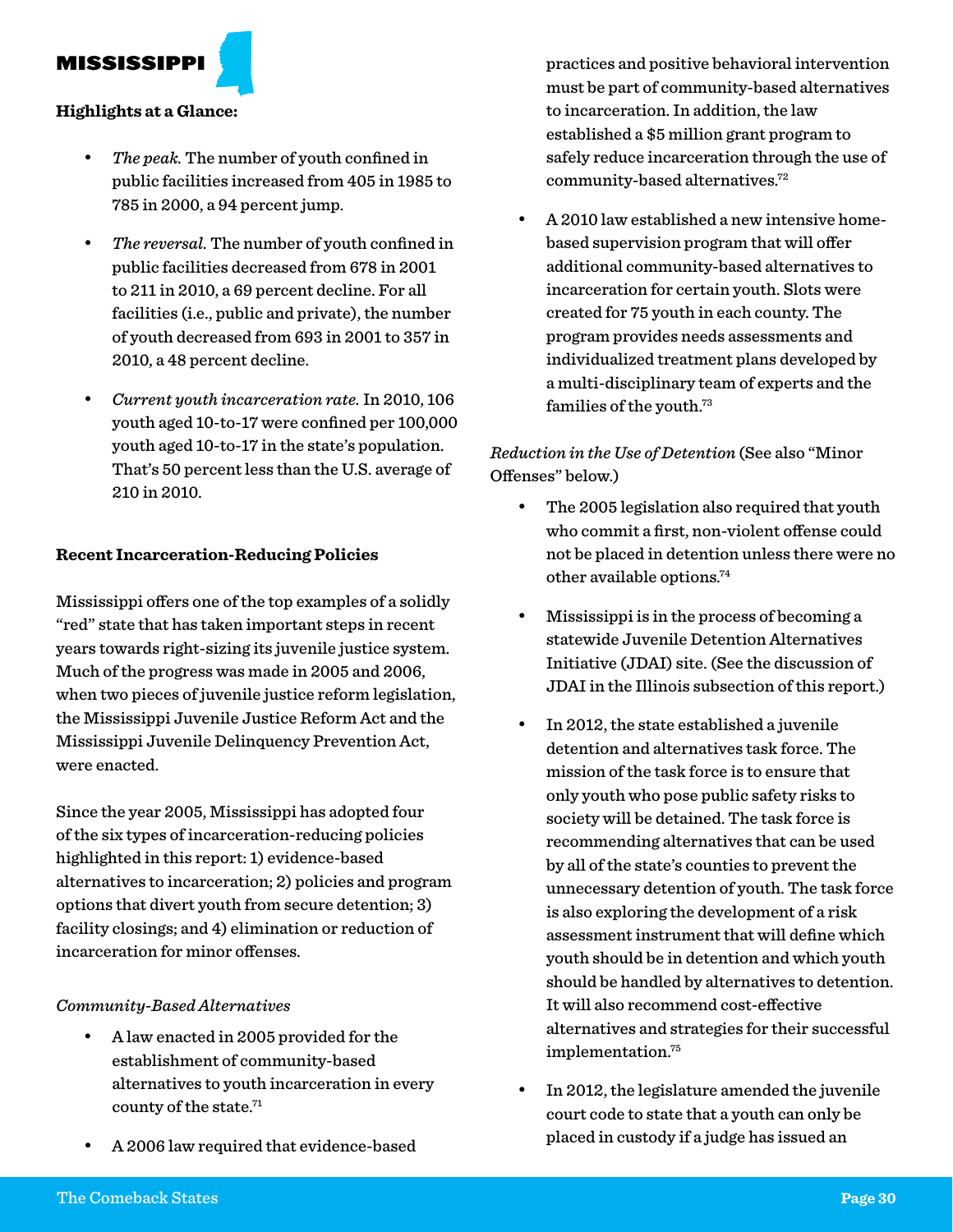# MISSISSIPPI

**Highlights at a Glance:**

- *The peak.* The number of youth confined in public facilities increased from 405 in 1985 to 785 in 2000, a 94 percent jump.
- *The reversal.* The number of youth confined in public facilities decreased from 678 in 2001 to 211 in 2010, a 69 percent decline. For all facilities (i.e., public and private), the number of youth decreased from 693 in 2001 to 357 in 2010, a 48 percent decline.
- *Current youth incarceration rate.* In 2010, 106 youth aged 10-to-17 were confined per 100,000 youth aged 10-to-17 in the state's population. That's 50 percent less than the U.S. average of 210 in 2010.

**Recent Incarceration-Reducing Policies**

Mississippi offers one of the top examples of a solidly "red" state that has taken important steps in recent years towards right-sizing its juvenile justice system. Much of the progress was made in 2005 and 2006, when two pieces of juvenile justice reform legislation, the Mississippi Juvenile Justice Reform Act and the Mississippi Juvenile Delinquency Prevention Act, were enacted.

Since the year 2005, Mississippi has adopted four of the six types of incarceration-reducing policies highlighted in this report: 1) evidence-based alternatives to incarceration; 2) policies and program options that divert youth from secure detention; 3) facility closings; and 4) elimination or reduction of incarceration for minor offenses.

*Community-Based Alternatives*

- A law enacted in 2005 provided for the establishment of community-based alternatives to youth incarceration in every county of the state.[71]
- A 2006 law required that evidence-based practices and positive behavioral intervention must be part of community-based alternatives to incarceration. In addition, the law established a $5 million grant program to safely reduce incarceration through the use of community-based alternatives.[72]
- A 2010 law established a new intensive home-based supervision program that will offer additional community-based alternatives to incarceration for certain youth. Slots were created for 75 youth in each county. The program provides needs assessments and individualized treatment plans developed by a multi-disciplinary team of experts and the families of the youth.[73]

*Reduction in the Use of Detention* (See also "Minor Offenses" below.)

- The 2005 legislation also required that youth who commit a first, non-violent offense could not be placed in detention unless there were no other available options.[74]
- Mississippi is in the process of becoming a statewide Juvenile Detention Alternatives Initiative (JDAI) site. (See the discussion of JDAI in the Illinois subsection of this report.)
- In 2012, the state established a juvenile detention and alternatives task force. The mission of the task force is to ensure that only youth who pose public safety risks to society will be detained. The task force is recommending alternatives that can be used by all of the state's counties to prevent the unnecessary detention of youth. The task force is also exploring the development of a risk assessment instrument that will define which youth should be in detention and which youth should be handled by alternatives to detention. It will also recommend cost-effective alternatives and strategies for their successful implementation.[75]
- In 2012, the legislature amended the juvenile court code to state that a youth can only be placed in custody if a judge has issued an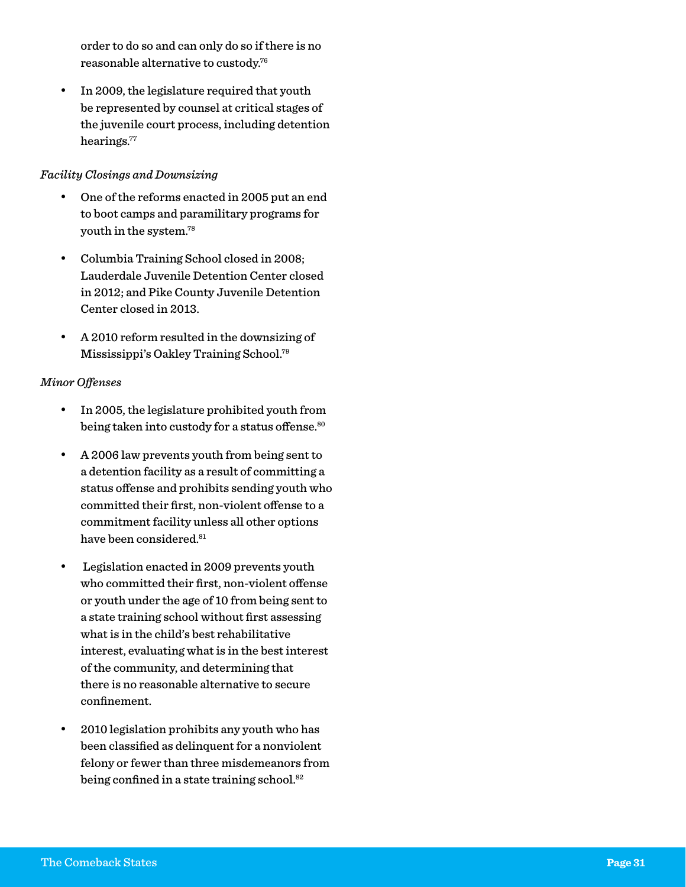order to do so and can only do so if there is no reasonable alternative to custody.[76]

- In 2009, the legislature required that youth be represented by counsel at critical stages of the juvenile court process, including detention hearings.[77]

*Facility Closings and Downsizing*

- One of the reforms enacted in 2005 put an end to boot camps and paramilitary programs for youth in the system.[78]
- Columbia Training School closed in 2008; Lauderdale Juvenile Detention Center closed in 2012; and Pike County Juvenile Detention Center closed in 2013.
- A 2010 reform resulted in the downsizing of Mississippi's Oakley Training School.[79]

*Minor Offenses*

- In 2005, the legislature prohibited youth from being taken into custody for a status offense.[80]
- A 2006 law prevents youth from being sent to a detention facility as a result of committing a status offense and prohibits sending youth who committed their first, non-violent offense to a commitment facility unless all other options have been considered.[81]
- Legislation enacted in 2009 prevents youth who committed their first, non-violent offense or youth under the age of 10 from being sent to a state training school without first assessing what is in the child's best rehabilitative interest, evaluating what is in the best interest of the community, and determining that there is no reasonable alternative to secure confinement.
- 2010 legislation prohibits any youth who has been classified as delinquent for a nonviolent felony or fewer than three misdemeanors from being confined in a state training school.[82]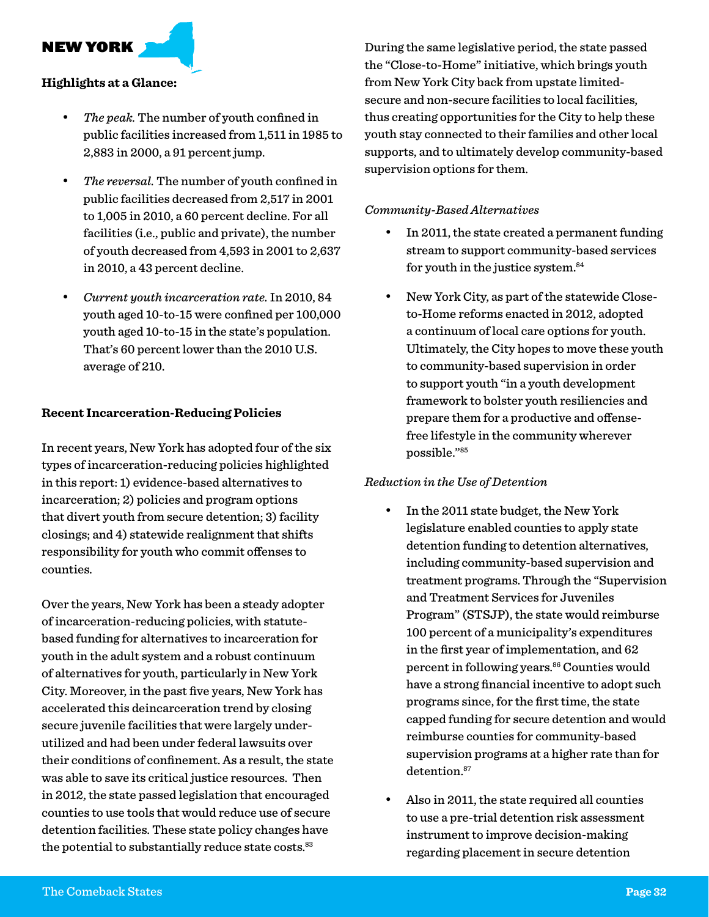## NEW YORK

**Highlights at a Glance:**

- *The peak.* The number of youth confined in public facilities increased from 1,511 in 1985 to 2,883 in 2000, a 91 percent jump.
- *The reversal.* The number of youth confined in public facilities decreased from 2,517 in 2001 to 1,005 in 2010, a 60 percent decline. For all facilities (i.e., public and private), the number of youth decreased from 4,593 in 2001 to 2,637 in 2010, a 43 percent decline.
- *Current youth incarceration rate.* In 2010, 84 youth aged 10-to-15 were confined per 100,000 youth aged 10-to-15 in the state's population. That's 60 percent lower than the 2010 U.S. average of 210.

**Recent Incarceration-Reducing Policies**

In recent years, New York has adopted four of the six types of incarceration-reducing policies highlighted in this report: 1) evidence-based alternatives to incarceration; 2) policies and program options that divert youth from secure detention; 3) facility closings; and 4) statewide realignment that shifts responsibility for youth who commit offenses to counties.

Over the years, New York has been a steady adopter of incarceration-reducing policies, with statute-based funding for alternatives to incarceration for youth in the adult system and a robust continuum of alternatives for youth, particularly in New York City. Moreover, in the past five years, New York has accelerated this deincarceration trend by closing secure juvenile facilities that were largely under-utilized and had been under federal lawsuits over their conditions of confinement. As a result, the state was able to save its critical justice resources. Then in 2012, the state passed legislation that encouraged counties to use tools that would reduce use of secure detention facilities. These state policy changes have the potential to substantially reduce state costs.[83]

During the same legislative period, the state passed the "Close-to-Home" initiative, which brings youth from New York City back from upstate limited-secure and non-secure facilities to local facilities, thus creating opportunities for the City to help these youth stay connected to their families and other local supports, and to ultimately develop community-based supervision options for them.

*Community-Based Alternatives*

- In 2011, the state created a permanent funding stream to support community-based services for youth in the justice system.[84]
- New York City, as part of the statewide Close-to-Home reforms enacted in 2012, adopted a continuum of local care options for youth. Ultimately, the City hopes to move these youth to community-based supervision in order to support youth "in a youth development framework to bolster youth resiliencies and prepare them for a productive and offense-free lifestyle in the community wherever possible."[85]

*Reduction in the Use of Detention*

- In the 2011 state budget, the New York legislature enabled counties to apply state detention funding to detention alternatives, including community-based supervision and treatment programs. Through the "Supervision and Treatment Services for Juveniles Program" (STSJP), the state would reimburse 100 percent of a municipality's expenditures in the first year of implementation, and 62 percent in following years.[86] Counties would have a strong financial incentive to adopt such programs since, for the first time, the state capped funding for secure detention and would reimburse counties for community-based supervision programs at a higher rate than for detention.[87]
- Also in 2011, the state required all counties to use a pre-trial detention risk assessment instrument to improve decision-making regarding placement in secure detention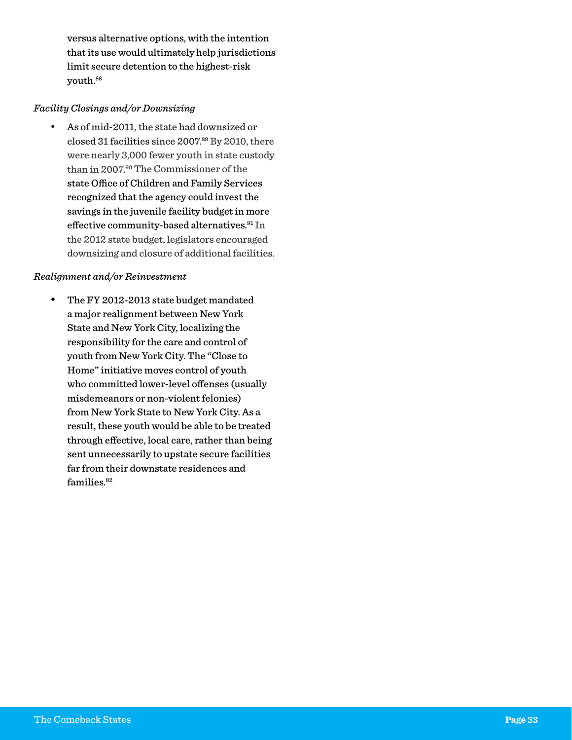versus alternative options, with the intention that its use would ultimately help jurisdictions limit secure detention to the highest-risk youth.[88]

*Facility Closings and/or Downsizing*

- As of mid-2011, the state had downsized or closed 31 facilities since 2007.[89] By 2010, there were nearly 3,000 fewer youth in state custody than in 2007.[90] The Commissioner of the state Office of Children and Family Services recognized that the agency could invest the savings in the juvenile facility budget in more effective community-based alternatives.[91] In the 2012 state budget, legislators encouraged downsizing and closure of additional facilities.

*Realignment and/or Reinvestment*

- The FY 2012-2013 state budget mandated a major realignment between New York State and New York City, localizing the responsibility for the care and control of youth from New York City. The "Close to Home" initiative moves control of youth who committed lower-level offenses (usually misdemeanors or non-violent felonies) from New York State to New York City. As a result, these youth would be able to be treated through effective, local care, rather than being sent unnecessarily to upstate secure facilities far from their downstate residences and families.[92]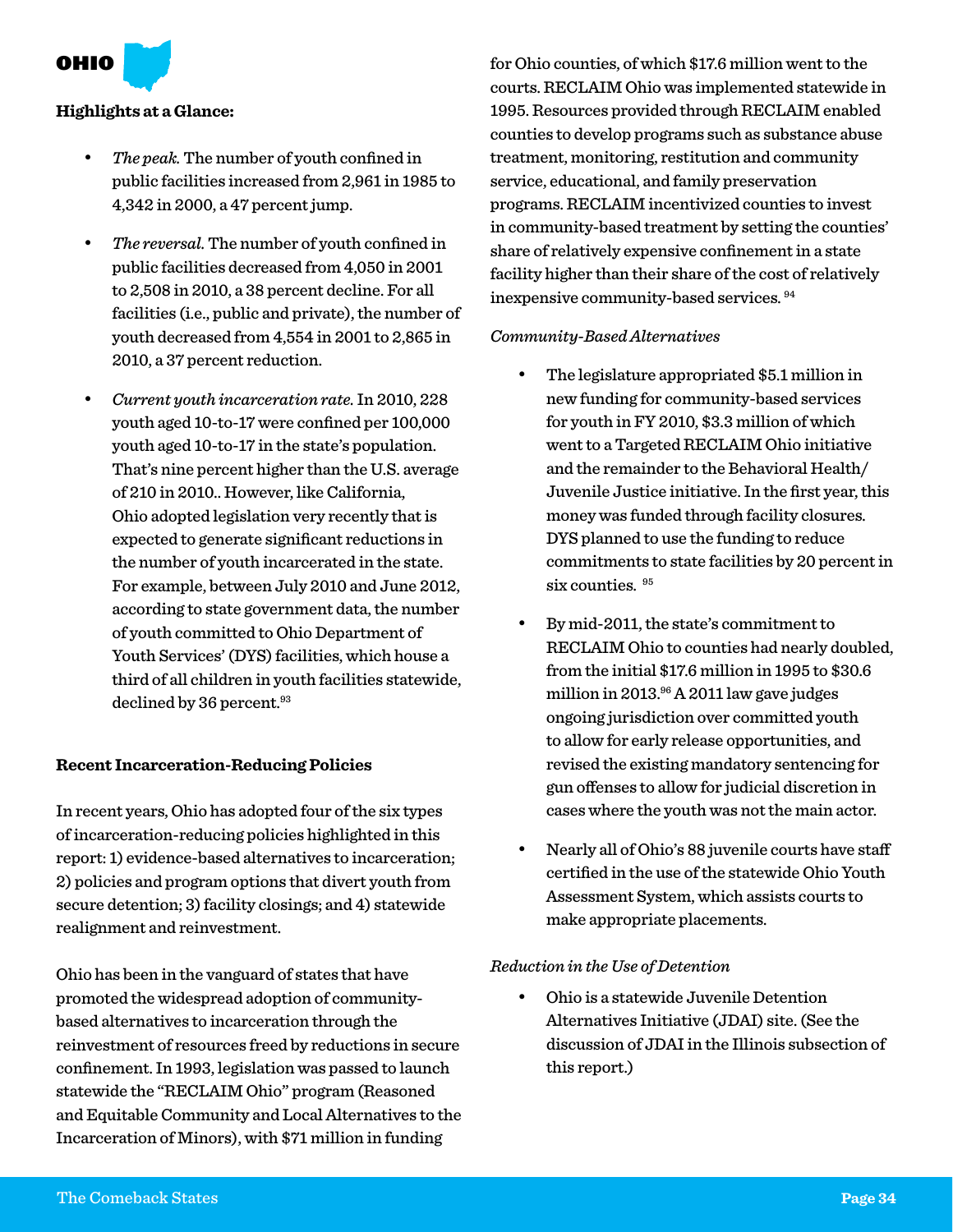# OHIO

**Highlights at a Glance:**

- *The peak.* The number of youth confined in public facilities increased from 2,961 in 1985 to 4,342 in 2000, a 47 percent jump.
- *The reversal.* The number of youth confined in public facilities decreased from 4,050 in 2001 to 2,508 in 2010, a 38 percent decline. For all facilities (i.e., public and private), the number of youth decreased from 4,554 in 2001 to 2,865 in 2010, a 37 percent reduction.
- *Current youth incarceration rate.* In 2010, 228 youth aged 10-to-17 were confined per 100,000 youth aged 10-to-17 in the state's population. That's nine percent higher than the U.S. average of 210 in 2010.. However, like California, Ohio adopted legislation very recently that is expected to generate significant reductions in the number of youth incarcerated in the state. For example, between July 2010 and June 2012, according to state government data, the number of youth committed to Ohio Department of Youth Services' (DYS) facilities, which house a third of all children in youth facilities statewide, declined by 36 percent.[93]

**Recent Incarceration-Reducing Policies**

In recent years, Ohio has adopted four of the six types of incarceration-reducing policies highlighted in this report: 1) evidence-based alternatives to incarceration; 2) policies and program options that divert youth from secure detention; 3) facility closings; and 4) statewide realignment and reinvestment.

Ohio has been in the vanguard of states that have promoted the widespread adoption of community-based alternatives to incarceration through the reinvestment of resources freed by reductions in secure confinement. In 1993, legislation was passed to launch statewide the "RECLAIM Ohio" program (Reasoned and Equitable Community and Local Alternatives to the Incarceration of Minors), with $71 million in funding for Ohio counties, of which $17.6 million went to the courts. RECLAIM Ohio was implemented statewide in 1995. Resources provided through RECLAIM enabled counties to develop programs such as substance abuse treatment, monitoring, restitution and community service, educational, and family preservation programs. RECLAIM incentivized counties to invest in community-based treatment by setting the counties' share of relatively expensive confinement in a state facility higher than their share of the cost of relatively inexpensive community-based services.[94]

*Community-Based Alternatives*

- The legislature appropriated $5.1 million in new funding for community-based services for youth in FY 2010, $3.3 million of which went to a Targeted RECLAIM Ohio initiative and the remainder to the Behavioral Health/Juvenile Justice initiative. In the first year, this money was funded through facility closures. DYS planned to use the funding to reduce commitments to state facilities by 20 percent in six counties.[95]
- By mid-2011, the state's commitment to RECLAIM Ohio to counties had nearly doubled, from the initial $17.6 million in 1995 to $30.6 million in 2013.[96] A 2011 law gave judges ongoing jurisdiction over committed youth to allow for early release opportunities, and revised the existing mandatory sentencing for gun offenses to allow for judicial discretion in cases where the youth was not the main actor.
- Nearly all of Ohio's 88 juvenile courts have staff certified in the use of the statewide Ohio Youth Assessment System, which assists courts to make appropriate placements.

*Reduction in the Use of Detention*

- Ohio is a statewide Juvenile Detention Alternatives Initiative (JDAI) site. (See the discussion of JDAI in the Illinois subsection of this report.)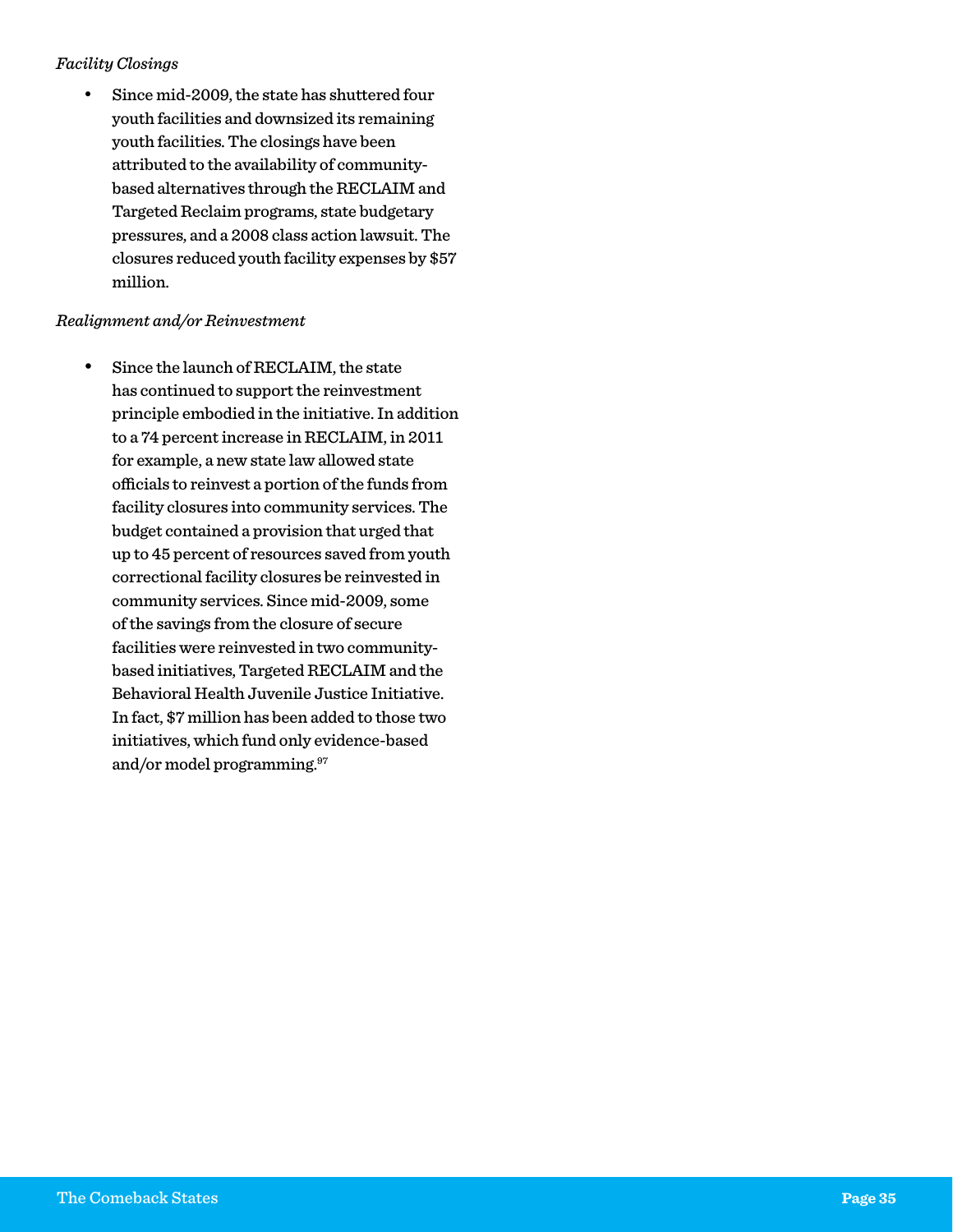*Facility Closings*

- Since mid-2009, the state has shuttered four youth facilities and downsized its remaining youth facilities. The closings have been attributed to the availability of community-based alternatives through the RECLAIM and Targeted Reclaim programs, state budgetary pressures, and a 2008 class action lawsuit. The closures reduced youth facility expenses by $57 million.

*Realignment and/or Reinvestment*

- Since the launch of RECLAIM, the state has continued to support the reinvestment principle embodied in the initiative. In addition to a 74 percent increase in RECLAIM, in 2011 for example, a new state law allowed state officials to reinvest a portion of the funds from facility closures into community services. The budget contained a provision that urged that up to 45 percent of resources saved from youth correctional facility closures be reinvested in community services. Since mid-2009, some of the savings from the closure of secure facilities were reinvested in two community-based initiatives, Targeted RECLAIM and the Behavioral Health Juvenile Justice Initiative. In fact, $7 million has been added to those two initiatives, which fund only evidence-based and/or model programming.[97]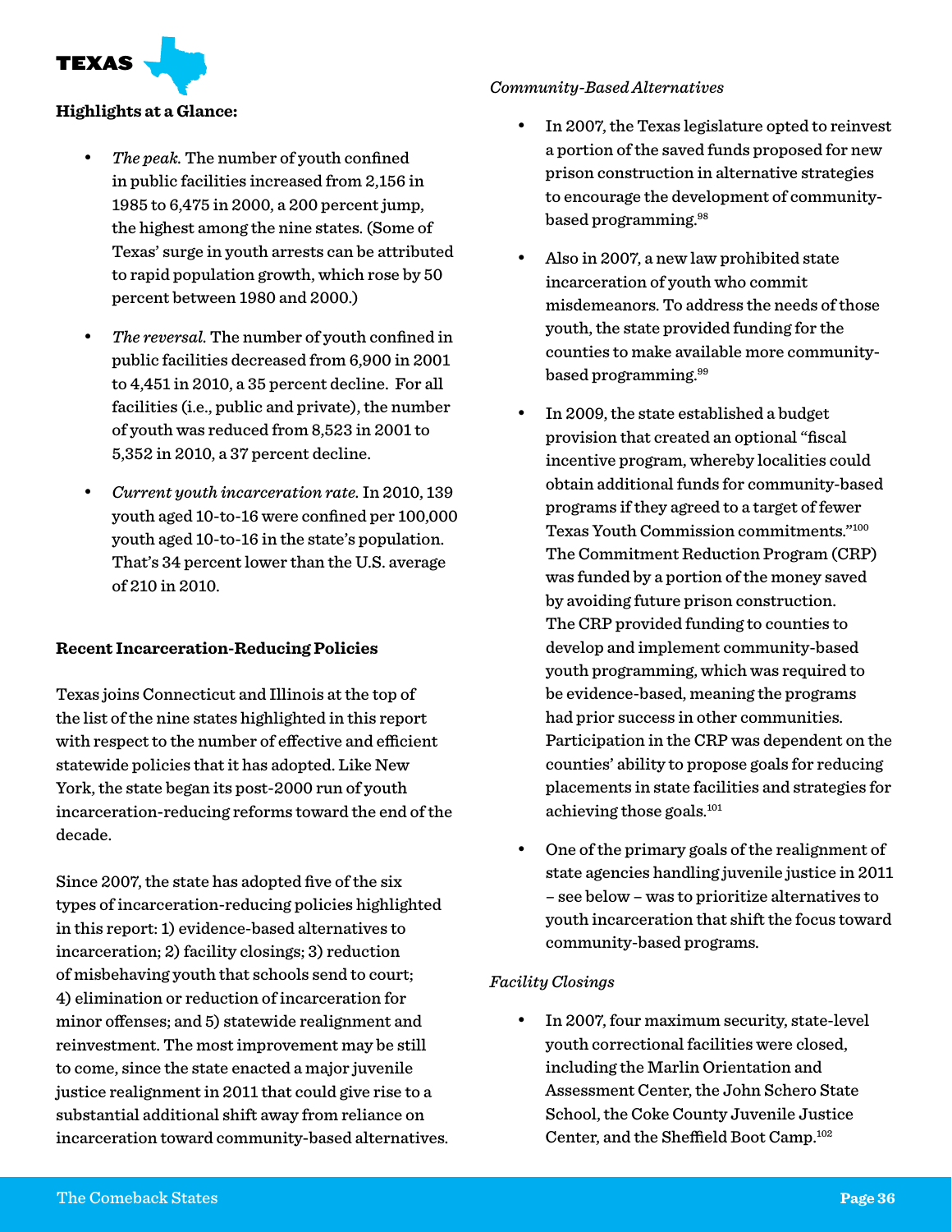# TEXAS

**Highlights at a Glance:**

- *The peak.* The number of youth confined in public facilities increased from 2,156 in 1985 to 6,475 in 2000, a 200 percent jump, the highest among the nine states. (Some of Texas' surge in youth arrests can be attributed to rapid population growth, which rose by 50 percent between 1980 and 2000.)
- *The reversal.* The number of youth confined in public facilities decreased from 6,900 in 2001 to 4,451 in 2010, a 35 percent decline. For all facilities (i.e., public and private), the number of youth was reduced from 8,523 in 2001 to 5,352 in 2010, a 37 percent decline.
- *Current youth incarceration rate.* In 2010, 139 youth aged 10-to-16 were confined per 100,000 youth aged 10-to-16 in the state's population. That's 34 percent lower than the U.S. average of 210 in 2010.

**Recent Incarceration-Reducing Policies**

Texas joins Connecticut and Illinois at the top of the list of the nine states highlighted in this report with respect to the number of effective and efficient statewide policies that it has adopted. Like New York, the state began its post-2000 run of youth incarceration-reducing reforms toward the end of the decade.

Since 2007, the state has adopted five of the six types of incarceration-reducing policies highlighted in this report: 1) evidence-based alternatives to incarceration; 2) facility closings; 3) reduction of misbehaving youth that schools send to court; 4) elimination or reduction of incarceration for minor offenses; and 5) statewide realignment and reinvestment. The most improvement may be still to come, since the state enacted a major juvenile justice realignment in 2011 that could give rise to a substantial additional shift away from reliance on incarceration toward community-based alternatives.

*Community-Based Alternatives*

- In 2007, the Texas legislature opted to reinvest a portion of the saved funds proposed for new prison construction in alternative strategies to encourage the development of community-based programming.[98]
- Also in 2007, a new law prohibited state incarceration of youth who commit misdemeanors. To address the needs of those youth, the state provided funding for the counties to make available more community-based programming.[99]
- In 2009, the state established a budget provision that created an optional "fiscal incentive program, whereby localities could obtain additional funds for community-based programs if they agreed to a target of fewer Texas Youth Commission commitments."[100] The Commitment Reduction Program (CRP) was funded by a portion of the money saved by avoiding future prison construction. The CRP provided funding to counties to develop and implement community-based youth programming, which was required to be evidence-based, meaning the programs had prior success in other communities. Participation in the CRP was dependent on the counties' ability to propose goals for reducing placements in state facilities and strategies for achieving those goals.[101]
- One of the primary goals of the realignment of state agencies handling juvenile justice in 2011 – see below – was to prioritize alternatives to youth incarceration that shift the focus toward community-based programs.

*Facility Closings*

- In 2007, four maximum security, state-level youth correctional facilities were closed, including the Marlin Orientation and Assessment Center, the John Schero State School, the Coke County Juvenile Justice Center, and the Sheffield Boot Camp.[102]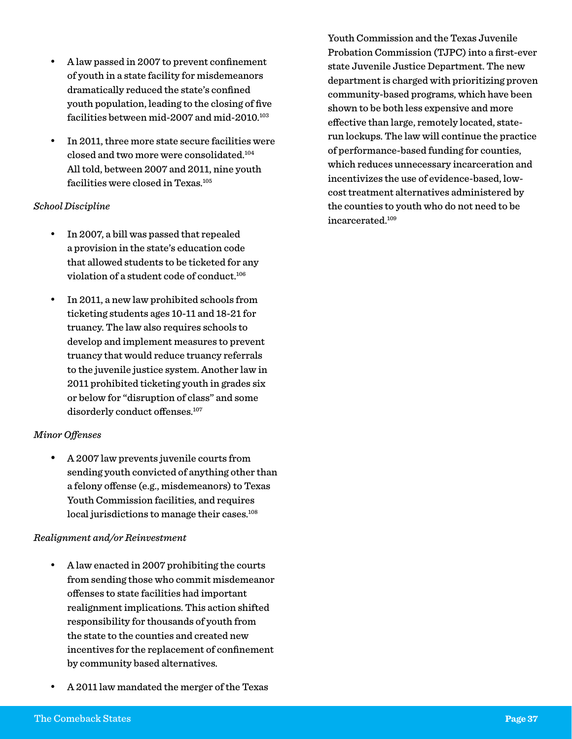- A law passed in 2007 to prevent confinement of youth in a state facility for misdemeanors dramatically reduced the state's confined youth population, leading to the closing of five facilities between mid-2007 and mid-2010.[103]

- In 2011, three more state secure facilities were closed and two more were consolidated.[104] All told, between 2007 and 2011, nine youth facilities were closed in Texas.[105]

*School Discipline*

- In 2007, a bill was passed that repealed a provision in the state's education code that allowed students to be ticketed for any violation of a student code of conduct.[106]

- In 2011, a new law prohibited schools from ticketing students ages 10-11 and 18-21 for truancy. The law also requires schools to develop and implement measures to prevent truancy that would reduce truancy referrals to the juvenile justice system. Another law in 2011 prohibited ticketing youth in grades six or below for "disruption of class" and some disorderly conduct offenses.[107]

*Minor Offenses*

- A 2007 law prevents juvenile courts from sending youth convicted of anything other than a felony offense (e.g., misdemeanors) to Texas Youth Commission facilities, and requires local jurisdictions to manage their cases.[108]

*Realignment and/or Reinvestment*

- A law enacted in 2007 prohibiting the courts from sending those who commit misdemeanor offenses to state facilities had important realignment implications. This action shifted responsibility for thousands of youth from the state to the counties and created new incentives for the replacement of confinement by community based alternatives.

- A 2011 law mandated the merger of the Texas Youth Commission and the Texas Juvenile Probation Commission (TJPC) into a first-ever state Juvenile Justice Department. The new department is charged with prioritizing proven community-based programs, which have been shown to be both less expensive and more effective than large, remotely located, state-run lockups. The law will continue the practice of performance-based funding for counties, which reduces unnecessary incarceration and incentivizes the use of evidence-based, low-cost treatment alternatives administered by the counties to youth who do not need to be incarcerated.[109]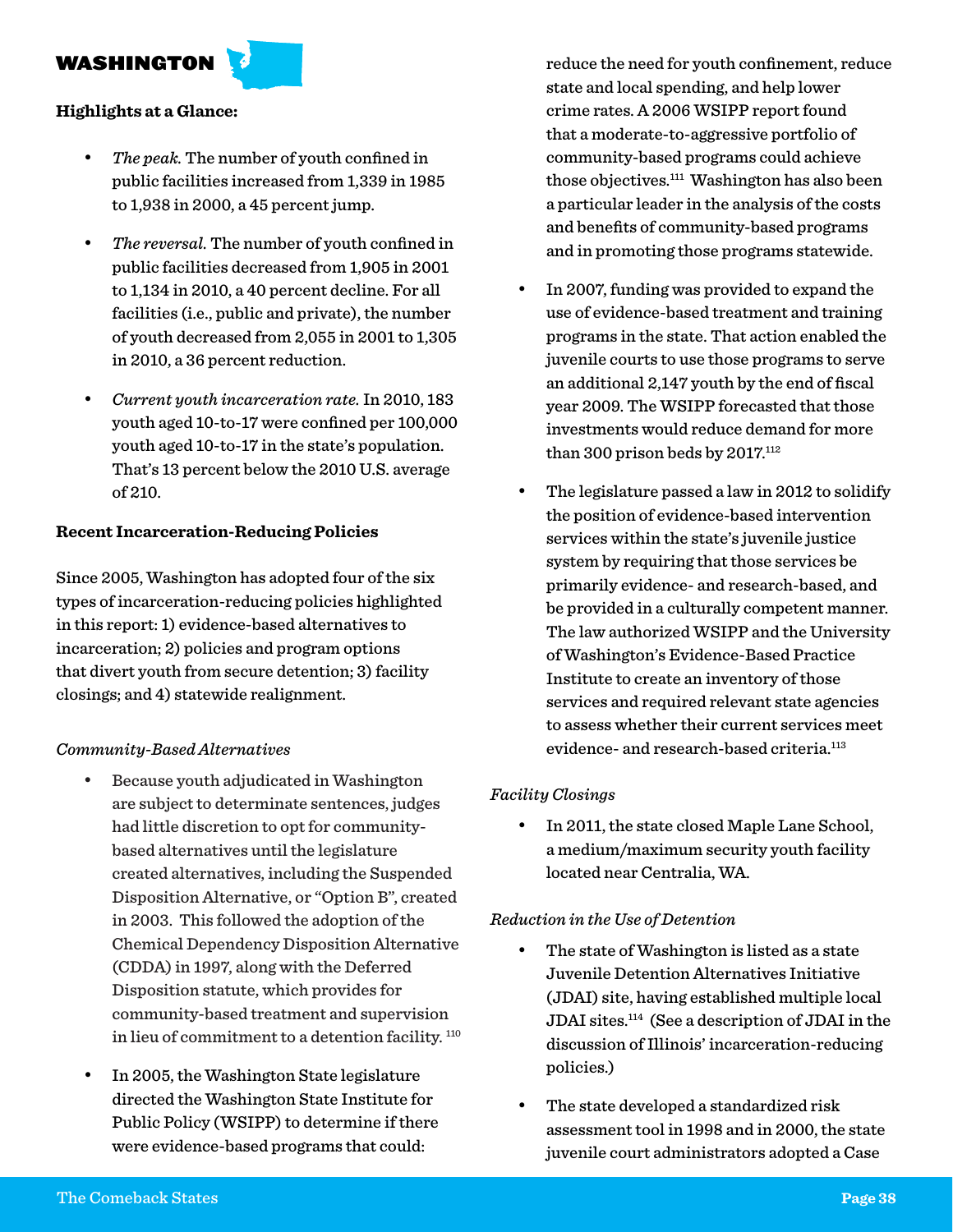# WASHINGTON

**Highlights at a Glance:**

- *The peak.* The number of youth confined in public facilities increased from 1,339 in 1985 to 1,938 in 2000, a 45 percent jump.
- *The reversal.* The number of youth confined in public facilities decreased from 1,905 in 2001 to 1,134 in 2010, a 40 percent decline. For all facilities (i.e., public and private), the number of youth decreased from 2,055 in 2001 to 1,305 in 2010, a 36 percent reduction.
- *Current youth incarceration rate.* In 2010, 183 youth aged 10-to-17 were confined per 100,000 youth aged 10-to-17 in the state's population. That's 13 percent below the 2010 U.S. average of 210.

**Recent Incarceration-Reducing Policies**

Since 2005, Washington has adopted four of the six types of incarceration-reducing policies highlighted in this report: 1) evidence-based alternatives to incarceration; 2) policies and program options that divert youth from secure detention; 3) facility closings; and 4) statewide realignment.

*Community-Based Alternatives*

- Because youth adjudicated in Washington are subject to determinate sentences, judges had little discretion to opt for community-based alternatives until the legislature created alternatives, including the Suspended Disposition Alternative, or "Option B", created in 2003. This followed the adoption of the Chemical Dependency Disposition Alternative (CDDA) in 1997, along with the Deferred Disposition statute, which provides for community-based treatment and supervision in lieu of commitment to a detention facility. [110]
- In 2005, the Washington State legislature directed the Washington State Institute for Public Policy (WSIPP) to determine if there were evidence-based programs that could: reduce the need for youth confinement, reduce state and local spending, and help lower crime rates. A 2006 WSIPP report found that a moderate-to-aggressive portfolio of community-based programs could achieve those objectives.[111] Washington has also been a particular leader in the analysis of the costs and benefits of community-based programs and in promoting those programs statewide.
- In 2007, funding was provided to expand the use of evidence-based treatment and training programs in the state. That action enabled the juvenile courts to use those programs to serve an additional 2,147 youth by the end of fiscal year 2009. The WSIPP forecasted that those investments would reduce demand for more than 300 prison beds by 2017.[112]
- The legislature passed a law in 2012 to solidify the position of evidence-based intervention services within the state's juvenile justice system by requiring that those services be primarily evidence- and research-based, and be provided in a culturally competent manner. The law authorized WSIPP and the University of Washington's Evidence-Based Practice Institute to create an inventory of those services and required relevant state agencies to assess whether their current services meet evidence- and research-based criteria.[113]

*Facility Closings*

- In 2011, the state closed Maple Lane School, a medium/maximum security youth facility located near Centralia, WA.

*Reduction in the Use of Detention*

- The state of Washington is listed as a state Juvenile Detention Alternatives Initiative (JDAI) site, having established multiple local JDAI sites.[114] (See a description of JDAI in the discussion of Illinois' incarceration-reducing policies.)
- The state developed a standardized risk assessment tool in 1998 and in 2000, the state juvenile court administrators adopted a Case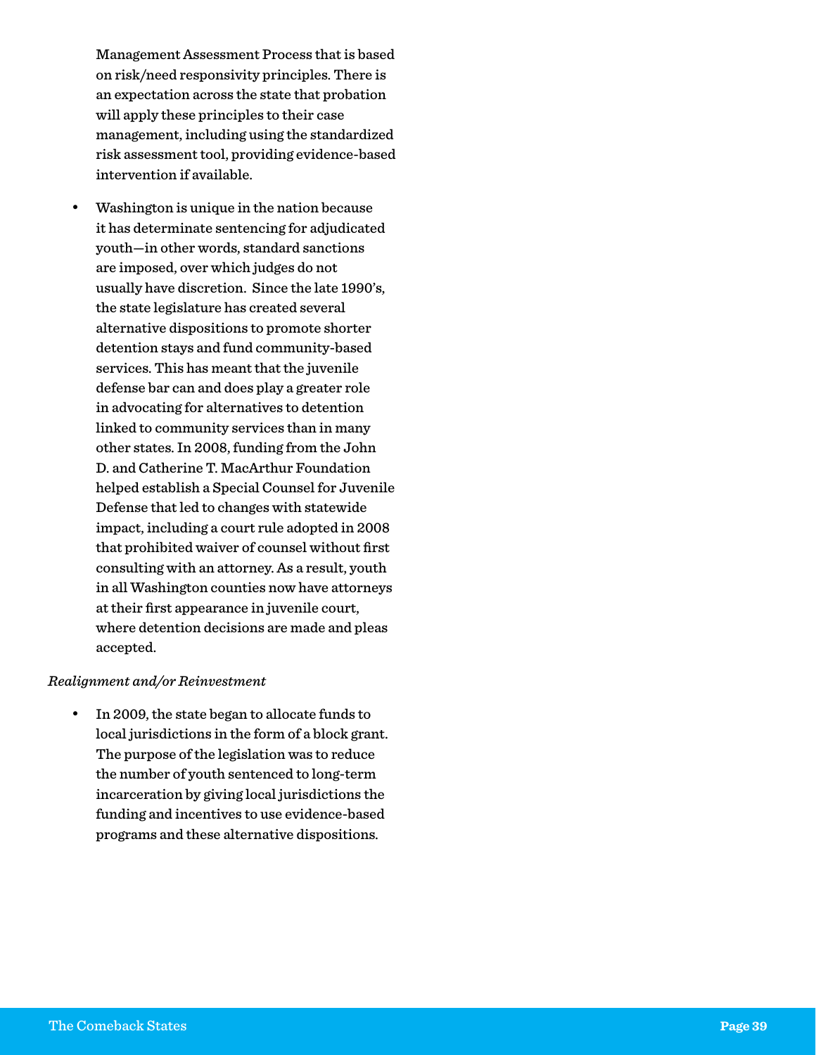Management Assessment Process that is based on risk/need responsivity principles. There is an expectation across the state that probation will apply these principles to their case management, including using the standardized risk assessment tool, providing evidence-based intervention if available.

- Washington is unique in the nation because it has determinate sentencing for adjudicated youth—in other words, standard sanctions are imposed, over which judges do not usually have discretion. Since the late 1990's, the state legislature has created several alternative dispositions to promote shorter detention stays and fund community-based services. This has meant that the juvenile defense bar can and does play a greater role in advocating for alternatives to detention linked to community services than in many other states. In 2008, funding from the John D. and Catherine T. MacArthur Foundation helped establish a Special Counsel for Juvenile Defense that led to changes with statewide impact, including a court rule adopted in 2008 that prohibited waiver of counsel without first consulting with an attorney. As a result, youth in all Washington counties now have attorneys at their first appearance in juvenile court, where detention decisions are made and pleas accepted.

*Realignment and/or Reinvestment*

- In 2009, the state began to allocate funds to local jurisdictions in the form of a block grant. The purpose of the legislation was to reduce the number of youth sentenced to long-term incarceration by giving local jurisdictions the funding and incentives to use evidence-based programs and these alternative dispositions.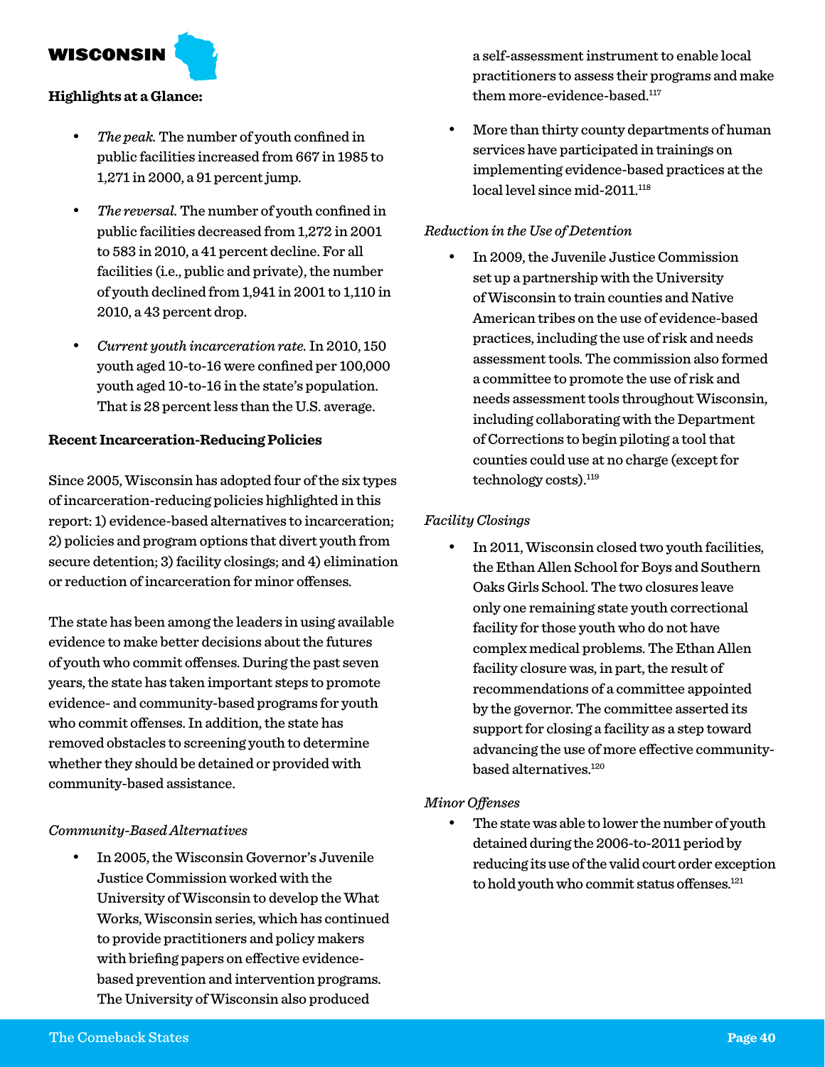# WISCONSIN

**Highlights at a Glance:**

- *The peak.* The number of youth confined in public facilities increased from 667 in 1985 to 1,271 in 2000, a 91 percent jump.
- *The reversal.* The number of youth confined in public facilities decreased from 1,272 in 2001 to 583 in 2010, a 41 percent decline. For all facilities (i.e., public and private), the number of youth declined from 1,941 in 2001 to 1,110 in 2010, a 43 percent drop.
- *Current youth incarceration rate.* In 2010, 150 youth aged 10-to-16 were confined per 100,000 youth aged 10-to-16 in the state's population. That is 28 percent less than the U.S. average.

**Recent Incarceration-Reducing Policies**

Since 2005, Wisconsin has adopted four of the six types of incarceration-reducing policies highlighted in this report: 1) evidence-based alternatives to incarceration; 2) policies and program options that divert youth from secure detention; 3) facility closings; and 4) elimination or reduction of incarceration for minor offenses.

The state has been among the leaders in using available evidence to make better decisions about the futures of youth who commit offenses. During the past seven years, the state has taken important steps to promote evidence- and community-based programs for youth who commit offenses. In addition, the state has removed obstacles to screening youth to determine whether they should be detained or provided with community-based assistance.

*Community-Based Alternatives*

- In 2005, the Wisconsin Governor's Juvenile Justice Commission worked with the University of Wisconsin to develop the What Works, Wisconsin series, which has continued to provide practitioners and policy makers with briefing papers on effective evidence-based prevention and intervention programs. The University of Wisconsin also produced a self-assessment instrument to enable local practitioners to assess their programs and make them more-evidence-based.[117]
- More than thirty county departments of human services have participated in trainings on implementing evidence-based practices at the local level since mid-2011.[118]

*Reduction in the Use of Detention*

- In 2009, the Juvenile Justice Commission set up a partnership with the University of Wisconsin to train counties and Native American tribes on the use of evidence-based practices, including the use of risk and needs assessment tools. The commission also formed a committee to promote the use of risk and needs assessment tools throughout Wisconsin, including collaborating with the Department of Corrections to begin piloting a tool that counties could use at no charge (except for technology costs).[119]

*Facility Closings*

- In 2011, Wisconsin closed two youth facilities, the Ethan Allen School for Boys and Southern Oaks Girls School. The two closures leave only one remaining state youth correctional facility for those youth who do not have complex medical problems. The Ethan Allen facility closure was, in part, the result of recommendations of a committee appointed by the governor. The committee asserted its support for closing a facility as a step toward advancing the use of more effective community-based alternatives.[120]

*Minor Offenses*

- The state was able to lower the number of youth detained during the 2006-to-2011 period by reducing its use of the valid court order exception to hold youth who commit status offenses.[121]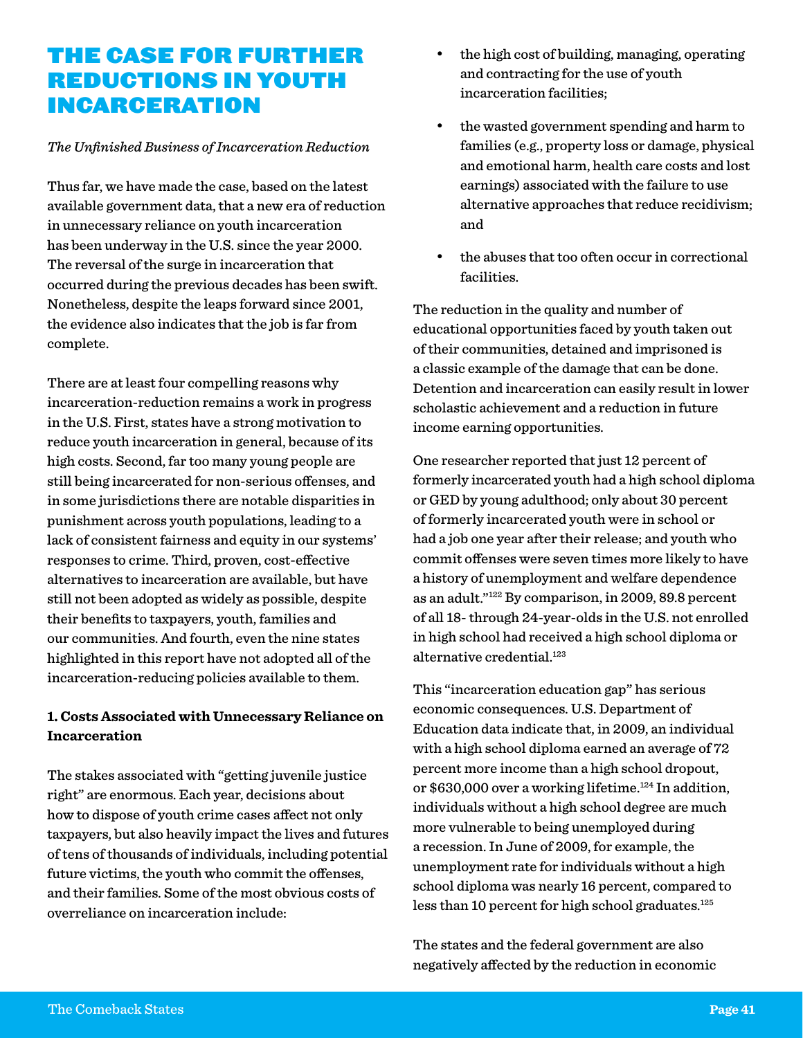# THE CASE FOR FURTHER REDUCTIONS IN YOUTH INCARCERATION

*The Unfinished Business of Incarceration Reduction*

Thus far, we have made the case, based on the latest available government data, that a new era of reduction in unnecessary reliance on youth incarceration has been underway in the U.S. since the year 2000. The reversal of the surge in incarceration that occurred during the previous decades has been swift. Nonetheless, despite the leaps forward since 2001, the evidence also indicates that the job is far from complete.

There are at least four compelling reasons why incarceration-reduction remains a work in progress in the U.S. First, states have a strong motivation to reduce youth incarceration in general, because of its high costs. Second, far too many young people are still being incarcerated for non-serious offenses, and in some jurisdictions there are notable disparities in punishment across youth populations, leading to a lack of consistent fairness and equity in our systems' responses to crime. Third, proven, cost-effective alternatives to incarceration are available, but have still not been adopted as widely as possible, despite their benefits to taxpayers, youth, families and our communities. And fourth, even the nine states highlighted in this report have not adopted all of the incarceration-reducing policies available to them.

**1. Costs Associated with Unnecessary Reliance on Incarceration**

The stakes associated with "getting juvenile justice right" are enormous. Each year, decisions about how to dispose of youth crime cases affect not only taxpayers, but also heavily impact the lives and futures of tens of thousands of individuals, including potential future victims, the youth who commit the offenses, and their families. Some of the most obvious costs of overreliance on incarceration include:

- the high cost of building, managing, operating and contracting for the use of youth incarceration facilities;
- the wasted government spending and harm to families (e.g., property loss or damage, physical and emotional harm, health care costs and lost earnings) associated with the failure to use alternative approaches that reduce recidivism; and
- the abuses that too often occur in correctional facilities.

The reduction in the quality and number of educational opportunities faced by youth taken out of their communities, detained and imprisoned is a classic example of the damage that can be done. Detention and incarceration can easily result in lower scholastic achievement and a reduction in future income earning opportunities.

One researcher reported that just 12 percent of formerly incarcerated youth had a high school diploma or GED by young adulthood; only about 30 percent of formerly incarcerated youth were in school or had a job one year after their release; and youth who commit offenses were seven times more likely to have a history of unemployment and welfare dependence as an adult."[122] By comparison, in 2009, 89.8 percent of all 18- through 24-year-olds in the U.S. not enrolled in high school had received a high school diploma or alternative credential.[123]

This "incarceration education gap" has serious economic consequences. U.S. Department of Education data indicate that, in 2009, an individual with a high school diploma earned an average of 72 percent more income than a high school dropout, or $630,000 over a working lifetime.[124] In addition, individuals without a high school degree are much more vulnerable to being unemployed during a recession. In June of 2009, for example, the unemployment rate for individuals without a high school diploma was nearly 16 percent, compared to less than 10 percent for high school graduates.[125]

The states and the federal government are also negatively affected by the reduction in economic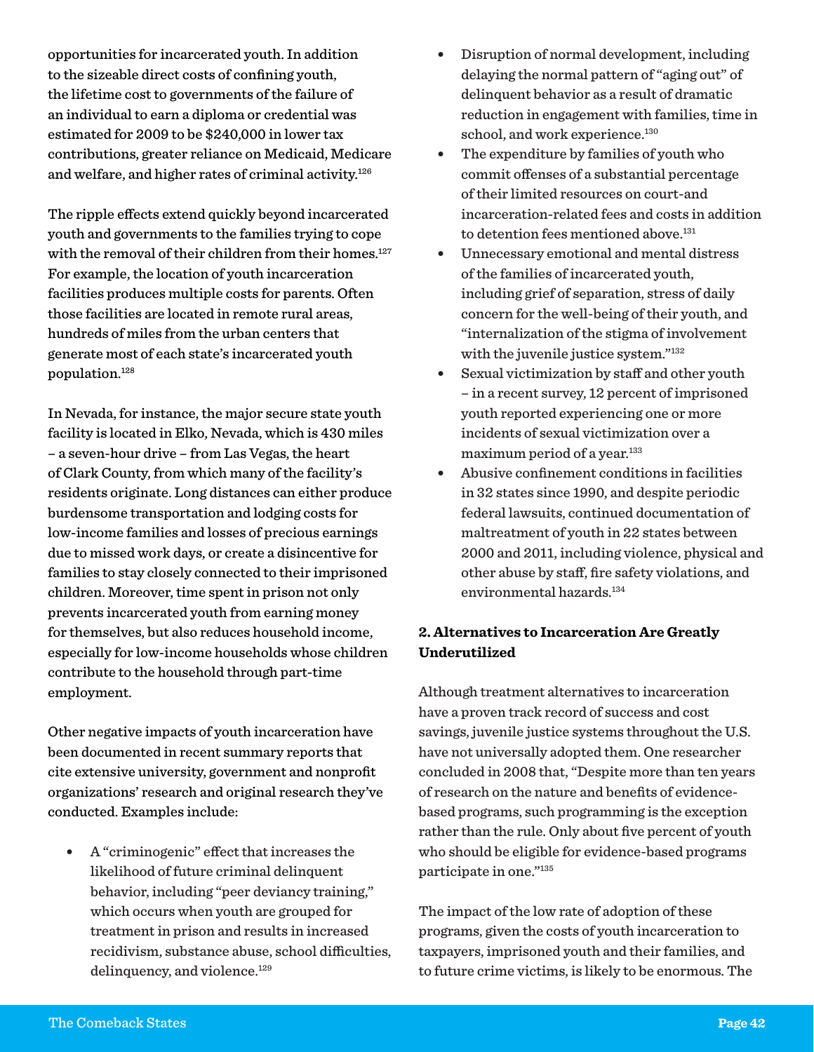opportunities for incarcerated youth. In addition to the sizeable direct costs of confining youth, the lifetime cost to governments of the failure of an individual to earn a diploma or credential was estimated for 2009 to be $240,000 in lower tax contributions, greater reliance on Medicaid, Medicare and welfare, and higher rates of criminal activity.[126]

The ripple effects extend quickly beyond incarcerated youth and governments to the families trying to cope with the removal of their children from their homes.[127] For example, the location of youth incarceration facilities produces multiple costs for parents. Often those facilities are located in remote rural areas, hundreds of miles from the urban centers that generate most of each state's incarcerated youth population.[128]

In Nevada, for instance, the major secure state youth facility is located in Elko, Nevada, which is 430 miles – a seven-hour drive – from Las Vegas, the heart of Clark County, from which many of the facility's residents originate. Long distances can either produce burdensome transportation and lodging costs for low-income families and losses of precious earnings due to missed work days, or create a disincentive for families to stay closely connected to their imprisoned children. Moreover, time spent in prison not only prevents incarcerated youth from earning money for themselves, but also reduces household income, especially for low-income households whose children contribute to the household through part-time employment.

Other negative impacts of youth incarceration have been documented in recent summary reports that cite extensive university, government and nonprofit organizations' research and original research they've conducted. Examples include:

- A "criminogenic" effect that increases the likelihood of future criminal delinquent behavior, including "peer deviancy training," which occurs when youth are grouped for treatment in prison and results in increased recidivism, substance abuse, school difficulties, delinquency, and violence.[129]
- Disruption of normal development, including delaying the normal pattern of "aging out" of delinquent behavior as a result of dramatic reduction in engagement with families, time in school, and work experience.[130]
- The expenditure by families of youth who commit offenses of a substantial percentage of their limited resources on court-and incarceration-related fees and costs in addition to detention fees mentioned above.[131]
- Unnecessary emotional and mental distress of the families of incarcerated youth, including grief of separation, stress of daily concern for the well-being of their youth, and "internalization of the stigma of involvement with the juvenile justice system."[132]
- Sexual victimization by staff and other youth – in a recent survey, 12 percent of imprisoned youth reported experiencing one or more incidents of sexual victimization over a maximum period of a year.[133]
- Abusive confinement conditions in facilities in 32 states since 1990, and despite periodic federal lawsuits, continued documentation of maltreatment of youth in 22 states between 2000 and 2011, including violence, physical and other abuse by staff, fire safety violations, and environmental hazards.[134]

## 2. Alternatives to Incarceration Are Greatly Underutilized

Although treatment alternatives to incarceration have a proven track record of success and cost savings, juvenile justice systems throughout the U.S. have not universally adopted them. One researcher concluded in 2008 that, "Despite more than ten years of research on the nature and benefits of evidence-based programs, such programming is the exception rather than the rule. Only about five percent of youth who should be eligible for evidence-based programs participate in one."[135]

The impact of the low rate of adoption of these programs, given the costs of youth incarceration to taxpayers, imprisoned youth and their families, and to future crime victims, is likely to be enormous. The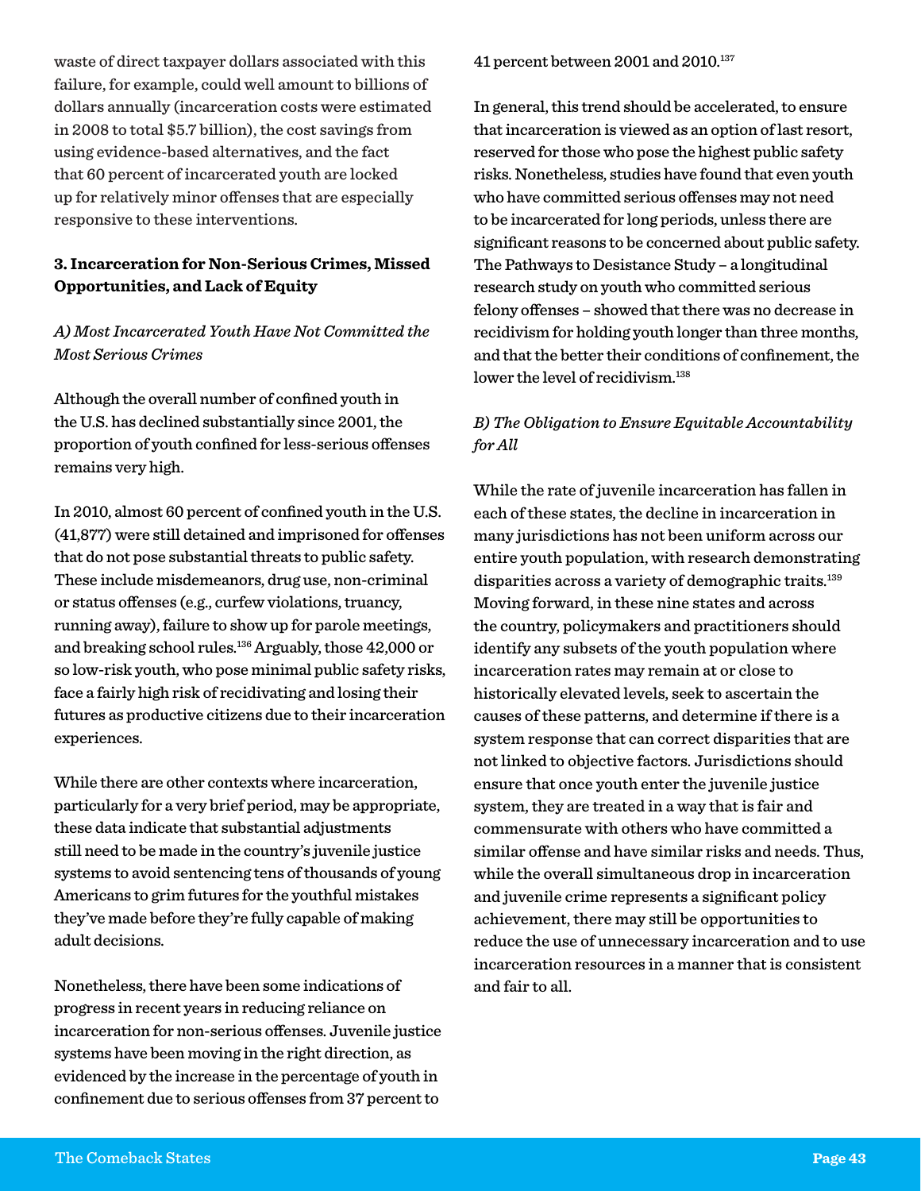waste of direct taxpayer dollars associated with this failure, for example, could well amount to billions of dollars annually (incarceration costs were estimated in 2008 to total $5.7 billion), the cost savings from using evidence-based alternatives, and the fact that 60 percent of incarcerated youth are locked up for relatively minor offenses that are especially responsive to these interventions.

### 3. Incarceration for Non-Serious Crimes, Missed Opportunities, and Lack of Equity

*A) Most Incarcerated Youth Have Not Committed the Most Serious Crimes*

Although the overall number of confined youth in the U.S. has declined substantially since 2001, the proportion of youth confined for less-serious offenses remains very high.

In 2010, almost 60 percent of confined youth in the U.S. (41,877) were still detained and imprisoned for offenses that do not pose substantial threats to public safety. These include misdemeanors, drug use, non-criminal or status offenses (e.g., curfew violations, truancy, running away), failure to show up for parole meetings, and breaking school rules.[136] Arguably, those 42,000 or so low-risk youth, who pose minimal public safety risks, face a fairly high risk of recidivating and losing their futures as productive citizens due to their incarceration experiences.

While there are other contexts where incarceration, particularly for a very brief period, may be appropriate, these data indicate that substantial adjustments still need to be made in the country's juvenile justice systems to avoid sentencing tens of thousands of young Americans to grim futures for the youthful mistakes they've made before they're fully capable of making adult decisions.

Nonetheless, there have been some indications of progress in recent years in reducing reliance on incarceration for non-serious offenses. Juvenile justice systems have been moving in the right direction, as evidenced by the increase in the percentage of youth in confinement due to serious offenses from 37 percent to 41 percent between 2001 and 2010.[137]

In general, this trend should be accelerated, to ensure that incarceration is viewed as an option of last resort, reserved for those who pose the highest public safety risks. Nonetheless, studies have found that even youth who have committed serious offenses may not need to be incarcerated for long periods, unless there are significant reasons to be concerned about public safety. The Pathways to Desistance Study – a longitudinal research study on youth who committed serious felony offenses – showed that there was no decrease in recidivism for holding youth longer than three months, and that the better their conditions of confinement, the lower the level of recidivism.[138]

*B) The Obligation to Ensure Equitable Accountability for All*

While the rate of juvenile incarceration has fallen in each of these states, the decline in incarceration in many jurisdictions has not been uniform across our entire youth population, with research demonstrating disparities across a variety of demographic traits.[139] Moving forward, in these nine states and across the country, policymakers and practitioners should identify any subsets of the youth population where incarceration rates may remain at or close to historically elevated levels, seek to ascertain the causes of these patterns, and determine if there is a system response that can correct disparities that are not linked to objective factors. Jurisdictions should ensure that once youth enter the juvenile justice system, they are treated in a way that is fair and commensurate with others who have committed a similar offense and have similar risks and needs. Thus, while the overall simultaneous drop in incarceration and juvenile crime represents a significant policy achievement, there may still be opportunities to reduce the use of unnecessary incarceration and to use incarceration resources in a manner that is consistent and fair to all.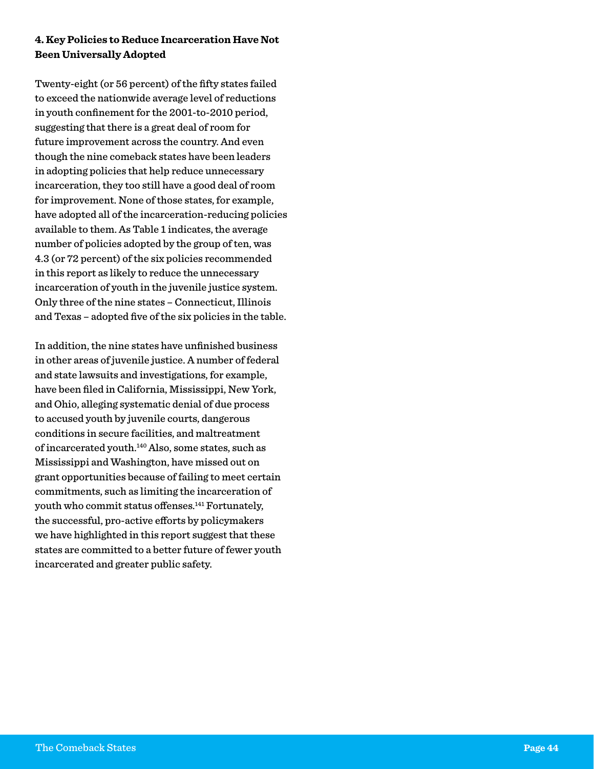### 4. Key Policies to Reduce Incarceration Have Not Been Universally Adopted

Twenty-eight (or 56 percent) of the fifty states failed to exceed the nationwide average level of reductions in youth confinement for the 2001-to-2010 period, suggesting that there is a great deal of room for future improvement across the country. And even though the nine comeback states have been leaders in adopting policies that help reduce unnecessary incarceration, they too still have a good deal of room for improvement. None of those states, for example, have adopted all of the incarceration-reducing policies available to them. As Table 1 indicates, the average number of policies adopted by the group of ten, was 4.3 (or 72 percent) of the six policies recommended in this report as likely to reduce the unnecessary incarceration of youth in the juvenile justice system. Only three of the nine states – Connecticut, Illinois and Texas – adopted five of the six policies in the table.

In addition, the nine states have unfinished business in other areas of juvenile justice. A number of federal and state lawsuits and investigations, for example, have been filed in California, Mississippi, New York, and Ohio, alleging systematic denial of due process to accused youth by juvenile courts, dangerous conditions in secure facilities, and maltreatment of incarcerated youth.[140] Also, some states, such as Mississippi and Washington, have missed out on grant opportunities because of failing to meet certain commitments, such as limiting the incarceration of youth who commit status offenses.[141] Fortunately, the successful, pro-active efforts by policymakers we have highlighted in this report suggest that these states are committed to a better future of fewer youth incarcerated and greater public safety.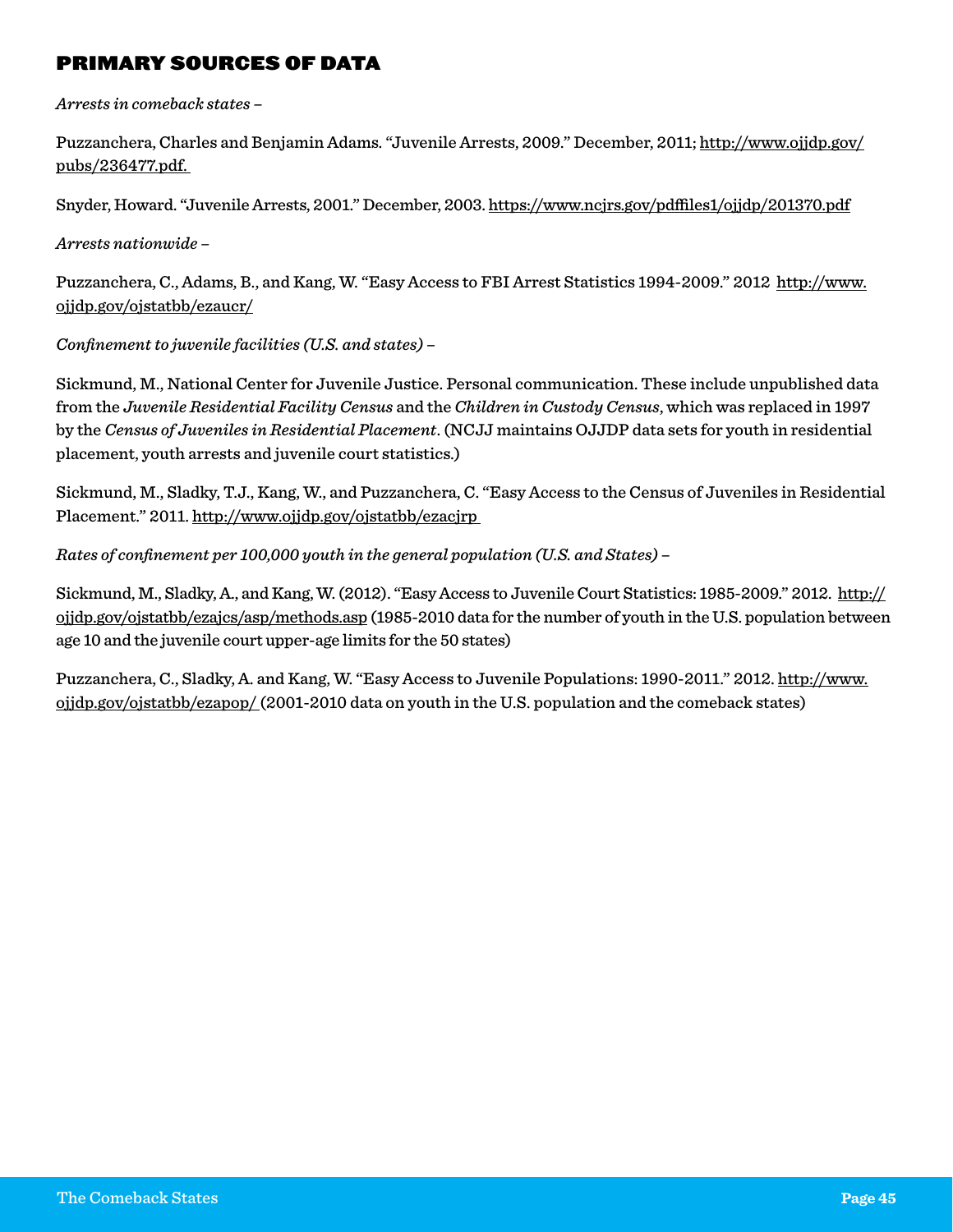## PRIMARY SOURCES OF DATA

*Arrests in comeback states –*

Puzzanchera, Charles and Benjamin Adams. "Juvenile Arrests, 2009." December, 2011; http://www.ojjdp.gov/pubs/236477.pdf.

Snyder, Howard. "Juvenile Arrests, 2001." December, 2003. https://www.ncjrs.gov/pdffiles1/ojjdp/201370.pdf

*Arrests nationwide –*

Puzzanchera, C., Adams, B., and Kang, W. "Easy Access to FBI Arrest Statistics 1994-2009." 2012 http://www.ojjdp.gov/ojstatbb/ezaucr/

*Confinement to juvenile facilities (U.S. and states) –*

Sickmund, M., National Center for Juvenile Justice. Personal communication. These include unpublished data from the *Juvenile Residential Facility Census* and the *Children in Custody Census*, which was replaced in 1997 by the *Census of Juveniles in Residential Placement*. (NCJJ maintains OJJDP data sets for youth in residential placement, youth arrests and juvenile court statistics.)

Sickmund, M., Sladky, T.J., Kang, W., and Puzzanchera, C. "Easy Access to the Census of Juveniles in Residential Placement." 2011. http://www.ojjdp.gov/ojstatbb/ezacjrp

*Rates of confinement per 100,000 youth in the general population (U.S. and States) –*

Sickmund, M., Sladky, A., and Kang, W. (2012). "Easy Access to Juvenile Court Statistics: 1985-2009." 2012. http://ojjdp.gov/ojstatbb/ezajcs/asp/methods.asp (1985-2010 data for the number of youth in the U.S. population between age 10 and the juvenile court upper-age limits for the 50 states)

Puzzanchera, C., Sladky, A. and Kang, W. "Easy Access to Juvenile Populations: 1990-2011." 2012. http://www.ojjdp.gov/ojstatbb/ezapop/ (2001-2010 data on youth in the U.S. population and the comeback states)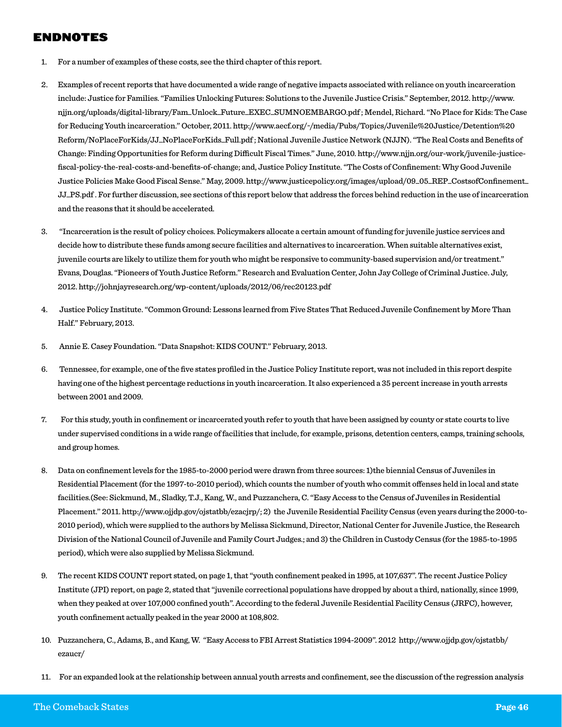## ENDNOTES

1. For a number of examples of these costs, see the third chapter of this report.

2. Examples of recent reports that have documented a wide range of negative impacts associated with reliance on youth incarceration include: Justice for Families. "Families Unlocking Futures: Solutions to the Juvenile Justice Crisis." September, 2012. http://www.njjn.org/uploads/digital-library/Fam_Unlock_Future_EXEC_SUMNOEMBARGO.pdf ; Mendel, Richard. "No Place for Kids: The Case for Reducing Youth incarceration." October, 2011. http://www.aecf.org/~/media/Pubs/Topics/Juvenile%20Justice/Detention%20Reform/NoPlaceForKids/JJ_NoPlaceForKids_Full.pdf ; National Juvenile Justice Network (NJJN). "The Real Costs and Benefits of Change: Finding Opportunities for Reform during Difficult Fiscal Times." June, 2010. http://www.njjn.org/our-work/juvenile-justice-fiscal-policy-the-real-costs-and-benefits-of-change; and, Justice Policy Institute. "The Costs of Confinement: Why Good Juvenile Justice Policies Make Good Fiscal Sense." May, 2009. http://www.justicepolicy.org/images/upload/09_05_REP_CostsofConfinement_JJ_PS.pdf . For further discussion, see sections of this report below that address the forces behind reduction in the use of incarceration and the reasons that it should be accelerated.

3. "Incarceration is the result of policy choices. Policymakers allocate a certain amount of funding for juvenile justice services and decide how to distribute these funds among secure facilities and alternatives to incarceration. When suitable alternatives exist, juvenile courts are likely to utilize them for youth who might be responsive to community-based supervision and/or treatment." Evans, Douglas. "Pioneers of Youth Justice Reform." Research and Evaluation Center, John Jay College of Criminal Justice. July, 2012. http://johnjayresearch.org/wp-content/uploads/2012/06/rec20123.pdf

4. Justice Policy Institute. "Common Ground: Lessons learned from Five States That Reduced Juvenile Confinement by More Than Half." February, 2013.

5. Annie E. Casey Foundation. "Data Snapshot: KIDS COUNT." February, 2013.

6. Tennessee, for example, one of the five states profiled in the Justice Policy Institute report, was not included in this report despite having one of the highest percentage reductions in youth incarceration. It also experienced a 35 percent increase in youth arrests between 2001 and 2009.

7. For this study, youth in confinement or incarcerated youth refer to youth that have been assigned by county or state courts to live under supervised conditions in a wide range of facilities that include, for example, prisons, detention centers, camps, training schools, and group homes.

8. Data on confinement levels for the 1985-to-2000 period were drawn from three sources: 1)the biennial Census of Juveniles in Residential Placement (for the 1997-to-2010 period), which counts the number of youth who commit offenses held in local and state facilities.(See: Sickmund, M., Sladky, T.J., Kang, W., and Puzzanchera, C. "Easy Access to the Census of Juveniles in Residential Placement." 2011. http://www.ojjdp.gov/ojstatbb/ezacjrp/; 2) the Juvenile Residential Facility Census (even years during the 2000-to-2010 period), which were supplied to the authors by Melissa Sickmund, Director, National Center for Juvenile Justice, the Research Division of the National Council of Juvenile and Family Court Judges.; and 3) the Children in Custody Census (for the 1985-to-1995 period), which were also supplied by Melissa Sickmund.

9. The recent KIDS COUNT report stated, on page 1, that "youth confinement peaked in 1995, at 107,637". The recent Justice Policy Institute (JPI) report, on page 2, stated that "juvenile correctional populations have dropped by about a third, nationally, since 1999, when they peaked at over 107,000 confined youth". According to the federal Juvenile Residential Facility Census (JRFC), however, youth confinement actually peaked in the year 2000 at 108,802.

10. Puzzanchera, C., Adams, B., and Kang, W. "Easy Access to FBI Arrest Statistics 1994-2009". 2012 http://www.ojjdp.gov/ojstatbb/ezaucr/

11. For an expanded look at the relationship between annual youth arrests and confinement, see the discussion of the regression analysis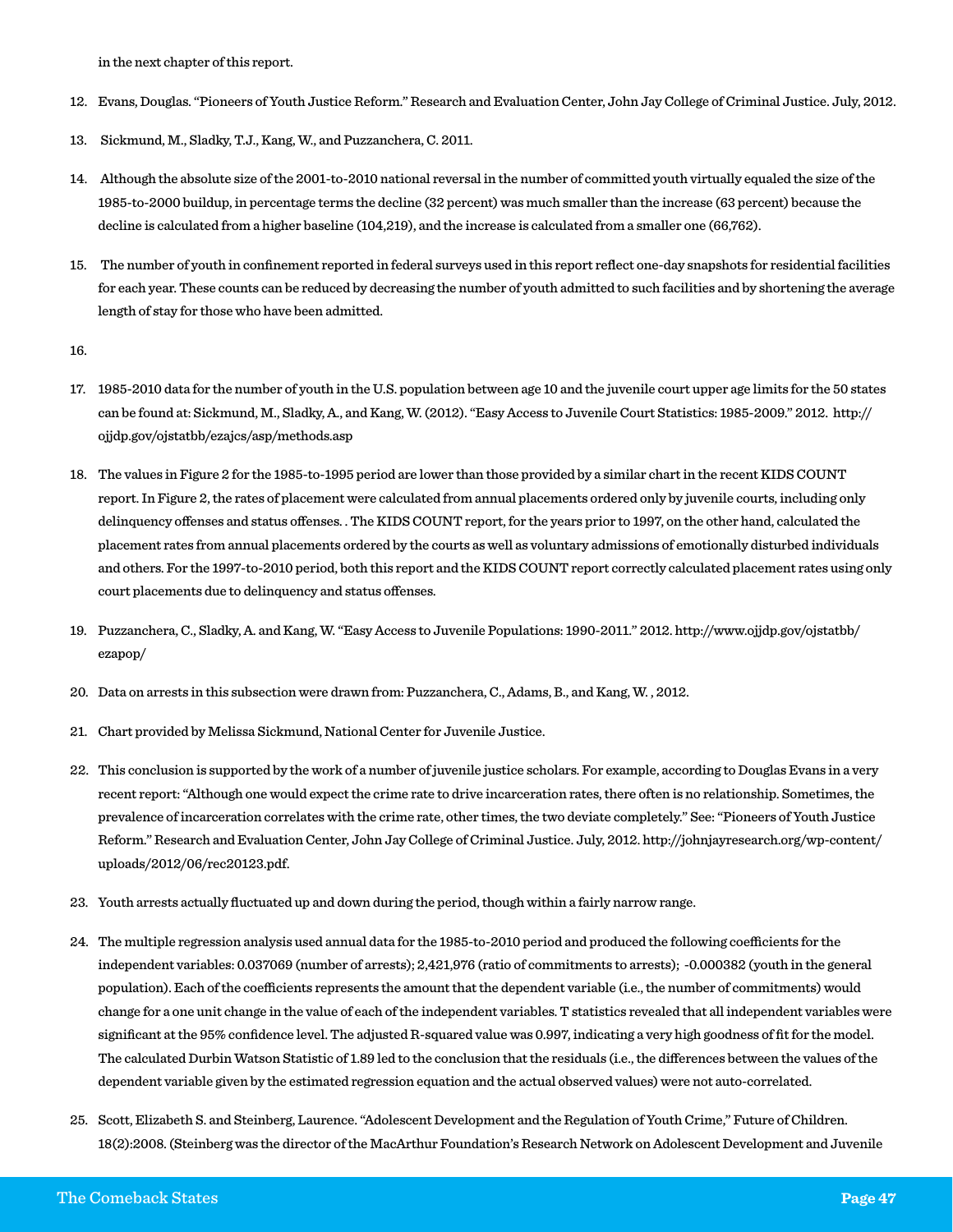in the next chapter of this report.

12. Evans, Douglas. "Pioneers of Youth Justice Reform." Research and Evaluation Center, John Jay College of Criminal Justice. July, 2012.

13. Sickmund, M., Sladky, T.J., Kang, W., and Puzzanchera, C. 2011.

14. Although the absolute size of the 2001-to-2010 national reversal in the number of committed youth virtually equaled the size of the 1985-to-2000 buildup, in percentage terms the decline (32 percent) was much smaller than the increase (63 percent) because the decline is calculated from a higher baseline (104,219), and the increase is calculated from a smaller one (66,762).

15. The number of youth in confinement reported in federal surveys used in this report reflect one-day snapshots for residential facilities for each year. These counts can be reduced by decreasing the number of youth admitted to such facilities and by shortening the average length of stay for those who have been admitted.

16.

17. 1985-2010 data for the number of youth in the U.S. population between age 10 and the juvenile court upper age limits for the 50 states can be found at: Sickmund, M., Sladky, A., and Kang, W. (2012). "Easy Access to Juvenile Court Statistics: 1985-2009." 2012. http://ojjdp.gov/ojstatbb/ezajcs/asp/methods.asp

18. The values in Figure 2 for the 1985-to-1995 period are lower than those provided by a similar chart in the recent KIDS COUNT report. In Figure 2, the rates of placement were calculated from annual placements ordered only by juvenile courts, including only delinquency offenses and status offenses. . The KIDS COUNT report, for the years prior to 1997, on the other hand, calculated the placement rates from annual placements ordered by the courts as well as voluntary admissions of emotionally disturbed individuals and others. For the 1997-to-2010 period, both this report and the KIDS COUNT report correctly calculated placement rates using only court placements due to delinquency and status offenses.

19. Puzzanchera, C., Sladky, A. and Kang, W. "Easy Access to Juvenile Populations: 1990-2011." 2012. http://www.ojjdp.gov/ojstatbb/ezapop/

20. Data on arrests in this subsection were drawn from: Puzzanchera, C., Adams, B., and Kang, W. , 2012.

21. Chart provided by Melissa Sickmund, National Center for Juvenile Justice.

22. This conclusion is supported by the work of a number of juvenile justice scholars. For example, according to Douglas Evans in a very recent report: "Although one would expect the crime rate to drive incarceration rates, there often is no relationship. Sometimes, the prevalence of incarceration correlates with the crime rate, other times, the two deviate completely." See: "Pioneers of Youth Justice Reform." Research and Evaluation Center, John Jay College of Criminal Justice. July, 2012. http://johnjayresearch.org/wp-content/uploads/2012/06/rec20123.pdf.

23. Youth arrests actually fluctuated up and down during the period, though within a fairly narrow range.

24. The multiple regression analysis used annual data for the 1985-to-2010 period and produced the following coefficients for the independent variables: 0.037069 (number of arrests); 2,421,976 (ratio of commitments to arrests); -0.000382 (youth in the general population). Each of the coefficients represents the amount that the dependent variable (i.e., the number of commitments) would change for a one unit change in the value of each of the independent variables. T statistics revealed that all independent variables were significant at the 95% confidence level. The adjusted R-squared value was 0.997, indicating a very high goodness of fit for the model. The calculated Durbin Watson Statistic of 1.89 led to the conclusion that the residuals (i.e., the differences between the values of the dependent variable given by the estimated regression equation and the actual observed values) were not auto-correlated.

25. Scott, Elizabeth S. and Steinberg, Laurence. "Adolescent Development and the Regulation of Youth Crime," Future of Children. 18(2):2008. (Steinberg was the director of the MacArthur Foundation's Research Network on Adolescent Development and Juvenile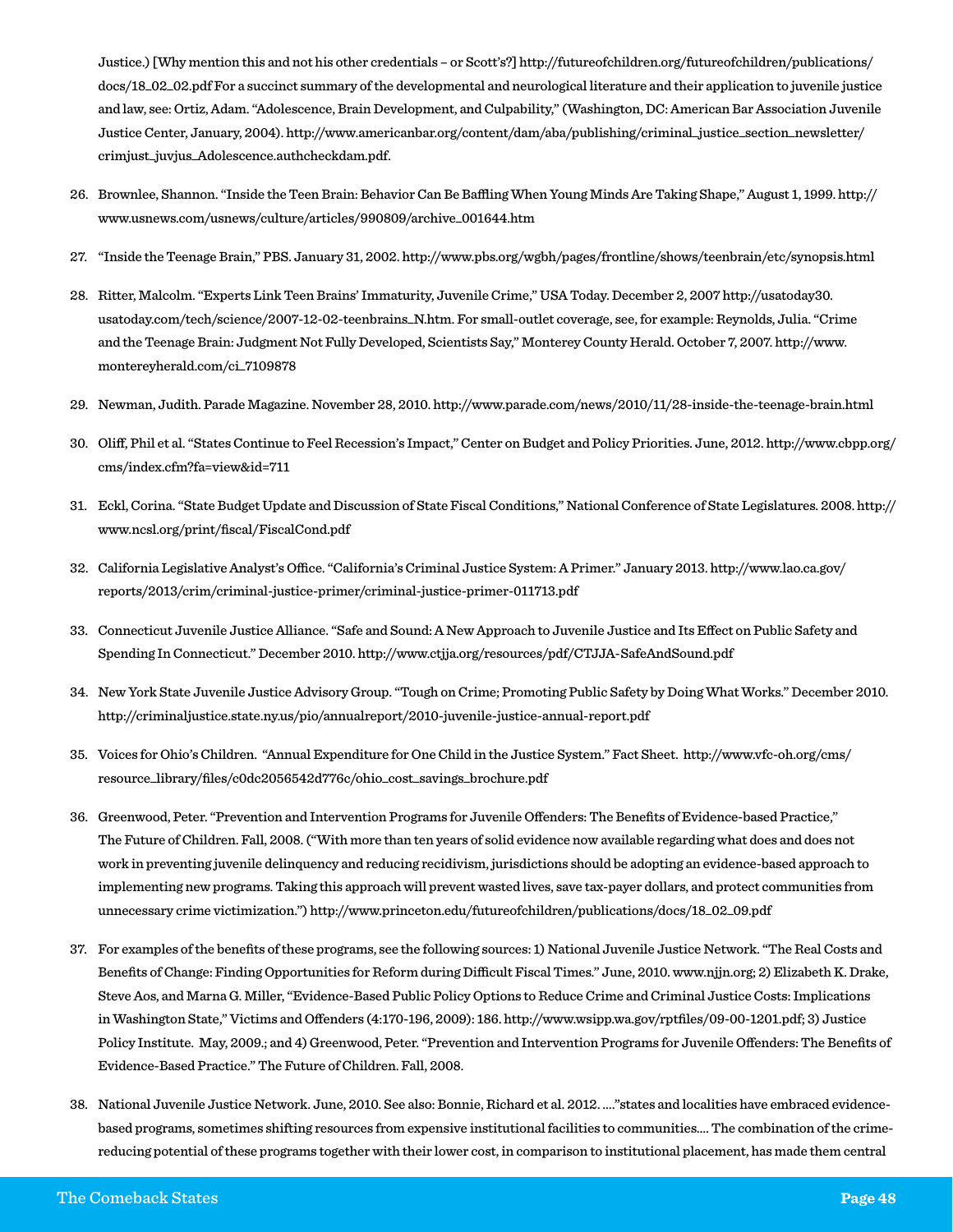Justice.) [Why mention this and not his other credentials – or Scott's?] http://futureofchildren.org/futureofchildren/publications/docs/18_02_02.pdf For a succinct summary of the developmental and neurological literature and their application to juvenile justice and law, see: Ortiz, Adam. "Adolescence, Brain Development, and Culpability," (Washington, DC: American Bar Association Juvenile Justice Center, January, 2004). http://www.americanbar.org/content/dam/aba/publishing/criminal_justice_section_newsletter/crimjust_juvjus_Adolescence.authcheckdam.pdf.

26. Brownlee, Shannon. "Inside the Teen Brain: Behavior Can Be Baffling When Young Minds Are Taking Shape," August 1, 1999. http://www.usnews.com/usnews/culture/articles/990809/archive_001644.htm

27. "Inside the Teenage Brain," PBS. January 31, 2002. http://www.pbs.org/wgbh/pages/frontline/shows/teenbrain/etc/synopsis.html

28. Ritter, Malcolm. "Experts Link Teen Brains' Immaturity, Juvenile Crime," USA Today. December 2, 2007 http://usatoday30.usatoday.com/tech/science/2007-12-02-teenbrains_N.htm. For small-outlet coverage, see, for example: Reynolds, Julia. "Crime and the Teenage Brain: Judgment Not Fully Developed, Scientists Say," Monterey County Herald. October 7, 2007. http://www.montereyherald.com/ci_7109878

29. Newman, Judith. Parade Magazine. November 28, 2010. http://www.parade.com/news/2010/11/28-inside-the-teenage-brain.html

30. Oliff, Phil et al. "States Continue to Feel Recession's Impact," Center on Budget and Policy Priorities. June, 2012. http://www.cbpp.org/cms/index.cfm?fa=view&id=711

31. Eckl, Corina. "State Budget Update and Discussion of State Fiscal Conditions," National Conference of State Legislatures. 2008. http://www.ncsl.org/print/fiscal/FiscalCond.pdf

32. California Legislative Analyst's Office. "California's Criminal Justice System: A Primer." January 2013. http://www.lao.ca.gov/reports/2013/crim/criminal-justice-primer/criminal-justice-primer-011713.pdf

33. Connecticut Juvenile Justice Alliance. "Safe and Sound: A New Approach to Juvenile Justice and Its Effect on Public Safety and Spending In Connecticut." December 2010. http://www.ctjja.org/resources/pdf/CTJJA-SafeAndSound.pdf

34. New York State Juvenile Justice Advisory Group. "Tough on Crime; Promoting Public Safety by Doing What Works." December 2010. http://criminaljustice.state.ny.us/pio/annualreport/2010-juvenile-justice-annual-report.pdf

35. Voices for Ohio's Children. "Annual Expenditure for One Child in the Justice System." Fact Sheet. http://www.vfc-oh.org/cms/resource_library/files/c0dc2056542d776c/ohio_cost_savings_brochure.pdf

36. Greenwood, Peter. "Prevention and Intervention Programs for Juvenile Offenders: The Benefits of Evidence-based Practice," The Future of Children. Fall, 2008. ("With more than ten years of solid evidence now available regarding what does and does not work in preventing juvenile delinquency and reducing recidivism, jurisdictions should be adopting an evidence-based approach to implementing new programs. Taking this approach will prevent wasted lives, save tax-payer dollars, and protect communities from unnecessary crime victimization.") http://www.princeton.edu/futureofchildren/publications/docs/18_02_09.pdf

37. For examples of the benefits of these programs, see the following sources: 1) National Juvenile Justice Network. "The Real Costs and Benefits of Change: Finding Opportunities for Reform during Difficult Fiscal Times." June, 2010. www.njjn.org; 2) Elizabeth K. Drake, Steve Aos, and Marna G. Miller, "Evidence-Based Public Policy Options to Reduce Crime and Criminal Justice Costs: Implications in Washington State," Victims and Offenders (4:170-196, 2009): 186. http://www.wsipp.wa.gov/rptfiles/09-00-1201.pdf; 3) Justice Policy Institute. May, 2009.; and 4) Greenwood, Peter. "Prevention and Intervention Programs for Juvenile Offenders: The Benefits of Evidence-Based Practice." The Future of Children. Fall, 2008.

38. National Juvenile Justice Network. June, 2010. See also: Bonnie, Richard et al. 2012. ...."states and localities have embraced evidence-based programs, sometimes shifting resources from expensive institutional facilities to communities.... The combination of the crime-reducing potential of these programs together with their lower cost, in comparison to institutional placement, has made them central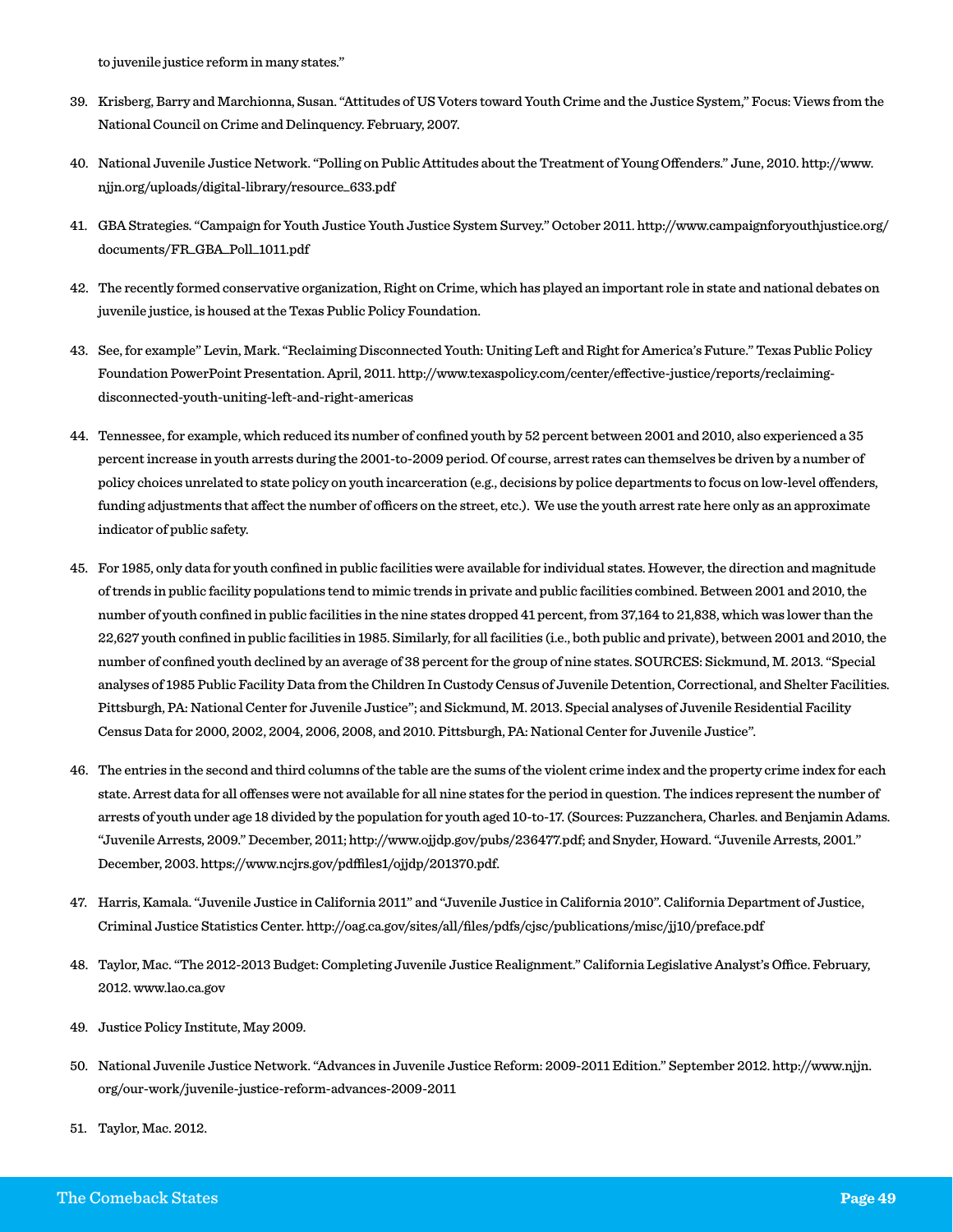to juvenile justice reform in many states."

39. Krisberg, Barry and Marchionna, Susan. "Attitudes of US Voters toward Youth Crime and the Justice System," Focus: Views from the National Council on Crime and Delinquency. February, 2007.

40. National Juvenile Justice Network. "Polling on Public Attitudes about the Treatment of Young Offenders." June, 2010. http://www.njjn.org/uploads/digital-library/resource_633.pdf

41. GBA Strategies. "Campaign for Youth Justice Youth Justice System Survey." October 2011. http://www.campaignforyouthjustice.org/documents/FR_GBA_Poll_1011.pdf

42. The recently formed conservative organization, Right on Crime, which has played an important role in state and national debates on juvenile justice, is housed at the Texas Public Policy Foundation.

43. See, for example" Levin, Mark. "Reclaiming Disconnected Youth: Uniting Left and Right for America's Future." Texas Public Policy Foundation PowerPoint Presentation. April, 2011. http://www.texaspolicy.com/center/effective-justice/reports/reclaiming-disconnected-youth-uniting-left-and-right-americas

44. Tennessee, for example, which reduced its number of confined youth by 52 percent between 2001 and 2010, also experienced a 35 percent increase in youth arrests during the 2001-to-2009 period. Of course, arrest rates can themselves be driven by a number of policy choices unrelated to state policy on youth incarceration (e.g., decisions by police departments to focus on low-level offenders, funding adjustments that affect the number of officers on the street, etc.). We use the youth arrest rate here only as an approximate indicator of public safety.

45. For 1985, only data for youth confined in public facilities were available for individual states. However, the direction and magnitude of trends in public facility populations tend to mimic trends in private and public facilities combined. Between 2001 and 2010, the number of youth confined in public facilities in the nine states dropped 41 percent, from 37,164 to 21,838, which was lower than the 22,627 youth confined in public facilities in 1985. Similarly, for all facilities (i.e., both public and private), between 2001 and 2010, the number of confined youth declined by an average of 38 percent for the group of nine states. SOURCES: Sickmund, M. 2013. "Special analyses of 1985 Public Facility Data from the Children In Custody Census of Juvenile Detention, Correctional, and Shelter Facilities. Pittsburgh, PA: National Center for Juvenile Justice"; and Sickmund, M. 2013. Special analyses of Juvenile Residential Facility Census Data for 2000, 2002, 2004, 2006, 2008, and 2010. Pittsburgh, PA: National Center for Juvenile Justice".

46. The entries in the second and third columns of the table are the sums of the violent crime index and the property crime index for each state. Arrest data for all offenses were not available for all nine states for the period in question. The indices represent the number of arrests of youth under age 18 divided by the population for youth aged 10-to-17. (Sources: Puzzanchera, Charles. and Benjamin Adams. "Juvenile Arrests, 2009." December, 2011; http://www.ojjdp.gov/pubs/236477.pdf; and Snyder, Howard. "Juvenile Arrests, 2001." December, 2003. https://www.ncjrs.gov/pdffiles1/ojjdp/201370.pdf.

47. Harris, Kamala. "Juvenile Justice in California 2011" and "Juvenile Justice in California 2010". California Department of Justice, Criminal Justice Statistics Center. http://oag.ca.gov/sites/all/files/pdfs/cjsc/publications/misc/jj10/preface.pdf

48. Taylor, Mac. "The 2012-2013 Budget: Completing Juvenile Justice Realignment." California Legislative Analyst's Office. February, 2012. www.lao.ca.gov

49. Justice Policy Institute, May 2009.

50. National Juvenile Justice Network. "Advances in Juvenile Justice Reform: 2009-2011 Edition." September 2012. http://www.njjn.org/our-work/juvenile-justice-reform-advances-2009-2011

51. Taylor, Mac. 2012.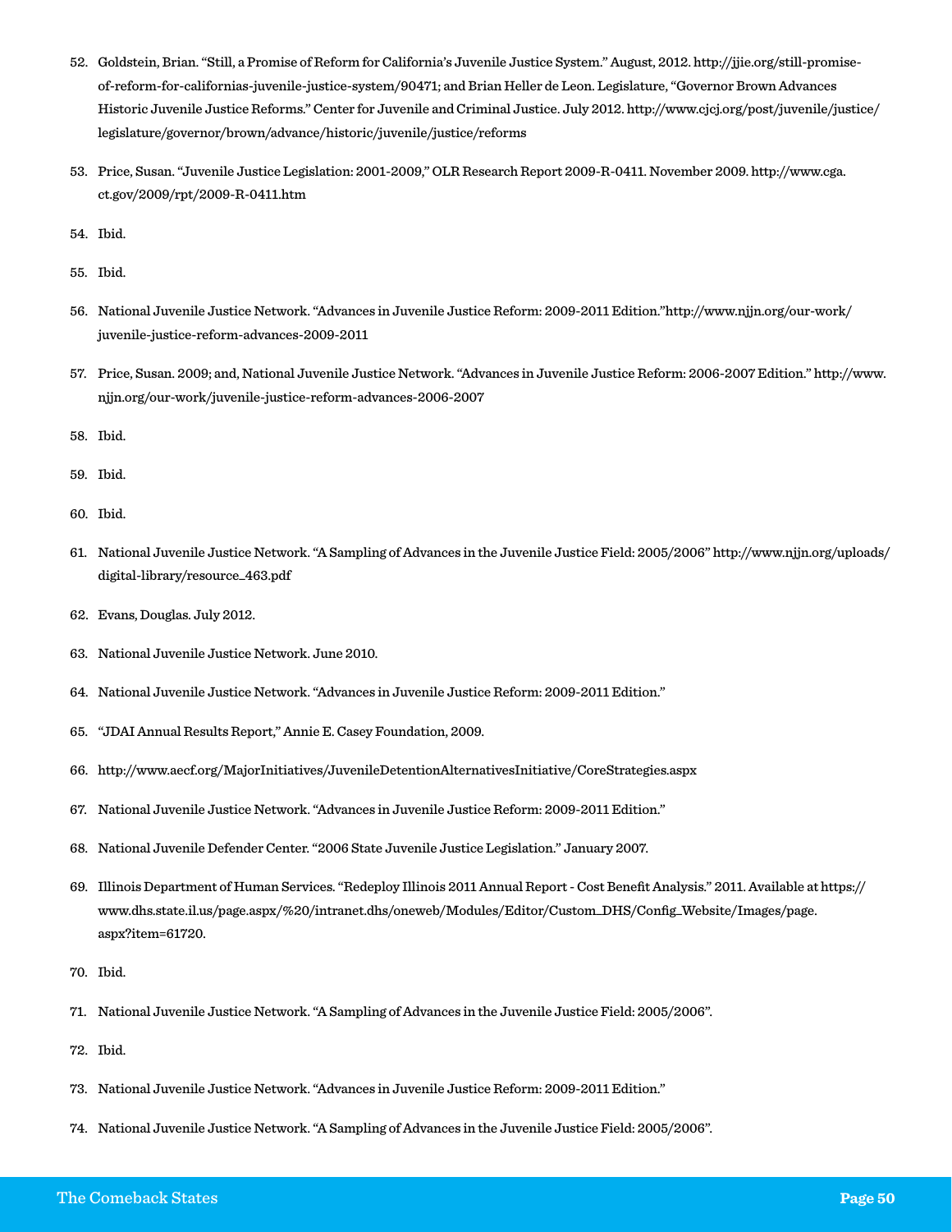52. Goldstein, Brian. "Still, a Promise of Reform for California's Juvenile Justice System." August, 2012. http://jjie.org/still-promise-of-reform-for-californias-juvenile-justice-system/90471; and Brian Heller de Leon. Legislature, "Governor Brown Advances Historic Juvenile Justice Reforms." Center for Juvenile and Criminal Justice. July 2012. http://www.cjcj.org/post/juvenile/justice/legislature/governor/brown/advance/historic/juvenile/justice/reforms

53. Price, Susan. "Juvenile Justice Legislation: 2001-2009," OLR Research Report 2009-R-0411. November 2009. http://www.cga.ct.gov/2009/rpt/2009-R-0411.htm

54. Ibid.

55. Ibid.

56. National Juvenile Justice Network. "Advances in Juvenile Justice Reform: 2009-2011 Edition."http://www.njjn.org/our-work/juvenile-justice-reform-advances-2009-2011

57. Price, Susan. 2009; and, National Juvenile Justice Network. "Advances in Juvenile Justice Reform: 2006-2007 Edition." http://www.njjn.org/our-work/juvenile-justice-reform-advances-2006-2007

58. Ibid.

59. Ibid.

60. Ibid.

61. National Juvenile Justice Network. "A Sampling of Advances in the Juvenile Justice Field: 2005/2006" http://www.njjn.org/uploads/digital-library/resource_463.pdf

62. Evans, Douglas. July 2012.

63. National Juvenile Justice Network. June 2010.

64. National Juvenile Justice Network. "Advances in Juvenile Justice Reform: 2009-2011 Edition."

65. "JDAI Annual Results Report," Annie E. Casey Foundation, 2009.

66. http://www.aecf.org/MajorInitiatives/JuvenileDetentionAlternativesInitiative/CoreStrategies.aspx

67. National Juvenile Justice Network. "Advances in Juvenile Justice Reform: 2009-2011 Edition."

68. National Juvenile Defender Center. "2006 State Juvenile Justice Legislation." January 2007.

69. Illinois Department of Human Services. "Redeploy Illinois 2011 Annual Report - Cost Benefit Analysis." 2011. Available at https://www.dhs.state.il.us/page.aspx/%20/intranet.dhs/oneweb/Modules/Editor/Custom_DHS/Config_Website/Images/page.aspx?item=61720.

70. Ibid.

71. National Juvenile Justice Network. "A Sampling of Advances in the Juvenile Justice Field: 2005/2006".

72. Ibid.

73. National Juvenile Justice Network. "Advances in Juvenile Justice Reform: 2009-2011 Edition."

74. National Juvenile Justice Network. "A Sampling of Advances in the Juvenile Justice Field: 2005/2006".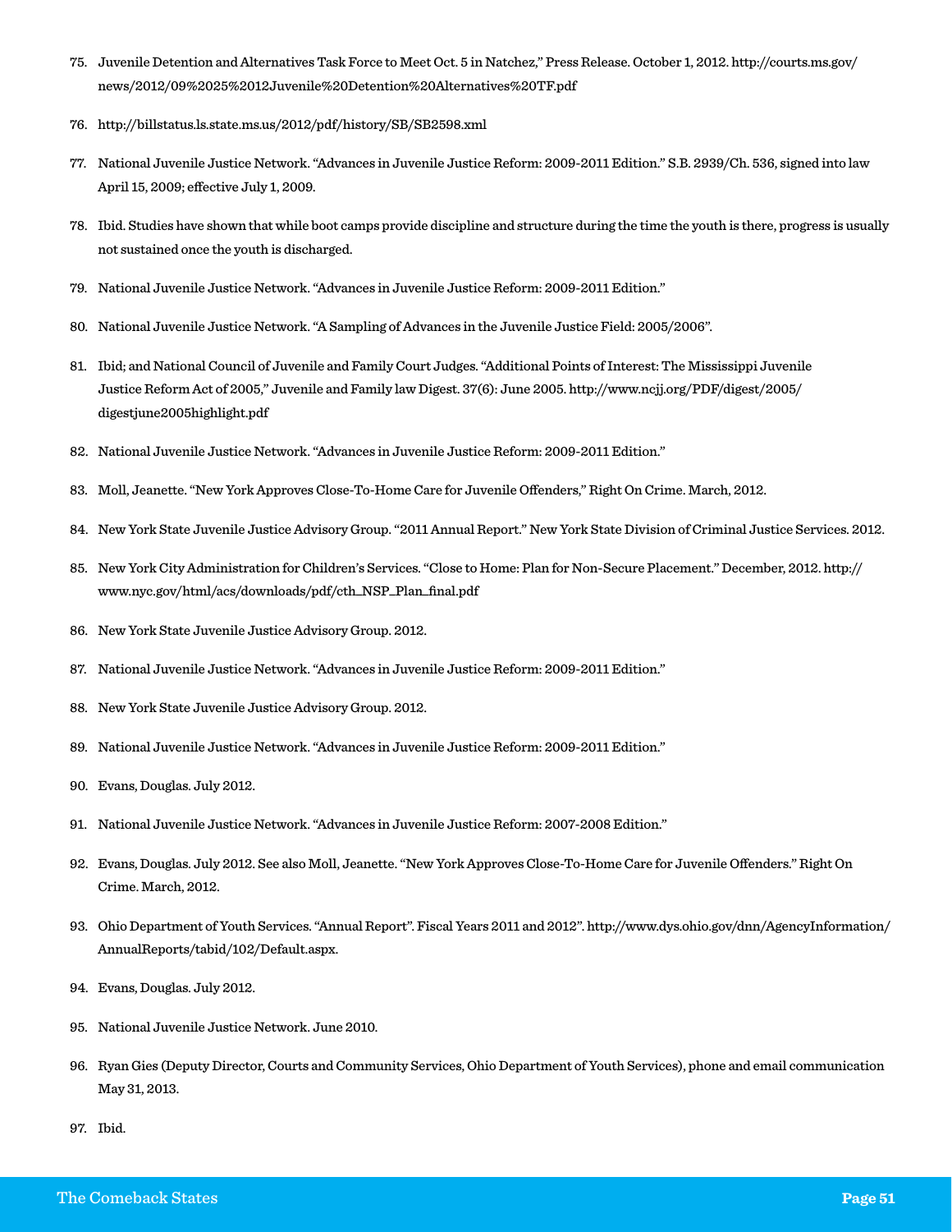75. Juvenile Detention and Alternatives Task Force to Meet Oct. 5 in Natchez," Press Release. October 1, 2012. http://courts.ms.gov/news/2012/09%2025%2012Juvenile%20Detention%20Alternatives%20TF.pdf

76. http://billstatus.ls.state.ms.us/2012/pdf/history/SB/SB2598.xml

77. National Juvenile Justice Network. "Advances in Juvenile Justice Reform: 2009-2011 Edition." S.B. 2939/Ch. 536, signed into law April 15, 2009; effective July 1, 2009.

78. Ibid. Studies have shown that while boot camps provide discipline and structure during the time the youth is there, progress is usually not sustained once the youth is discharged.

79. National Juvenile Justice Network. "Advances in Juvenile Justice Reform: 2009-2011 Edition."

80. National Juvenile Justice Network. "A Sampling of Advances in the Juvenile Justice Field: 2005/2006".

81. Ibid; and National Council of Juvenile and Family Court Judges. "Additional Points of Interest: The Mississippi Juvenile Justice Reform Act of 2005," Juvenile and Family law Digest. 37(6): June 2005. http://www.ncjj.org/PDF/digest/2005/digestjune2005highlight.pdf

82. National Juvenile Justice Network. "Advances in Juvenile Justice Reform: 2009-2011 Edition."

83. Moll, Jeanette. "New York Approves Close-To-Home Care for Juvenile Offenders," Right On Crime. March, 2012.

84. New York State Juvenile Justice Advisory Group. "2011 Annual Report." New York State Division of Criminal Justice Services. 2012.

85. New York City Administration for Children's Services. "Close to Home: Plan for Non-Secure Placement." December, 2012. http://www.nyc.gov/html/acs/downloads/pdf/cth_NSP_Plan_final.pdf

86. New York State Juvenile Justice Advisory Group. 2012.

87. National Juvenile Justice Network. "Advances in Juvenile Justice Reform: 2009-2011 Edition."

88. New York State Juvenile Justice Advisory Group. 2012.

89. National Juvenile Justice Network. "Advances in Juvenile Justice Reform: 2009-2011 Edition."

90. Evans, Douglas. July 2012.

91. National Juvenile Justice Network. "Advances in Juvenile Justice Reform: 2007-2008 Edition."

92. Evans, Douglas. July 2012. See also Moll, Jeanette. "New York Approves Close-To-Home Care for Juvenile Offenders." Right On Crime. March, 2012.

93. Ohio Department of Youth Services. "Annual Report". Fiscal Years 2011 and 2012". http://www.dys.ohio.gov/dnn/AgencyInformation/AnnualReports/tabid/102/Default.aspx.

94. Evans, Douglas. July 2012.

95. National Juvenile Justice Network. June 2010.

96. Ryan Gies (Deputy Director, Courts and Community Services, Ohio Department of Youth Services), phone and email communication May 31, 2013.

97. Ibid.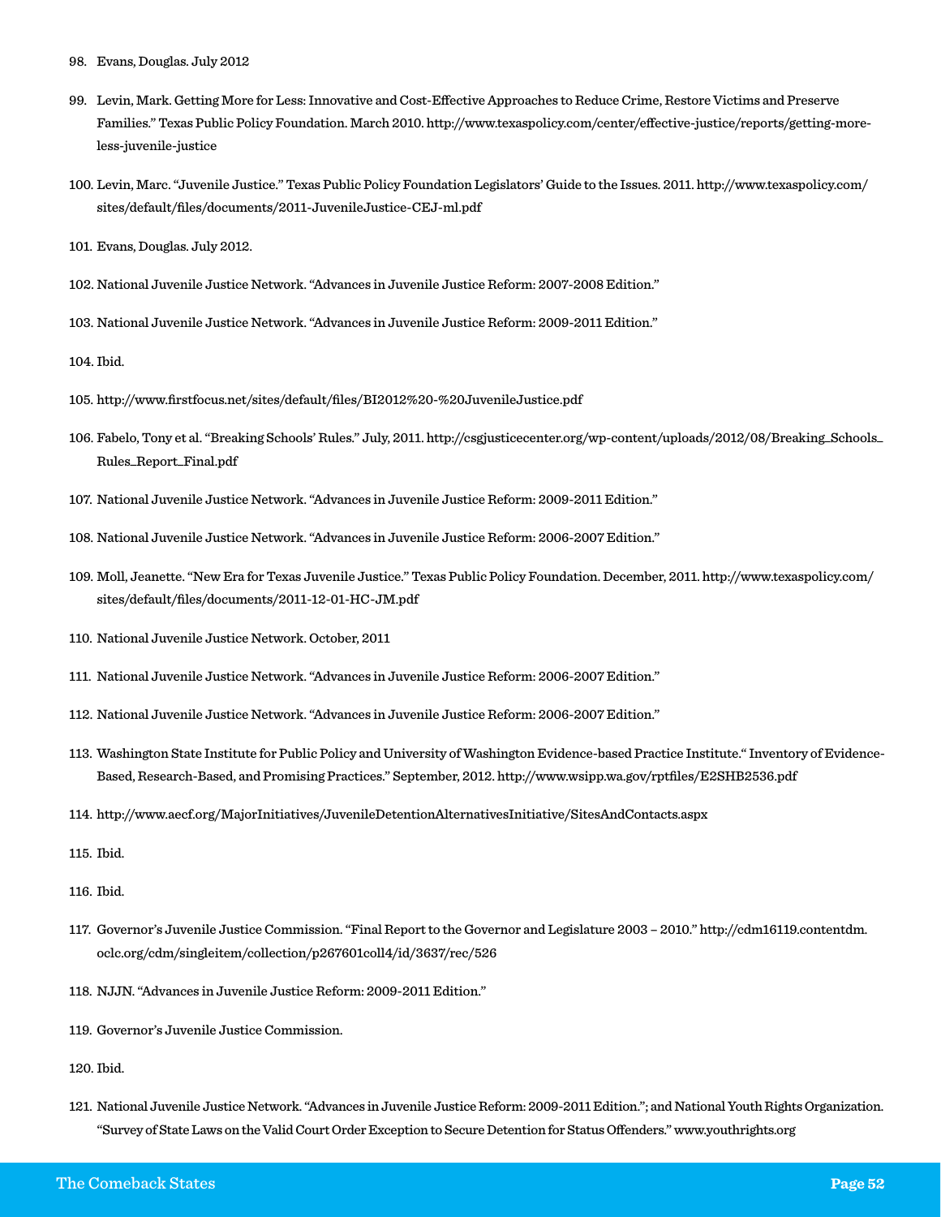98. Evans, Douglas. July 2012

99. Levin, Mark. Getting More for Less: Innovative and Cost-Effective Approaches to Reduce Crime, Restore Victims and Preserve Families." Texas Public Policy Foundation. March 2010. http://www.texaspolicy.com/center/effective-justice/reports/getting-more-less-juvenile-justice

100. Levin, Marc. "Juvenile Justice." Texas Public Policy Foundation Legislators' Guide to the Issues. 2011. http://www.texaspolicy.com/sites/default/files/documents/2011-JuvenileJustice-CEJ-ml.pdf

101. Evans, Douglas. July 2012.

102. National Juvenile Justice Network. "Advances in Juvenile Justice Reform: 2007-2008 Edition."

103. National Juvenile Justice Network. "Advances in Juvenile Justice Reform: 2009-2011 Edition."

104. Ibid.

105. http://www.firstfocus.net/sites/default/files/BI2012%20-%20JuvenileJustice.pdf

106. Fabelo, Tony et al. "Breaking Schools' Rules." July, 2011. http://csgjusticecenter.org/wp-content/uploads/2012/08/Breaking_Schools_Rules_Report_Final.pdf

107. National Juvenile Justice Network. "Advances in Juvenile Justice Reform: 2009-2011 Edition."

108. National Juvenile Justice Network. "Advances in Juvenile Justice Reform: 2006-2007 Edition."

109. Moll, Jeanette. "New Era for Texas Juvenile Justice." Texas Public Policy Foundation. December, 2011. http://www.texaspolicy.com/sites/default/files/documents/2011-12-01-HC-JM.pdf

110. National Juvenile Justice Network. October, 2011

111. National Juvenile Justice Network. "Advances in Juvenile Justice Reform: 2006-2007 Edition."

112. National Juvenile Justice Network. "Advances in Juvenile Justice Reform: 2006-2007 Edition."

113. Washington State Institute for Public Policy and University of Washington Evidence-based Practice Institute." Inventory of Evidence-Based, Research-Based, and Promising Practices." September, 2012. http://www.wsipp.wa.gov/rptfiles/E2SHB2536.pdf

114. http://www.aecf.org/MajorInitiatives/JuvenileDetentionAlternativesInitiative/SitesAndContacts.aspx

115. Ibid.

116. Ibid.

117. Governor's Juvenile Justice Commission. "Final Report to the Governor and Legislature 2003 – 2010." http://cdm16119.contentdm.oclc.org/cdm/singleitem/collection/p267601coll4/id/3637/rec/526

118. NJJN. "Advances in Juvenile Justice Reform: 2009-2011 Edition."

119. Governor's Juvenile Justice Commission.

120. Ibid.

121. National Juvenile Justice Network. "Advances in Juvenile Justice Reform: 2009-2011 Edition."; and National Youth Rights Organization. "Survey of State Laws on the Valid Court Order Exception to Secure Detention for Status Offenders." www.youthrights.org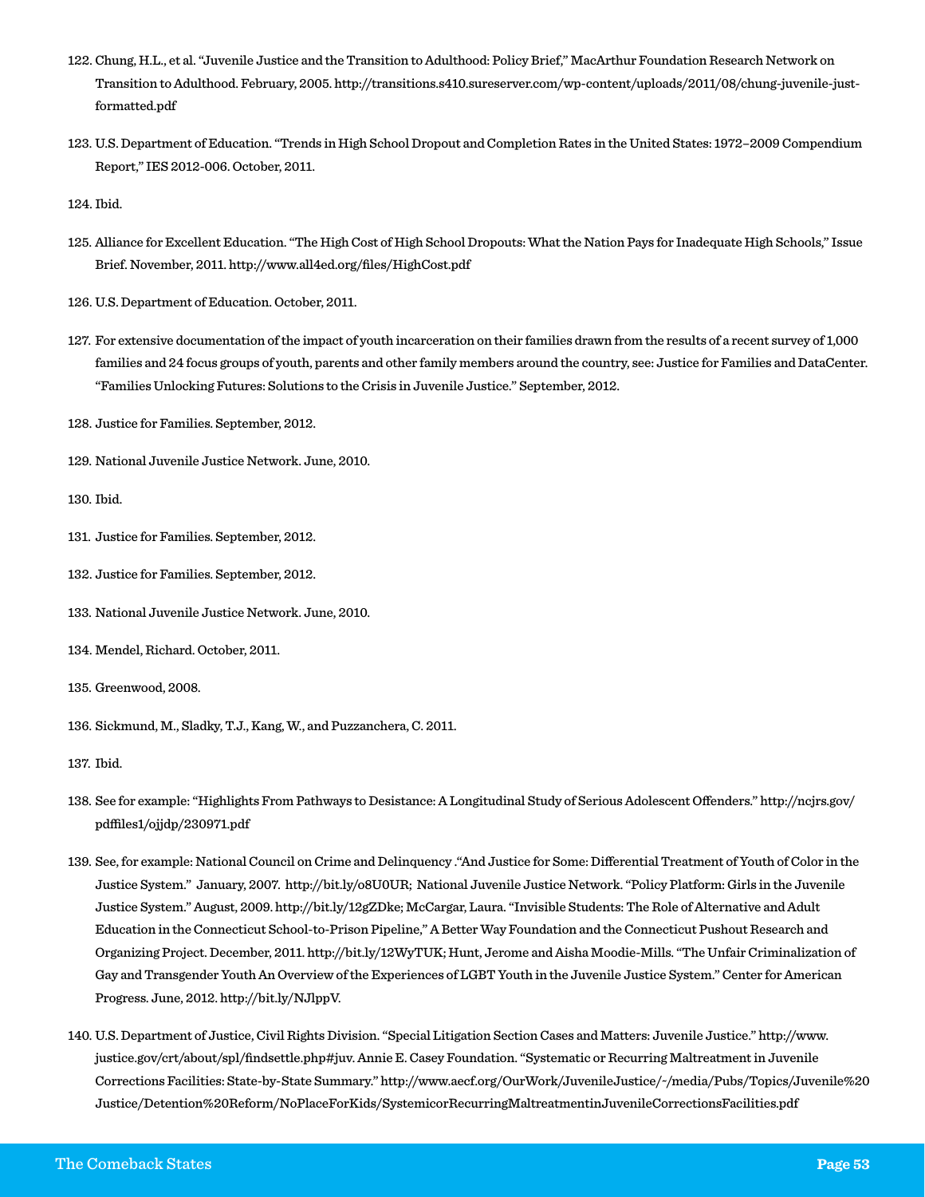122. Chung, H.L., et al. "Juvenile Justice and the Transition to Adulthood: Policy Brief," MacArthur Foundation Research Network on Transition to Adulthood. February, 2005. http://transitions.s410.sureserver.com/wp-content/uploads/2011/08/chung-juvenile-just-formatted.pdf

123. U.S. Department of Education. "Trends in High School Dropout and Completion Rates in the United States: 1972–2009 Compendium Report," IES 2012-006. October, 2011.

124. Ibid.

125. Alliance for Excellent Education. "The High Cost of High School Dropouts: What the Nation Pays for Inadequate High Schools," Issue Brief. November, 2011. http://www.all4ed.org/files/HighCost.pdf

126. U.S. Department of Education. October, 2011.

127. For extensive documentation of the impact of youth incarceration on their families drawn from the results of a recent survey of 1,000 families and 24 focus groups of youth, parents and other family members around the country, see: Justice for Families and DataCenter. "Families Unlocking Futures: Solutions to the Crisis in Juvenile Justice." September, 2012.

128. Justice for Families. September, 2012.

129. National Juvenile Justice Network. June, 2010.

130. Ibid.

131. Justice for Families. September, 2012.

132. Justice for Families. September, 2012.

133. National Juvenile Justice Network. June, 2010.

134. Mendel, Richard. October, 2011.

135. Greenwood, 2008.

136. Sickmund, M., Sladky, T.J., Kang, W., and Puzzanchera, C. 2011.

137. Ibid.

138. See for example: "Highlights From Pathways to Desistance: A Longitudinal Study of Serious Adolescent Offenders." http://ncjrs.gov/pdffiles1/ojjdp/230971.pdf

139. See, for example: National Council on Crime and Delinquency ."And Justice for Some: Differential Treatment of Youth of Color in the Justice System." January, 2007. http://bit.ly/o8U0UR; National Juvenile Justice Network. "Policy Platform: Girls in the Juvenile Justice System." August, 2009. http://bit.ly/12gZDke; McCargar, Laura. "Invisible Students: The Role of Alternative and Adult Education in the Connecticut School-to-Prison Pipeline," A Better Way Foundation and the Connecticut Pushout Research and Organizing Project. December, 2011. http://bit.ly/12WyTUK; Hunt, Jerome and Aisha Moodie-Mills. "The Unfair Criminalization of Gay and Transgender Youth An Overview of the Experiences of LGBT Youth in the Juvenile Justice System." Center for American Progress. June, 2012. http://bit.ly/NJlppV.

140. U.S. Department of Justice, Civil Rights Division. "Special Litigation Section Cases and Matters: Juvenile Justice." http://www.justice.gov/crt/about/spl/findsettle.php#juv. Annie E. Casey Foundation. "Systematic or Recurring Maltreatment in Juvenile Corrections Facilities: State-by-State Summary." http://www.aecf.org/OurWork/JuvenileJustice/~/media/Pubs/Topics/Juvenile%20Justice/Detention%20Reform/NoPlaceForKids/SystemicorRecurringMaltreatmentinJuvenileCorrectionsFacilities.pdf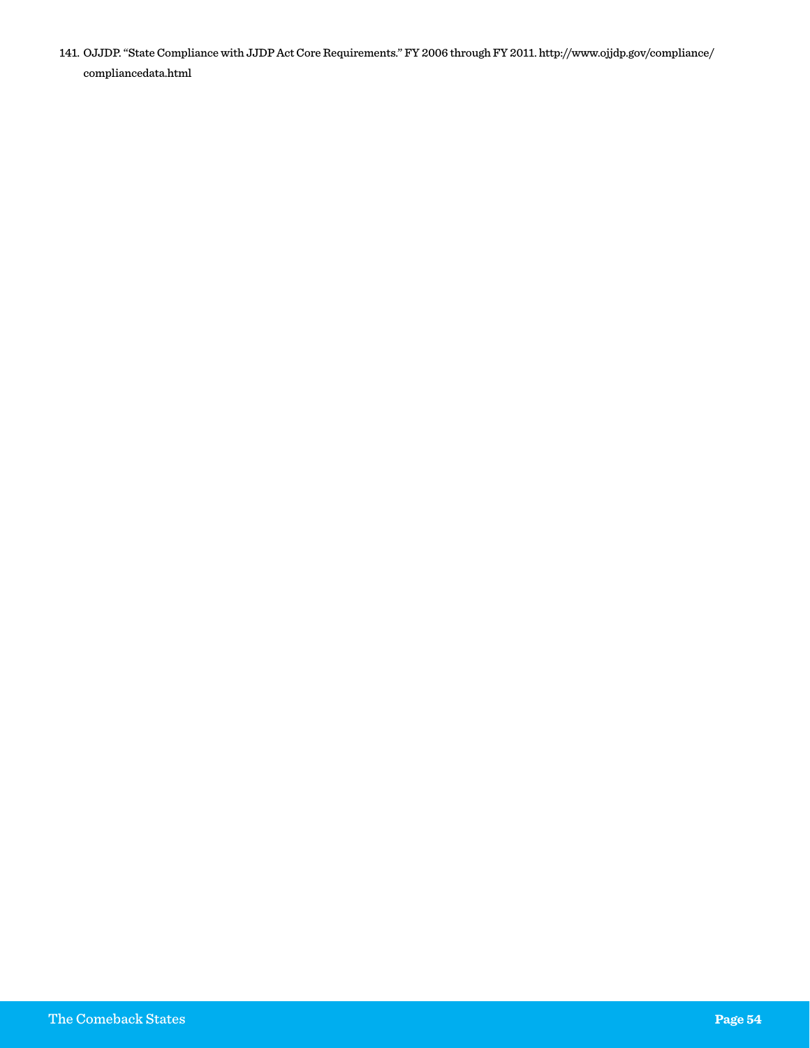141. OJJDP. "State Compliance with JJDP Act Core Requirements." FY 2006 through FY 2011. http://www.ojjdp.gov/compliance/compliancedata.html